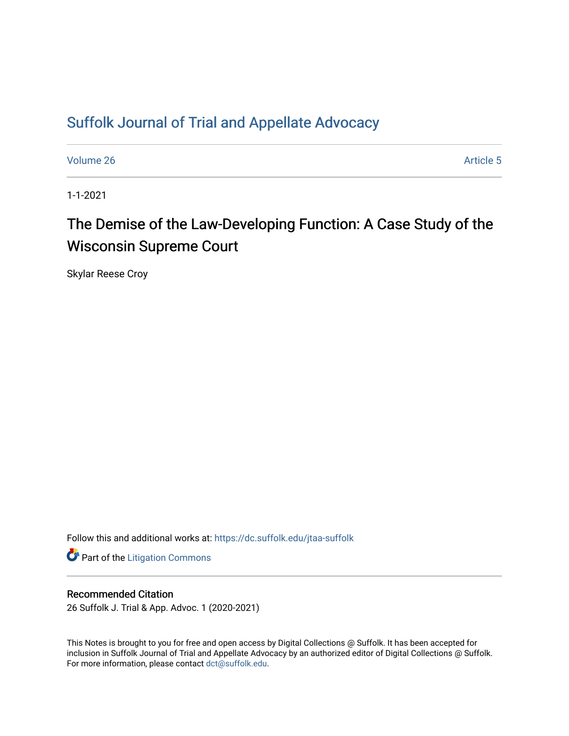# Suffolk Journal of Trial and Appellate Advocacy

Volume 26 Article 5

1-1-2021

## The Demise of the Law-Developing Function: A Case Study of the Wisconsin Supreme Court

Skylar Reese Croy

Follow this and additional works at: https://dc.suffolk.edu/jtaa-suffolk

Part of the Litigation Commons

### Recommended Citation

26 Suffolk J. Trial & App. Advoc. 1 (2020-2021)

This Notes is brought to you for free and open access by Digital Collections @ Suffolk. It has been accepted for inclusion in Suffolk Journal of Trial and Appellate Advocacy by an authorized editor of Digital Collections @ Suffolk. For more information, please contact dct@suffolk.edu.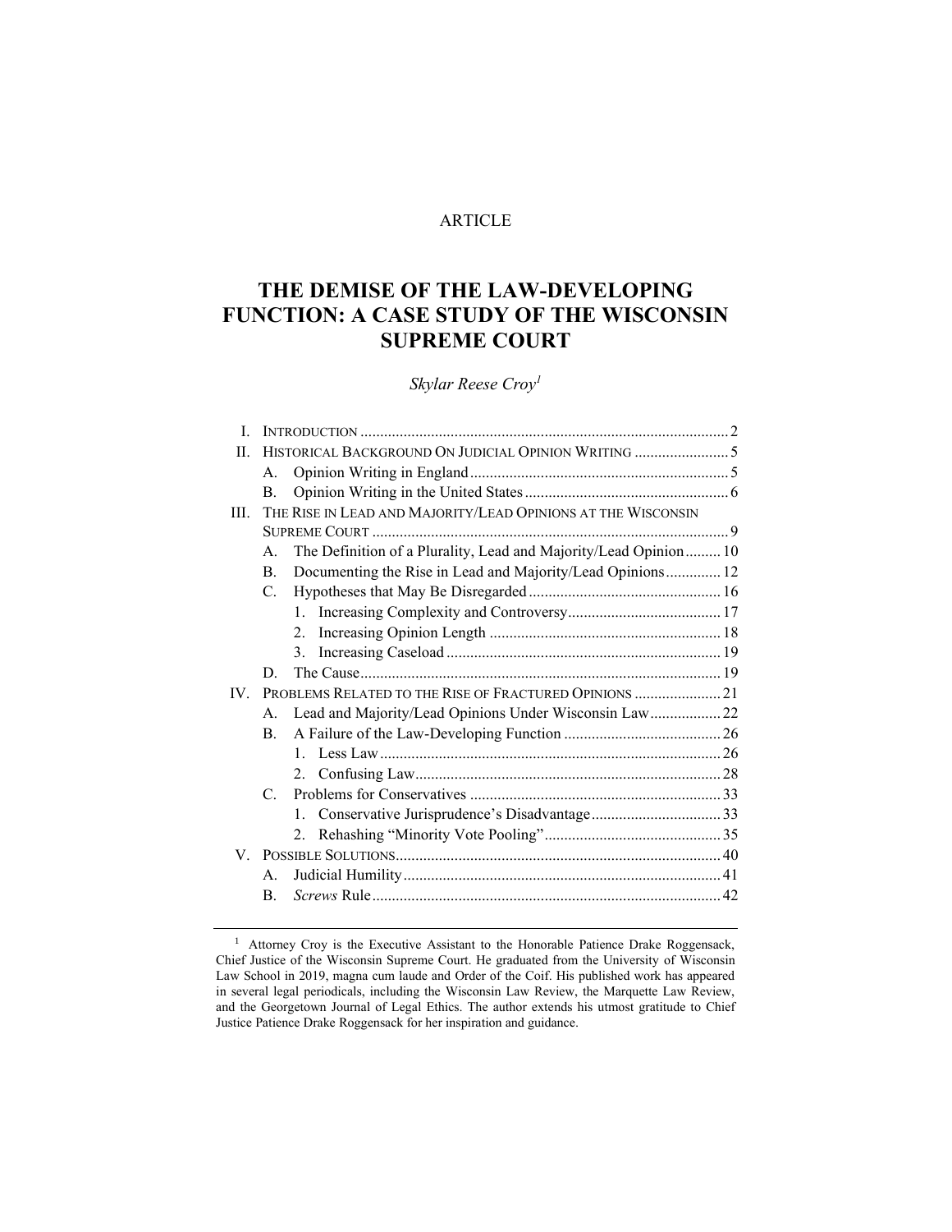ARTICLE

# THE DEMISE OF THE LAW-DEVELOPING FUNCTION: A CASE STUDY OF THE WISCONSIN SUPREME COURT

*Skylar Reese Croy*[1]

- I. INTRODUCTION .......... 2
- II. HISTORICAL BACKGROUND ON JUDICIAL OPINION WRITING .......... 5
  - A. Opinion Writing in England .......... 5
  - B. Opinion Writing in the United States .......... 6
- III. THE RISE IN LEAD AND MAJORITY/LEAD OPINIONS AT THE WISCONSIN SUPREME COURT .......... 9
  - A. The Definition of a Plurality, Lead and Majority/Lead Opinion .......... 10
  - B. Documenting the Rise in Lead and Majority/Lead Opinions .......... 12
  - C. Hypotheses that May Be Disregarded .......... 16
    - 1. Increasing Complexity and Controversy .......... 17
    - 2. Increasing Opinion Length .......... 18
    - 3. Increasing Caseload .......... 19
  - D. The Cause .......... 19
- IV. PROBLEMS RELATED TO THE RISE OF FRACTURED OPINIONS .......... 21
  - A. Lead and Majority/Lead Opinions Under Wisconsin Law .......... 22
  - B. A Failure of the Law-Developing Function .......... 26
    - 1. Less Law .......... 26
    - 2. Confusing Law .......... 28
  - C. Problems for Conservatives .......... 33
    - 1. Conservative Jurisprudence's Disadvantage .......... 33
    - 2. Rehashing "Minority Vote Pooling" .......... 35
- V. POSSIBLE SOLUTIONS .......... 40
  - A. Judicial Humility .......... 41
  - B. *Screws* Rule .......... 42

[1] Attorney Croy is the Executive Assistant to the Honorable Patience Drake Roggensack, Chief Justice of the Wisconsin Supreme Court. He graduated from the University of Wisconsin Law School in 2019, magna cum laude and Order of the Coif. His published work has appeared in several legal periodicals, including the Wisconsin Law Review, the Marquette Law Review, and the Georgetown Journal of Legal Ethics. The author extends his utmost gratitude to Chief Justice Patience Drake Roggensack for her inspiration and guidance.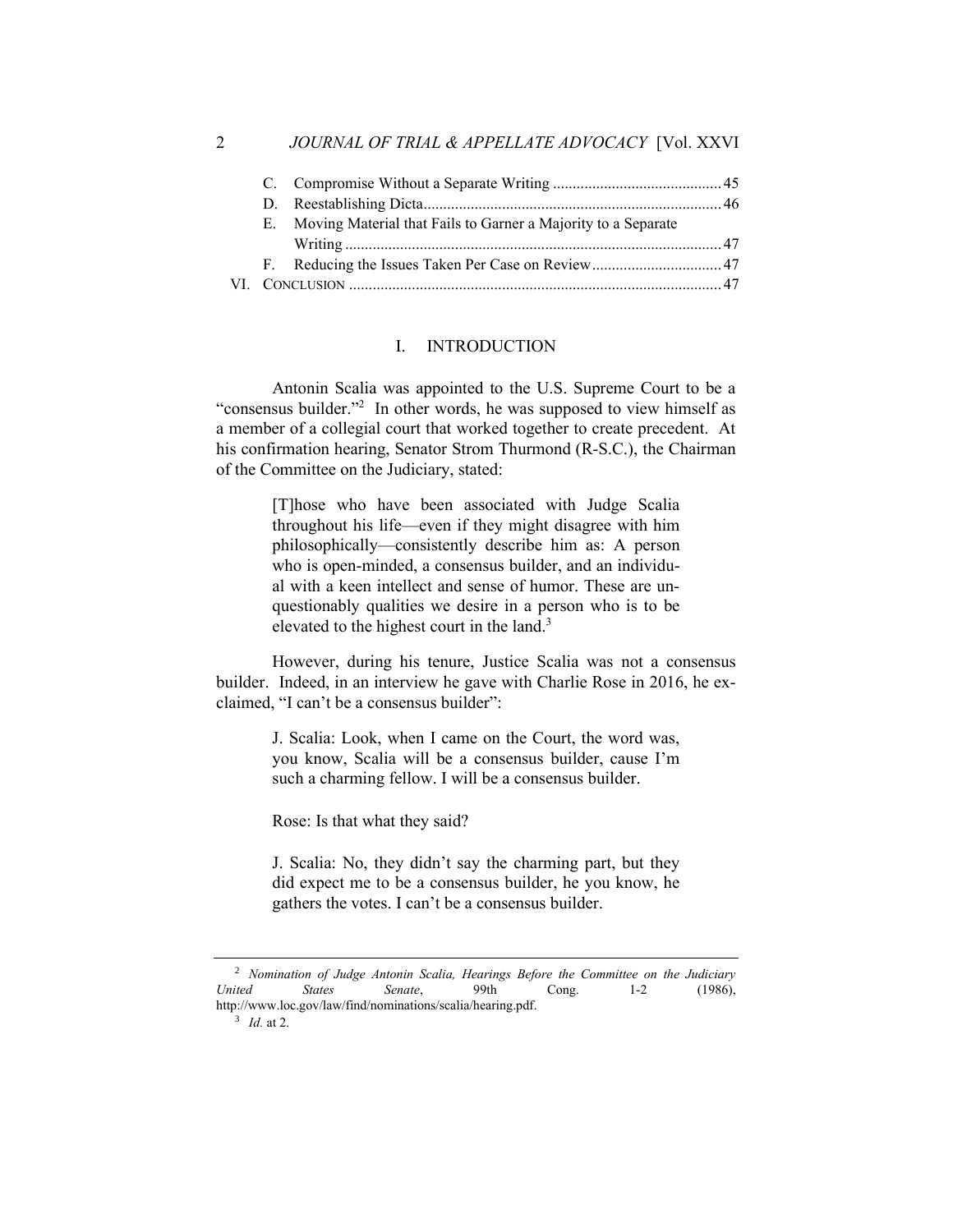C. Compromise Without a Separate Writing .......................................... 45
D. Reestablishing Dicta........................................................................... 46
E. Moving Material that Fails to Garner a Majority to a Separate Writing .............................................................................................. 47
F. Reducing the Issues Taken Per Case on Review................................ 47

VI. CONCLUSION .............................................................................................. 47

## I. INTRODUCTION

Antonin Scalia was appointed to the U.S. Supreme Court to be a "consensus builder."[2] In other words, he was supposed to view himself as a member of a collegial court that worked together to create precedent. At his confirmation hearing, Senator Strom Thurmond (R-S.C.), the Chairman of the Committee on the Judiciary, stated:

> [T]hose who have been associated with Judge Scalia throughout his life—even if they might disagree with him philosophically—consistently describe him as: A person who is open-minded, a consensus builder, and an individual with a keen intellect and sense of humor. These are unquestionably qualities we desire in a person who is to be elevated to the highest court in the land.[3]

However, during his tenure, Justice Scalia was not a consensus builder. Indeed, in an interview he gave with Charlie Rose in 2016, he exclaimed, "I can't be a consensus builder":

> J. Scalia: Look, when I came on the Court, the word was, you know, Scalia will be a consensus builder, cause I'm such a charming fellow. I will be a consensus builder.
>
> Rose: Is that what they said?
>
> J. Scalia: No, they didn't say the charming part, but they did expect me to be a consensus builder, he you know, he gathers the votes. I can't be a consensus builder.

---

[2] *Nomination of Judge Antonin Scalia, Hearings Before the Committee on the Judiciary United States Senate*, 99th Cong. 1-2 (1986), http://www.loc.gov/law/find/nominations/scalia/hearing.pdf.

[3] *Id.* at 2.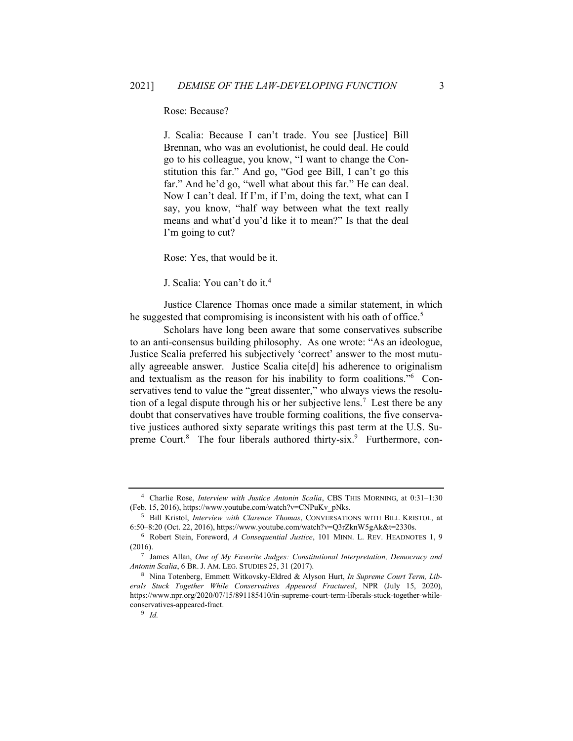Rose: Because?

> J. Scalia: Because I can't trade. You see [Justice] Bill Brennan, who was an evolutionist, he could deal. He could go to his colleague, you know, "I want to change the Constitution this far." And go, "God gee Bill, I can't go this far." And he'd go, "well what about this far." He can deal. Now I can't deal. If I'm, if I'm, doing the text, what can I say, you know, "half way between what the text really means and what'd you'd like it to mean?" Is that the deal I'm going to cut?
>
> Rose: Yes, that would be it.
>
> J. Scalia: You can't do it.[4]

Justice Clarence Thomas once made a similar statement, in which he suggested that compromising is inconsistent with his oath of office.[5]

Scholars have long been aware that some conservatives subscribe to an anti-consensus building philosophy. As one wrote: "As an ideologue, Justice Scalia preferred his subjectively 'correct' answer to the most mutually agreeable answer. Justice Scalia cite[d] his adherence to originalism and textualism as the reason for his inability to form coalitions."[6] Conservatives tend to value the "great dissenter," who always views the resolution of a legal dispute through his or her subjective lens.[7] Lest there be any doubt that conservatives have trouble forming coalitions, the five conservative justices authored sixty separate writings this past term at the U.S. Supreme Court.[8] The four liberals authored thirty-six.[9] Furthermore, con-

---

[4] Charlie Rose, *Interview with Justice Antonin Scalia*, CBS THIS MORNING, at 0:31–1:30 (Feb. 15, 2016), https://www.youtube.com/watch?v=CNPuKv_pNks.

[5] Bill Kristol, *Interview with Clarence Thomas*, CONVERSATIONS WITH BILL KRISTOL, at 6:50–8:20 (Oct. 22, 2016), https://www.youtube.com/watch?v=Q3rZknW5gAk&t=2330s.

[6] Robert Stein, Foreword, *A Consequential Justice*, 101 MINN. L. REV. HEADNOTES 1, 9 (2016).

[7] James Allan, *One of My Favorite Judges: Constitutional Interpretation, Democracy and Antonin Scalia*, 6 BR. J. AM. LEG. STUDIES 25, 31 (2017).

[8] Nina Totenberg, Emmett Witkovsky-Eldred & Alyson Hurt, *In Supreme Court Term, Liberals Stuck Together While Conservatives Appeared Fractured*, NPR (July 15, 2020), https://www.npr.org/2020/07/15/891185410/in-supreme-court-term-liberals-stuck-together-while-conservatives-appeared-fract.

[9] *Id.*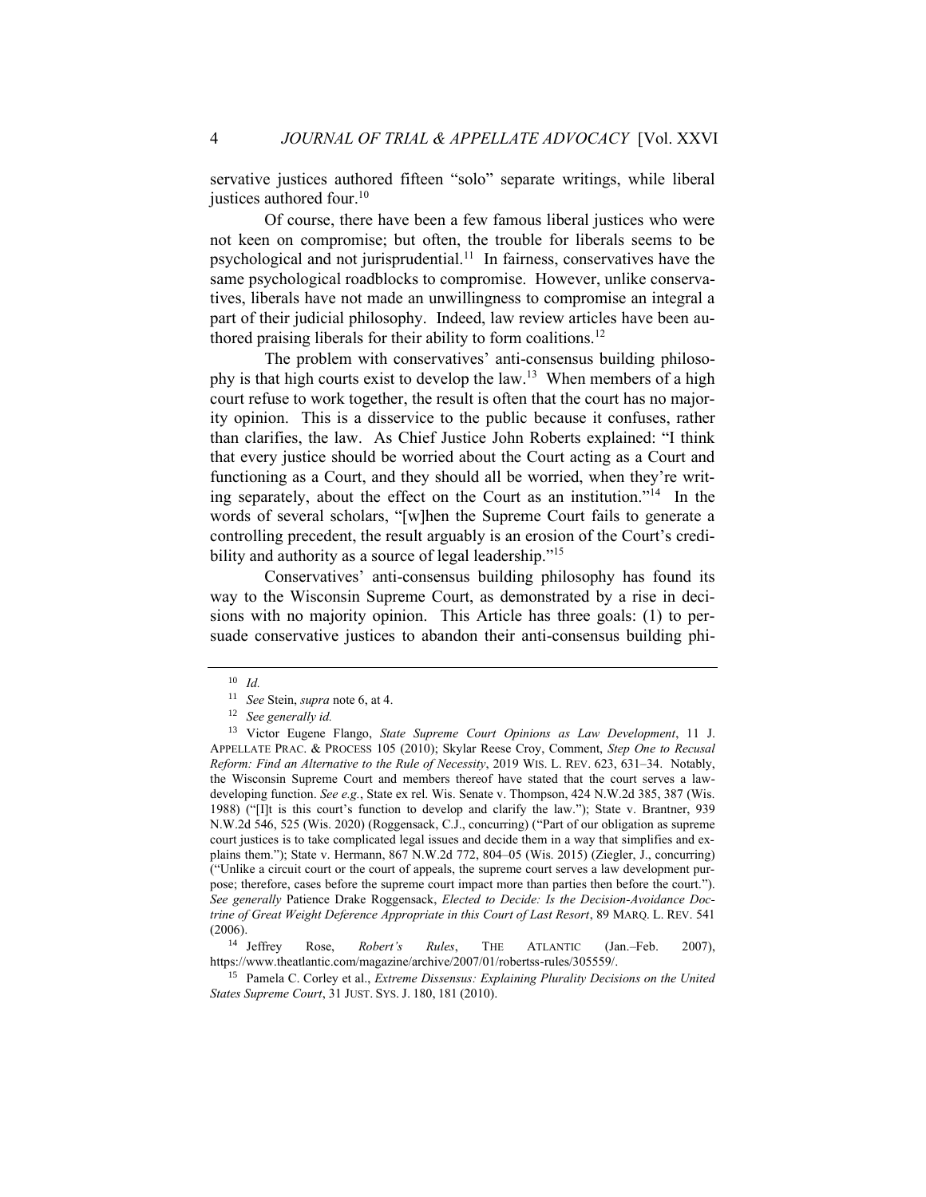servative justices authored fifteen "solo" separate writings, while liberal justices authored four.[10]

Of course, there have been a few famous liberal justices who were not keen on compromise; but often, the trouble for liberals seems to be psychological and not jurisprudential.[11] In fairness, conservatives have the same psychological roadblocks to compromise. However, unlike conservatives, liberals have not made an unwillingness to compromise an integral a part of their judicial philosophy. Indeed, law review articles have been authored praising liberals for their ability to form coalitions.[12]

The problem with conservatives' anti-consensus building philosophy is that high courts exist to develop the law.[13] When members of a high court refuse to work together, the result is often that the court has no majority opinion. This is a disservice to the public because it confuses, rather than clarifies, the law. As Chief Justice John Roberts explained: "I think that every justice should be worried about the Court acting as a Court and functioning as a Court, and they should all be worried, when they're writing separately, about the effect on the Court as an institution."[14] In the words of several scholars, "[w]hen the Supreme Court fails to generate a controlling precedent, the result arguably is an erosion of the Court's credibility and authority as a source of legal leadership."[15]

Conservatives' anti-consensus building philosophy has found its way to the Wisconsin Supreme Court, as demonstrated by a rise in decisions with no majority opinion. This Article has three goals: (1) to persuade conservative justices to abandon their anti-consensus building phi-

---

[10] *Id.*

[11] *See* Stein, *supra* note 6, at 4.

[12] *See generally id.*

[13] Victor Eugene Flango, *State Supreme Court Opinions as Law Development*, 11 J. APPELLATE PRAC. & PROCESS 105 (2010); Skylar Reese Croy, Comment, *Step One to Recusal Reform: Find an Alternative to the Rule of Necessity*, 2019 WIS. L. REV. 623, 631–34. Notably, the Wisconsin Supreme Court and members thereof have stated that the court serves a law-developing function. *See e.g.*, State ex rel. Wis. Senate v. Thompson, 424 N.W.2d 385, 387 (Wis. 1988) ("[I]t is this court's function to develop and clarify the law."); State v. Brantner, 939 N.W.2d 546, 525 (Wis. 2020) (Roggensack, C.J., concurring) ("Part of our obligation as supreme court justices is to take complicated legal issues and decide them in a way that simplifies and explains them."); State v. Hermann, 867 N.W.2d 772, 804–05 (Wis. 2015) (Ziegler, J., concurring) ("Unlike a circuit court or the court of appeals, the supreme court serves a law development purpose; therefore, cases before the supreme court impact more than parties then before the court."). *See generally* Patience Drake Roggensack, *Elected to Decide: Is the Decision-Avoidance Doctrine of Great Weight Deference Appropriate in this Court of Last Resort*, 89 MARQ. L. REV. 541 (2006).

[14] Jeffrey Rose, *Robert's Rules*, THE ATLANTIC (Jan.–Feb. 2007), https://www.theatlantic.com/magazine/archive/2007/01/robertss-rules/305559/.

[15] Pamela C. Corley et al., *Extreme Dissensus: Explaining Plurality Decisions on the United States Supreme Court*, 31 JUST. SYS. J. 180, 181 (2010).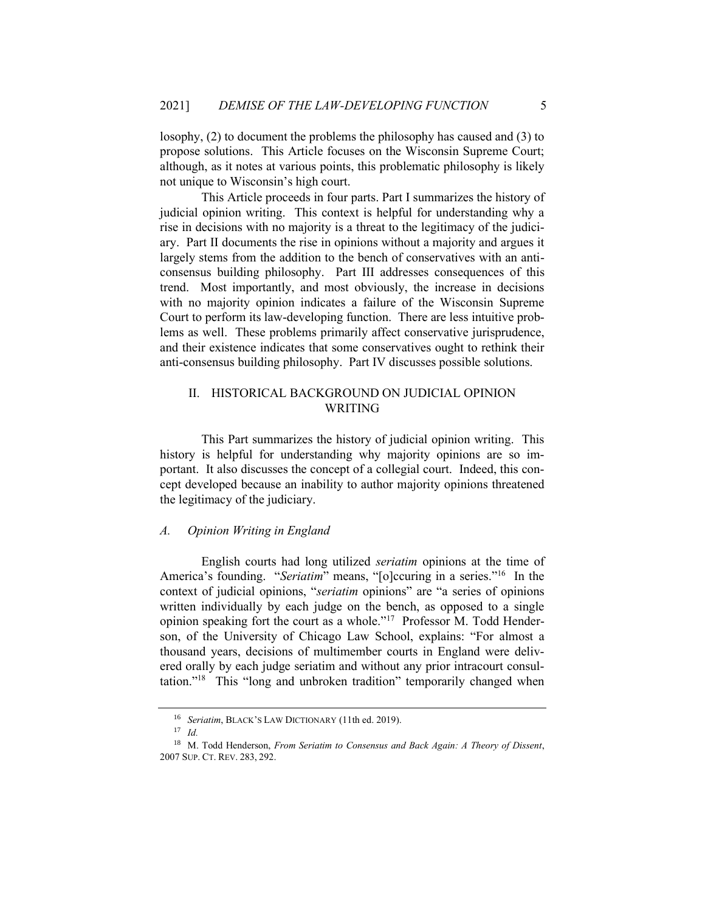losophy, (2) to document the problems the philosophy has caused and (3) to propose solutions. This Article focuses on the Wisconsin Supreme Court; although, as it notes at various points, this problematic philosophy is likely not unique to Wisconsin's high court.

This Article proceeds in four parts. Part I summarizes the history of judicial opinion writing. This context is helpful for understanding why a rise in decisions with no majority is a threat to the legitimacy of the judiciary. Part II documents the rise in opinions without a majority and argues it largely stems from the addition to the bench of conservatives with an anti-consensus building philosophy. Part III addresses consequences of this trend. Most importantly, and most obviously, the increase in decisions with no majority opinion indicates a failure of the Wisconsin Supreme Court to perform its law-developing function. There are less intuitive problems as well. These problems primarily affect conservative jurisprudence, and their existence indicates that some conservatives ought to rethink their anti-consensus building philosophy. Part IV discusses possible solutions.

## II. HISTORICAL BACKGROUND ON JUDICIAL OPINION WRITING

This Part summarizes the history of judicial opinion writing. This history is helpful for understanding why majority opinions are so important. It also discusses the concept of a collegial court. Indeed, this concept developed because an inability to author majority opinions threatened the legitimacy of the judiciary.

### *A. Opinion Writing in England*

English courts had long utilized *seriatim* opinions at the time of America's founding. "*Seriatim*" means, "[o]ccuring in a series."[16] In the context of judicial opinions, "*seriatim* opinions" are "a series of opinions written individually by each judge on the bench, as opposed to a single opinion speaking fort the court as a whole."[17] Professor M. Todd Henderson, of the University of Chicago Law School, explains: "For almost a thousand years, decisions of multimember courts in England were delivered orally by each judge seriatim and without any prior intracourt consultation."[18] This "long and unbroken tradition" temporarily changed when

---

[16] *Seriatim*, BLACK'S LAW DICTIONARY (11th ed. 2019).

[17] *Id.*

[18] M. Todd Henderson, *From Seriatim to Consensus and Back Again: A Theory of Dissent*, 2007 SUP. CT. REV. 283, 292.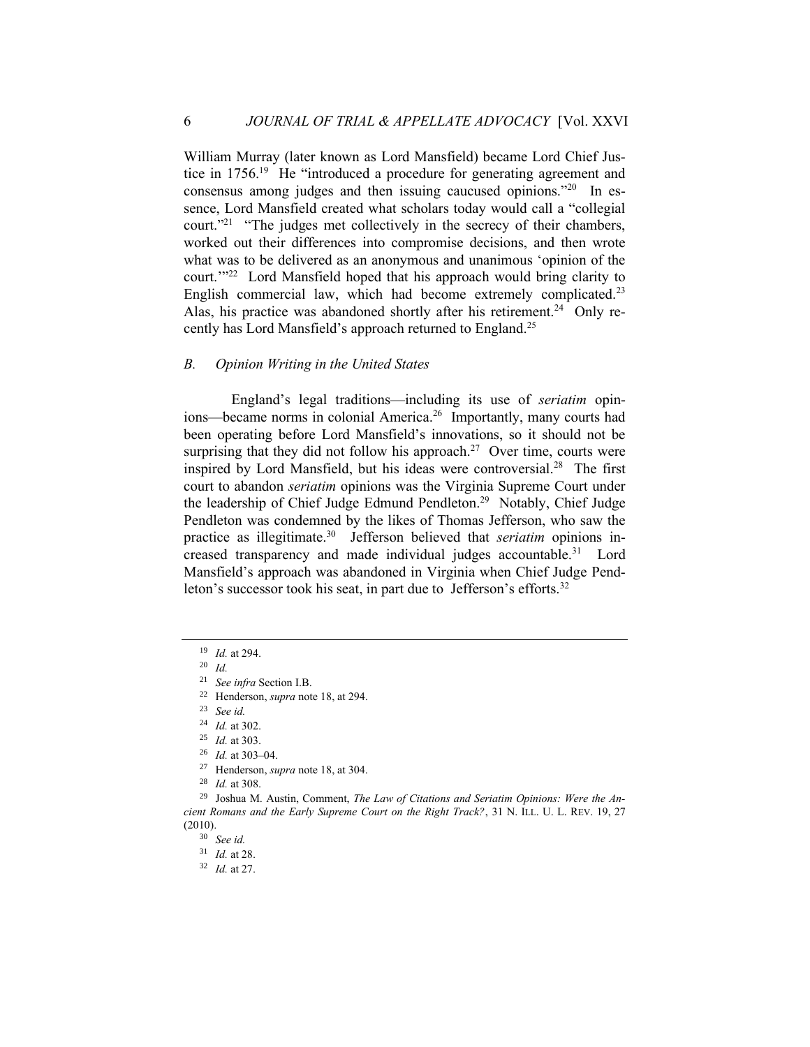William Murray (later known as Lord Mansfield) became Lord Chief Justice in 1756.[19] He "introduced a procedure for generating agreement and consensus among judges and then issuing caucused opinions."[20] In essence, Lord Mansfield created what scholars today would call a "collegial court."[21] "The judges met collectively in the secrecy of their chambers, worked out their differences into compromise decisions, and then wrote what was to be delivered as an anonymous and unanimous 'opinion of the court.'"[22] Lord Mansfield hoped that his approach would bring clarity to English commercial law, which had become extremely complicated.[23] Alas, his practice was abandoned shortly after his retirement.[24] Only recently has Lord Mansfield's approach returned to England.[25]

### *B. Opinion Writing in the United States*

England's legal traditions—including its use of *seriatim* opinions—became norms in colonial America.[26] Importantly, many courts had been operating before Lord Mansfield's innovations, so it should not be surprising that they did not follow his approach.[27] Over time, courts were inspired by Lord Mansfield, but his ideas were controversial.[28] The first court to abandon *seriatim* opinions was the Virginia Supreme Court under the leadership of Chief Judge Edmund Pendleton.[29] Notably, Chief Judge Pendleton was condemned by the likes of Thomas Jefferson, who saw the practice as illegitimate.[30] Jefferson believed that *seriatim* opinions increased transparency and made individual judges accountable.[31] Lord Mansfield's approach was abandoned in Virginia when Chief Judge Pendleton's successor took his seat, in part due to Jefferson's efforts.[32]

---

[19] *Id.* at 294.

[20] *Id.*

[21] *See infra* Section I.B.

[22] Henderson, *supra* note 18, at 294.

[23] *See id.*

[24] *Id.* at 302.

[25] *Id.* at 303.

[26] *Id.* at 303–04.

[27] Henderson, *supra* note 18, at 304.

[28] *Id.* at 308.

[29] Joshua M. Austin, Comment, *The Law of Citations and Seriatim Opinions: Were the Ancient Romans and the Early Supreme Court on the Right Track?*, 31 N. ILL. U. L. REV. 19, 27 (2010).

[30] *See id.*

[31] *Id.* at 28.

[32] *Id.* at 27.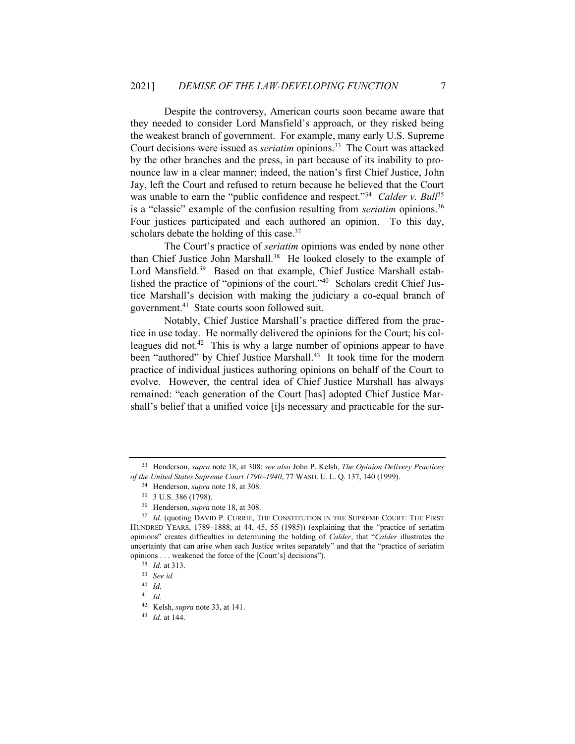Despite the controversy, American courts soon became aware that they needed to consider Lord Mansfield's approach, or they risked being the weakest branch of government. For example, many early U.S. Supreme Court decisions were issued as *seriatim* opinions.[33] The Court was attacked by the other branches and the press, in part because of its inability to pronounce law in a clear manner; indeed, the nation's first Chief Justice, John Jay, left the Court and refused to return because he believed that the Court was unable to earn the "public confidence and respect."[34] *Calder v. Bull*[35] is a "classic" example of the confusion resulting from *seriatim* opinions.[36] Four justices participated and each authored an opinion. To this day, scholars debate the holding of this case.[37]

The Court's practice of *seriatim* opinions was ended by none other than Chief Justice John Marshall.[38] He looked closely to the example of Lord Mansfield.[39] Based on that example, Chief Justice Marshall established the practice of "opinions of the court."[40] Scholars credit Chief Justice Marshall's decision with making the judiciary a co-equal branch of government.[41] State courts soon followed suit.

Notably, Chief Justice Marshall's practice differed from the practice in use today. He normally delivered the opinions for the Court; his colleagues did not.[42] This is why a large number of opinions appear to have been "authored" by Chief Justice Marshall.[43] It took time for the modern practice of individual justices authoring opinions on behalf of the Court to evolve. However, the central idea of Chief Justice Marshall has always remained: "each generation of the Court [has] adopted Chief Justice Marshall's belief that a unified voice [i]s necessary and practicable for the sur-

---

[33] Henderson, *supra* note 18, at 308; *see also* John P. Kelsh, *The Opinion Delivery Practices of the United States Supreme Court 1790–1940*, 77 WASH. U. L. Q. 137, 140 (1999).

[34] Henderson, *supra* note 18, at 308.

[35] 3 U.S. 386 (1798).

[36] Henderson, *supra* note 18, at 308.

[37] *Id.* (quoting DAVID P. CURRIE, THE CONSTITUTION IN THE SUPREME COURT: THE FIRST HUNDRED YEARS, 1789–1888, at 44, 45, 55 (1985)) (explaining that the "practice of seriatim opinions" creates difficulties in determining the holding of *Calder*, that "*Calder* illustrates the uncertainty that can arise when each Justice writes separately" and that the "practice of seriatim opinions . . . weakened the force of the [Court's] decisions").

[38] *Id.* at 313.

[39] *See id.*

[40] *Id.*

[41] *Id.*

[42] Kelsh, *supra* note 33, at 141.

[43] *Id.* at 144.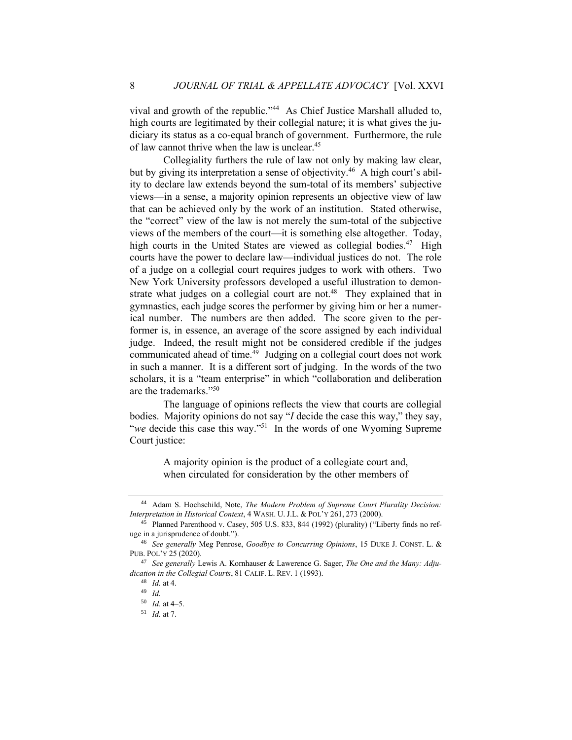vival and growth of the republic."[44] As Chief Justice Marshall alluded to, high courts are legitimated by their collegial nature; it is what gives the judiciary its status as a co-equal branch of government. Furthermore, the rule of law cannot thrive when the law is unclear.[45]

Collegiality furthers the rule of law not only by making law clear, but by giving its interpretation a sense of objectivity.[46] A high court's ability to declare law extends beyond the sum-total of its members' subjective views—in a sense, a majority opinion represents an objective view of law that can be achieved only by the work of an institution. Stated otherwise, the "correct" view of the law is not merely the sum-total of the subjective views of the members of the court—it is something else altogether. Today, high courts in the United States are viewed as collegial bodies.[47] High courts have the power to declare law—individual justices do not. The role of a judge on a collegial court requires judges to work with others. Two New York University professors developed a useful illustration to demonstrate what judges on a collegial court are not.[48] They explained that in gymnastics, each judge scores the performer by giving him or her a numerical number. The numbers are then added. The score given to the performer is, in essence, an average of the score assigned by each individual judge. Indeed, the result might not be considered credible if the judges communicated ahead of time.[49] Judging on a collegial court does not work in such a manner. It is a different sort of judging. In the words of the two scholars, it is a "team enterprise" in which "collaboration and deliberation are the trademarks."[50]

The language of opinions reflects the view that courts are collegial bodies. Majority opinions do not say "*I* decide the case this way," they say, "*we* decide this case this way."[51] In the words of one Wyoming Supreme Court justice:

> A majority opinion is the product of a collegiate court and, when circulated for consideration by the other members of

---

[44] Adam S. Hochschild, Note, *The Modern Problem of Supreme Court Plurality Decision: Interpretation in Historical Context*, 4 WASH. U. J.L. & POL'Y 261, 273 (2000).

[45] Planned Parenthood v. Casey, 505 U.S. 833, 844 (1992) (plurality) ("Liberty finds no refuge in a jurisprudence of doubt.").

[46] *See generally* Meg Penrose, *Goodbye to Concurring Opinions*, 15 DUKE J. CONST. L. & PUB. POL'Y 25 (2020).

[47] *See generally* Lewis A. Kornhauser & Lawerence G. Sager, *The One and the Many: Adjudication in the Collegial Courts*, 81 CALIF. L. REV. 1 (1993).

[48] *Id.* at 4.

[49] *Id.*

[50] *Id.* at 4–5.

[51] *Id.* at 7.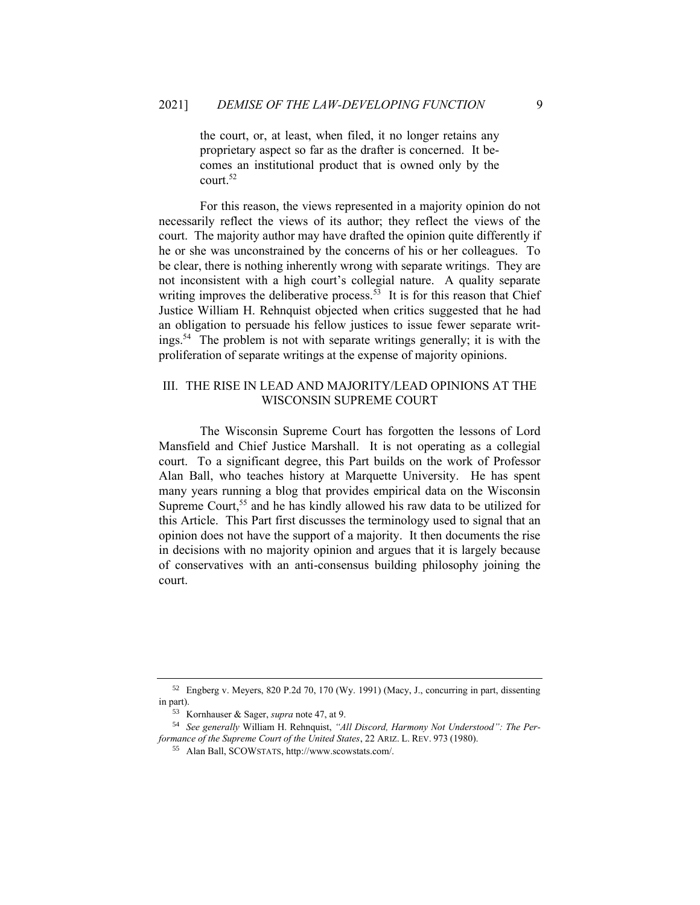> the court, or, at least, when filed, it no longer retains any proprietary aspect so far as the drafter is concerned. It becomes an institutional product that is owned only by the court.[52]

For this reason, the views represented in a majority opinion do not necessarily reflect the views of its author; they reflect the views of the court. The majority author may have drafted the opinion quite differently if he or she was unconstrained by the concerns of his or her colleagues. To be clear, there is nothing inherently wrong with separate writings. They are not inconsistent with a high court's collegial nature. A quality separate writing improves the deliberative process.[53] It is for this reason that Chief Justice William H. Rehnquist objected when critics suggested that he had an obligation to persuade his fellow justices to issue fewer separate writings.[54] The problem is not with separate writings generally; it is with the proliferation of separate writings at the expense of majority opinions.

## III. THE RISE IN LEAD AND MAJORITY/LEAD OPINIONS AT THE WISCONSIN SUPREME COURT

The Wisconsin Supreme Court has forgotten the lessons of Lord Mansfield and Chief Justice Marshall. It is not operating as a collegial court. To a significant degree, this Part builds on the work of Professor Alan Ball, who teaches history at Marquette University. He has spent many years running a blog that provides empirical data on the Wisconsin Supreme Court,[55] and he has kindly allowed his raw data to be utilized for this Article. This Part first discusses the terminology used to signal that an opinion does not have the support of a majority. It then documents the rise in decisions with no majority opinion and argues that it is largely because of conservatives with an anti-consensus building philosophy joining the court.

---

[52] Engberg v. Meyers, 820 P.2d 70, 170 (Wy. 1991) (Macy, J., concurring in part, dissenting in part).

[53] Kornhauser & Sager, *supra* note 47, at 9.

[54] *See generally* William H. Rehnquist, *"All Discord, Harmony Not Understood": The Performance of the Supreme Court of the United States*, 22 ARIZ. L. REV. 973 (1980).

[55] Alan Ball, SCOWSTATS, http://www.scowstats.com/.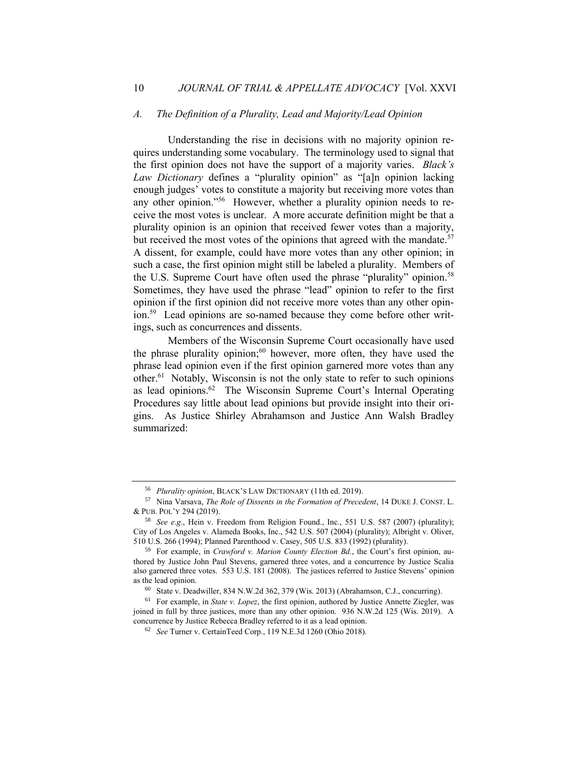### *A. The Definition of a Plurality, Lead and Majority/Lead Opinion*

Understanding the rise in decisions with no majority opinion requires understanding some vocabulary. The terminology used to signal that the first opinion does not have the support of a majority varies. *Black's Law Dictionary* defines a "plurality opinion" as "[a]n opinion lacking enough judges' votes to constitute a majority but receiving more votes than any other opinion."[56] However, whether a plurality opinion needs to receive the most votes is unclear. A more accurate definition might be that a plurality opinion is an opinion that received fewer votes than a majority, but received the most votes of the opinions that agreed with the mandate.[57] A dissent, for example, could have more votes than any other opinion; in such a case, the first opinion might still be labeled a plurality. Members of the U.S. Supreme Court have often used the phrase "plurality" opinion.[58] Sometimes, they have used the phrase "lead" opinion to refer to the first opinion if the first opinion did not receive more votes than any other opinion.[59] Lead opinions are so-named because they come before other writings, such as concurrences and dissents.

Members of the Wisconsin Supreme Court occasionally have used the phrase plurality opinion;[60] however, more often, they have used the phrase lead opinion even if the first opinion garnered more votes than any other.[61] Notably, Wisconsin is not the only state to refer to such opinions as lead opinions.[62] The Wisconsin Supreme Court's Internal Operating Procedures say little about lead opinions but provide insight into their origins. As Justice Shirley Abrahamson and Justice Ann Walsh Bradley summarized:

---

[56] *Plurality opinion*, BLACK'S LAW DICTIONARY (11th ed. 2019).

[57] Nina Varsava, *The Role of Dissents in the Formation of Precedent*, 14 DUKE J. CONST. L. & PUB. POL'Y 294 (2019).

[58] *See e.g.*, Hein v. Freedom from Religion Found., Inc., 551 U.S. 587 (2007) (plurality); City of Los Angeles v. Alameda Books, Inc., 542 U.S. 507 (2004) (plurality); Albright v. Oliver, 510 U.S. 266 (1994); Planned Parenthood v. Casey, 505 U.S. 833 (1992) (plurality).

[59] For example, in *Crawford v. Marion County Election Bd.*, the Court's first opinion, authored by Justice John Paul Stevens, garnered three votes, and a concurrence by Justice Scalia also garnered three votes. 553 U.S. 181 (2008). The justices referred to Justice Stevens' opinion as the lead opinion.

[60] State v. Deadwiller, 834 N.W.2d 362, 379 (Wis. 2013) (Abrahamson, C.J., concurring).

[61] For example, in *State v. Lopez*, the first opinion, authored by Justice Annette Ziegler, was joined in full by three justices, more than any other opinion. 936 N.W.2d 125 (Wis. 2019). A concurrence by Justice Rebecca Bradley referred to it as a lead opinion.

[62] *See* Turner v. CertainTeed Corp., 119 N.E.3d 1260 (Ohio 2018).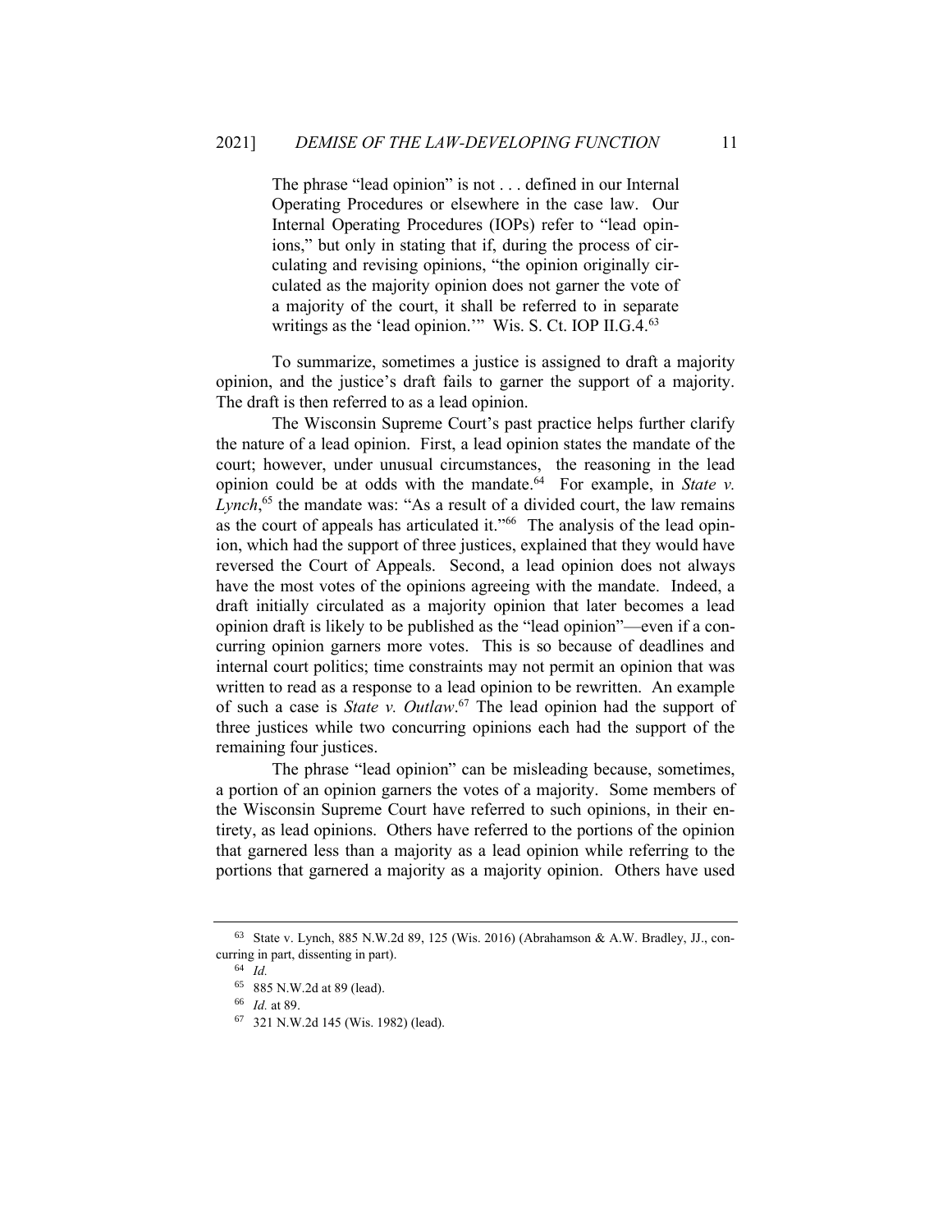> The phrase "lead opinion" is not . . . defined in our Internal Operating Procedures or elsewhere in the case law. Our Internal Operating Procedures (IOPs) refer to "lead opinions," but only in stating that if, during the process of circulating and revising opinions, "the opinion originally circulated as the majority opinion does not garner the vote of a majority of the court, it shall be referred to in separate writings as the 'lead opinion.'" Wis. S. Ct. IOP II.G.4.[63]

To summarize, sometimes a justice is assigned to draft a majority opinion, and the justice's draft fails to garner the support of a majority. The draft is then referred to as a lead opinion.

The Wisconsin Supreme Court's past practice helps further clarify the nature of a lead opinion. First, a lead opinion states the mandate of the court; however, under unusual circumstances, the reasoning in the lead opinion could be at odds with the mandate.[64] For example, in *State v. Lynch*,[65] the mandate was: "As a result of a divided court, the law remains as the court of appeals has articulated it."[66] The analysis of the lead opinion, which had the support of three justices, explained that they would have reversed the Court of Appeals. Second, a lead opinion does not always have the most votes of the opinions agreeing with the mandate. Indeed, a draft initially circulated as a majority opinion that later becomes a lead opinion draft is likely to be published as the "lead opinion"—even if a concurring opinion garners more votes. This is so because of deadlines and internal court politics; time constraints may not permit an opinion that was written to read as a response to a lead opinion to be rewritten. An example of such a case is *State v. Outlaw*.[67] The lead opinion had the support of three justices while two concurring opinions each had the support of the remaining four justices.

The phrase "lead opinion" can be misleading because, sometimes, a portion of an opinion garners the votes of a majority. Some members of the Wisconsin Supreme Court have referred to such opinions, in their entirety, as lead opinions. Others have referred to the portions of the opinion that garnered less than a majority as a lead opinion while referring to the portions that garnered a majority as a majority opinion. Others have used

---

[63] State v. Lynch, 885 N.W.2d 89, 125 (Wis. 2016) (Abrahamson & A.W. Bradley, JJ., concurring in part, dissenting in part).

[64] *Id.*

[65] 885 N.W.2d at 89 (lead).

[66] *Id.* at 89.

[67] 321 N.W.2d 145 (Wis. 1982) (lead).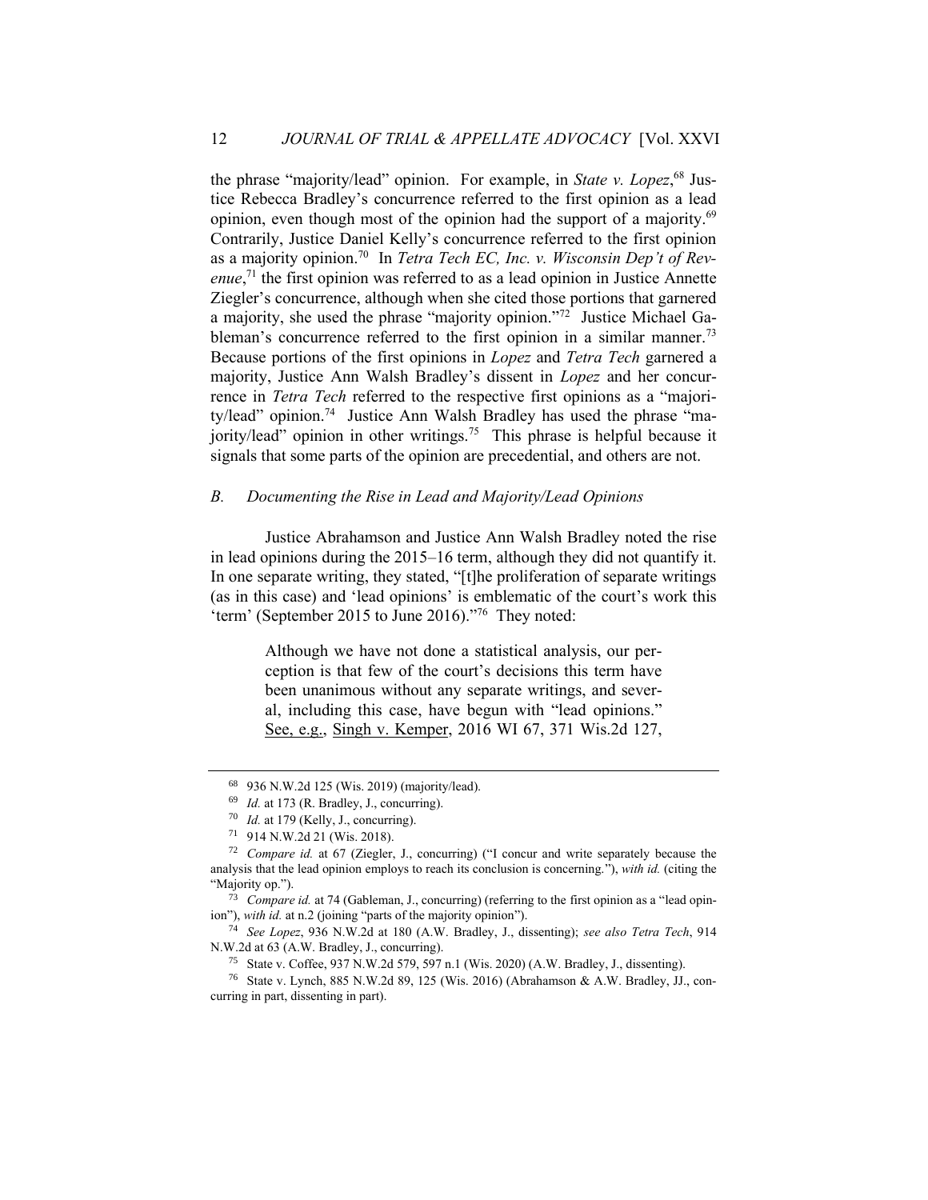the phrase "majority/lead" opinion. For example, in *State v. Lopez*,[68] Justice Rebecca Bradley's concurrence referred to the first opinion as a lead opinion, even though most of the opinion had the support of a majority.[69] Contrarily, Justice Daniel Kelly's concurrence referred to the first opinion as a majority opinion.[70] In *Tetra Tech EC, Inc. v. Wisconsin Dep't of Revenue*,[71] the first opinion was referred to as a lead opinion in Justice Annette Ziegler's concurrence, although when she cited those portions that garnered a majority, she used the phrase "majority opinion."[72] Justice Michael Gableman's concurrence referred to the first opinion in a similar manner.[73] Because portions of the first opinions in *Lopez* and *Tetra Tech* garnered a majority, Justice Ann Walsh Bradley's dissent in *Lopez* and her concurrence in *Tetra Tech* referred to the respective first opinions as a "majority/lead" opinion.[74] Justice Ann Walsh Bradley has used the phrase "majority/lead" opinion in other writings.[75] This phrase is helpful because it signals that some parts of the opinion are precedential, and others are not.

### *B. Documenting the Rise in Lead and Majority/Lead Opinions*

Justice Abrahamson and Justice Ann Walsh Bradley noted the rise in lead opinions during the 2015–16 term, although they did not quantify it. In one separate writing, they stated, "[t]he proliferation of separate writings (as in this case) and 'lead opinions' is emblematic of the court's work this 'term' (September 2015 to June 2016)."[76] They noted:

> Although we have not done a statistical analysis, our perception is that few of the court's decisions this term have been unanimous without any separate writings, and several, including this case, have begun with "lead opinions." See, e.g., Singh v. Kemper, 2016 WI 67, 371 Wis.2d 127,

---

[68] 936 N.W.2d 125 (Wis. 2019) (majority/lead).

[69] *Id.* at 173 (R. Bradley, J., concurring).

[70] *Id.* at 179 (Kelly, J., concurring).

[71] 914 N.W.2d 21 (Wis. 2018).

[72] *Compare id.* at 67 (Ziegler, J., concurring) ("I concur and write separately because the analysis that the lead opinion employs to reach its conclusion is concerning."), *with id.* (citing the "Majority op.").

[73] *Compare id.* at 74 (Gableman, J., concurring) (referring to the first opinion as a "lead opinion"), *with id.* at n.2 (joining "parts of the majority opinion").

[74] *See Lopez*, 936 N.W.2d at 180 (A.W. Bradley, J., dissenting); *see also Tetra Tech*, 914 N.W.2d at 63 (A.W. Bradley, J., concurring).

[75] State v. Coffee, 937 N.W.2d 579, 597 n.1 (Wis. 2020) (A.W. Bradley, J., dissenting).

[76] State v. Lynch, 885 N.W.2d 89, 125 (Wis. 2016) (Abrahamson & A.W. Bradley, JJ., concurring in part, dissenting in part).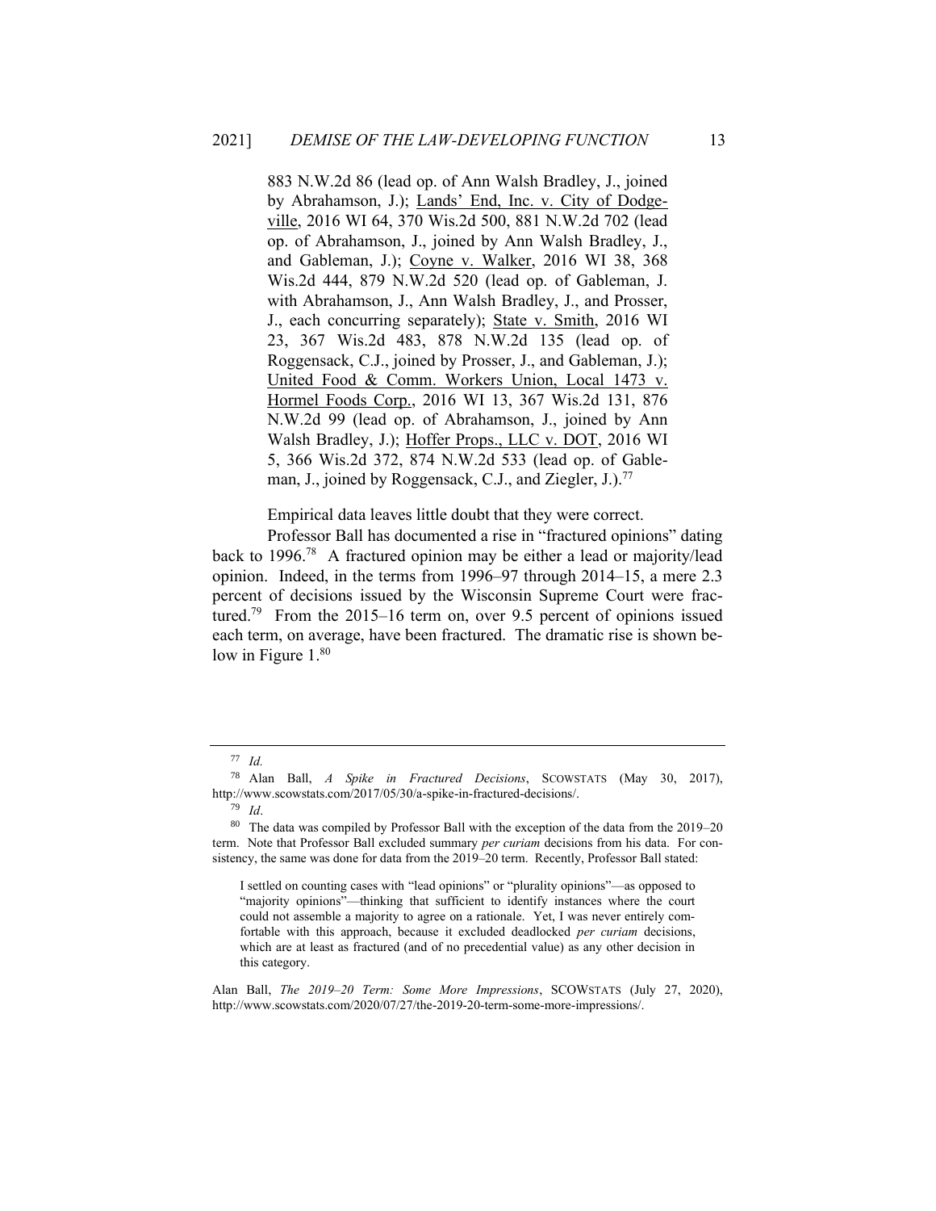883 N.W.2d 86 (lead op. of Ann Walsh Bradley, J., joined by Abrahamson, J.); Lands' End, Inc. v. City of Dodgeville, 2016 WI 64, 370 Wis.2d 500, 881 N.W.2d 702 (lead op. of Abrahamson, J., joined by Ann Walsh Bradley, J., and Gableman, J.); Coyne v. Walker, 2016 WI 38, 368 Wis.2d 444, 879 N.W.2d 520 (lead op. of Gableman, J. with Abrahamson, J., Ann Walsh Bradley, J., and Prosser, J., each concurring separately); State v. Smith, 2016 WI 23, 367 Wis.2d 483, 878 N.W.2d 135 (lead op. of Roggensack, C.J., joined by Prosser, J., and Gableman, J.); United Food & Comm. Workers Union, Local 1473 v. Hormel Foods Corp., 2016 WI 13, 367 Wis.2d 131, 876 N.W.2d 99 (lead op. of Abrahamson, J., joined by Ann Walsh Bradley, J.); Hoffer Props., LLC v. DOT, 2016 WI 5, 366 Wis.2d 372, 874 N.W.2d 533 (lead op. of Gableman, J., joined by Roggensack, C.J., and Ziegler, J.).[77]

Empirical data leaves little doubt that they were correct.

Professor Ball has documented a rise in "fractured opinions" dating back to 1996.[78] A fractured opinion may be either a lead or majority/lead opinion. Indeed, in the terms from 1996–97 through 2014–15, a mere 2.3 percent of decisions issued by the Wisconsin Supreme Court were fractured.[79] From the 2015–16 term on, over 9.5 percent of opinions issued each term, on average, have been fractured. The dramatic rise is shown below in Figure 1.[80]

---

[77] *Id.*

[78] Alan Ball, *A Spike in Fractured Decisions*, SCOWSTATS (May 30, 2017), http://www.scowstats.com/2017/05/30/a-spike-in-fractured-decisions/.

[79] *Id*.

[80] The data was compiled by Professor Ball with the exception of the data from the 2019–20 term. Note that Professor Ball excluded summary *per curiam* decisions from his data. For consistency, the same was done for data from the 2019–20 term. Recently, Professor Ball stated:

> I settled on counting cases with "lead opinions" or "plurality opinions"—as opposed to "majority opinions"—thinking that sufficient to identify instances where the court could not assemble a majority to agree on a rationale. Yet, I was never entirely comfortable with this approach, because it excluded deadlocked *per curiam* decisions, which are at least as fractured (and of no precedential value) as any other decision in this category.

Alan Ball, *The 2019–20 Term: Some More Impressions*, SCOWSTATS (July 27, 2020), http://www.scowstats.com/2020/07/27/the-2019-20-term-some-more-impressions/.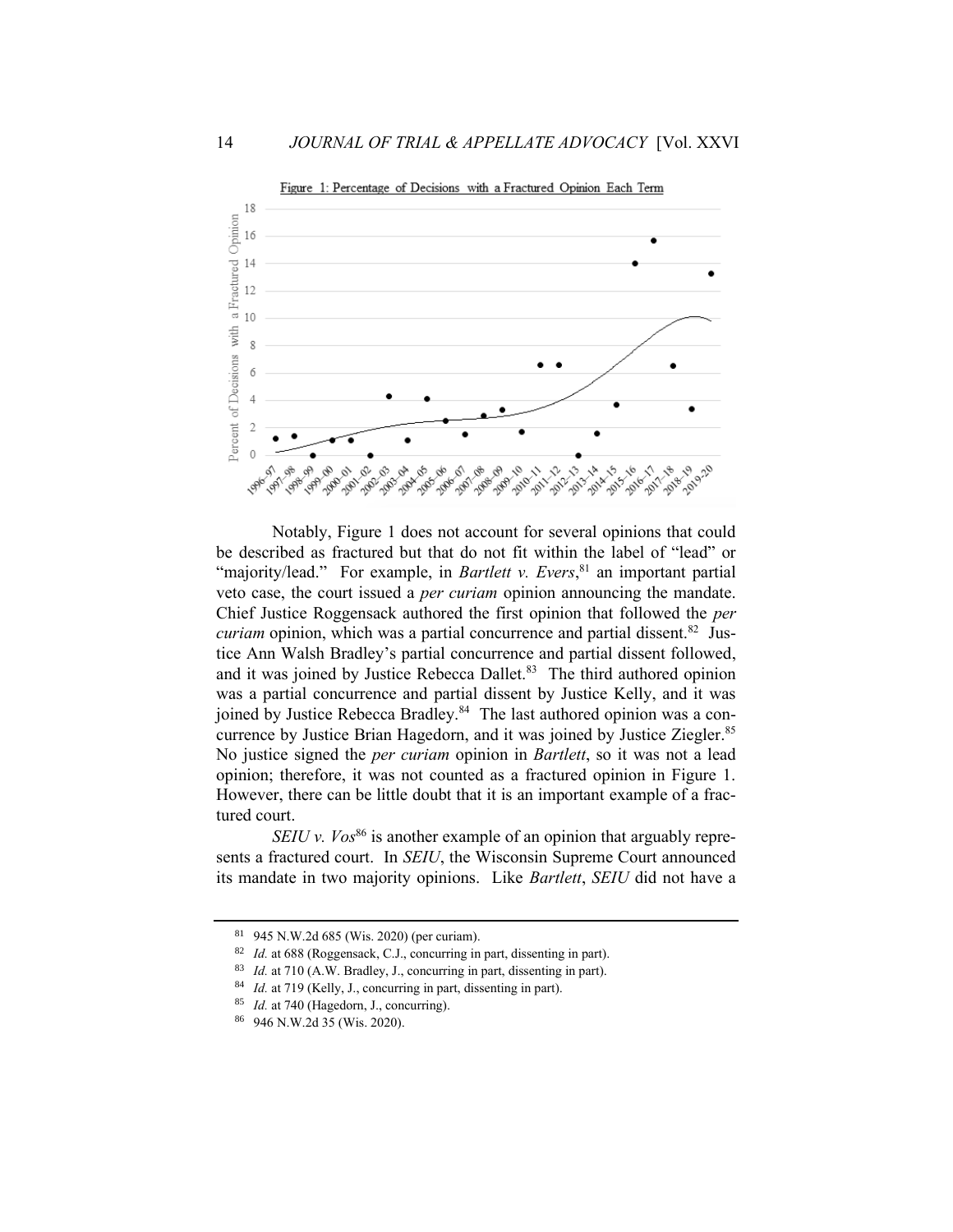Figure 1: Percentage of Decisions with a Fractured Opinion Each Term

Notably, Figure 1 does not account for several opinions that could be described as fractured but that do not fit within the label of "lead" or "majority/lead." For example, in *Bartlett v. Evers*,[81] an important partial veto case, the court issued a *per curiam* opinion announcing the mandate. Chief Justice Roggensack authored the first opinion that followed the *per curiam* opinion, which was a partial concurrence and partial dissent.[82] Justice Ann Walsh Bradley's partial concurrence and partial dissent followed, and it was joined by Justice Rebecca Dallet.[83] The third authored opinion was a partial concurrence and partial dissent by Justice Kelly, and it was joined by Justice Rebecca Bradley.[84] The last authored opinion was a concurrence by Justice Brian Hagedorn, and it was joined by Justice Ziegler.[85] No justice signed the *per curiam* opinion in *Bartlett*, so it was not a lead opinion; therefore, it was not counted as a fractured opinion in Figure 1. However, there can be little doubt that it is an important example of a fractured court.

*SEIU v. Vos*[86] is another example of an opinion that arguably represents a fractured court. In *SEIU*, the Wisconsin Supreme Court announced its mandate in two majority opinions. Like *Bartlett*, *SEIU* did not have a

---

[81] 945 N.W.2d 685 (Wis. 2020) (per curiam).

[82] *Id.* at 688 (Roggensack, C.J., concurring in part, dissenting in part).

[83] *Id.* at 710 (A.W. Bradley, J., concurring in part, dissenting in part).

[84] *Id.* at 719 (Kelly, J., concurring in part, dissenting in part).

[85] *Id.* at 740 (Hagedorn, J., concurring).

[86] 946 N.W.2d 35 (Wis. 2020).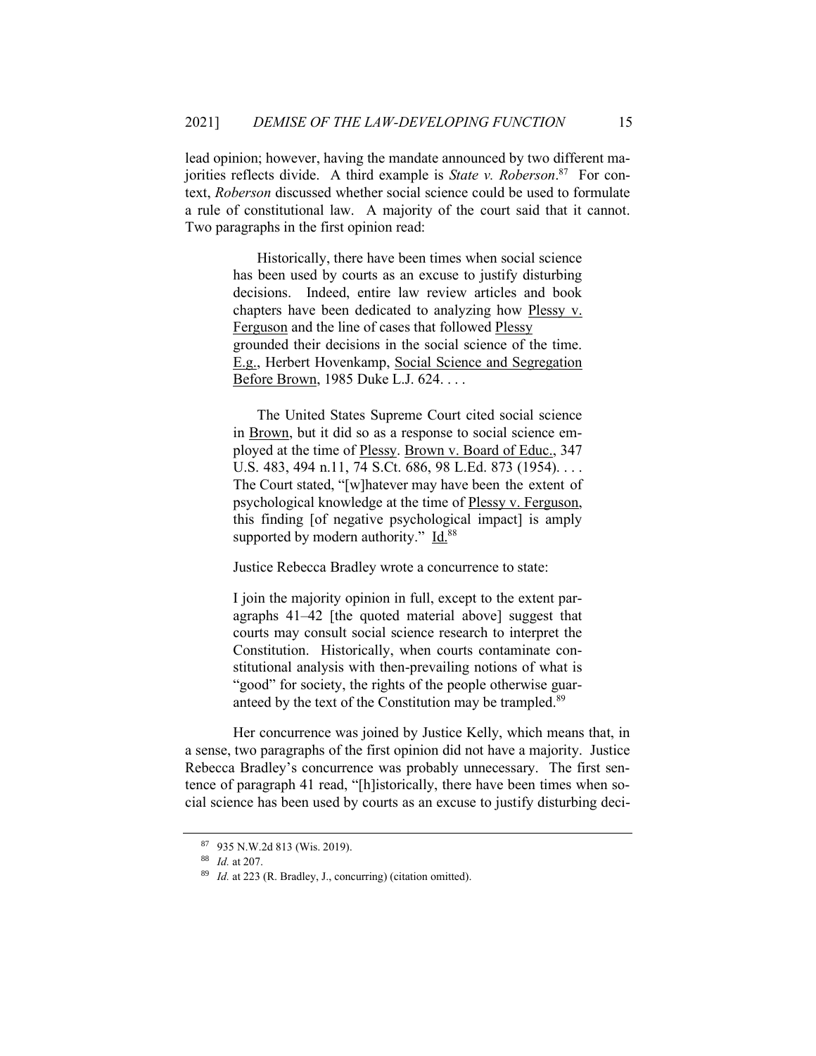lead opinion; however, having the mandate announced by two different majorities reflects divide. A third example is *State v. Roberson*.[87] For context, *Roberson* discussed whether social science could be used to formulate a rule of constitutional law. A majority of the court said that it cannot. Two paragraphs in the first opinion read:

> Historically, there have been times when social science has been used by courts as an excuse to justify disturbing decisions. Indeed, entire law review articles and book chapters have been dedicated to analyzing how Plessy v. Ferguson and the line of cases that followed Plessy grounded their decisions in the social science of the time. E.g., Herbert Hovenkamp, Social Science and Segregation Before Brown, 1985 Duke L.J. 624. . . .
>
> The United States Supreme Court cited social science in Brown, but it did so as a response to social science employed at the time of Plessy. Brown v. Board of Educ., 347 U.S. 483, 494 n.11, 74 S.Ct. 686, 98 L.Ed. 873 (1954). . . . The Court stated, "[w]hatever may have been the extent of psychological knowledge at the time of Plessy v. Ferguson, this finding [of negative psychological impact] is amply supported by modern authority." Id.[88]

Justice Rebecca Bradley wrote a concurrence to state:

> I join the majority opinion in full, except to the extent paragraphs 41–42 [the quoted material above] suggest that courts may consult social science research to interpret the Constitution. Historically, when courts contaminate constitutional analysis with then-prevailing notions of what is "good" for society, the rights of the people otherwise guaranteed by the text of the Constitution may be trampled.[89]

Her concurrence was joined by Justice Kelly, which means that, in a sense, two paragraphs of the first opinion did not have a majority. Justice Rebecca Bradley's concurrence was probably unnecessary. The first sentence of paragraph 41 read, "[h]istorically, there have been times when social science has been used by courts as an excuse to justify disturbing deci-

---

[87] 935 N.W.2d 813 (Wis. 2019).

[88] *Id.* at 207.

[89] *Id.* at 223 (R. Bradley, J., concurring) (citation omitted).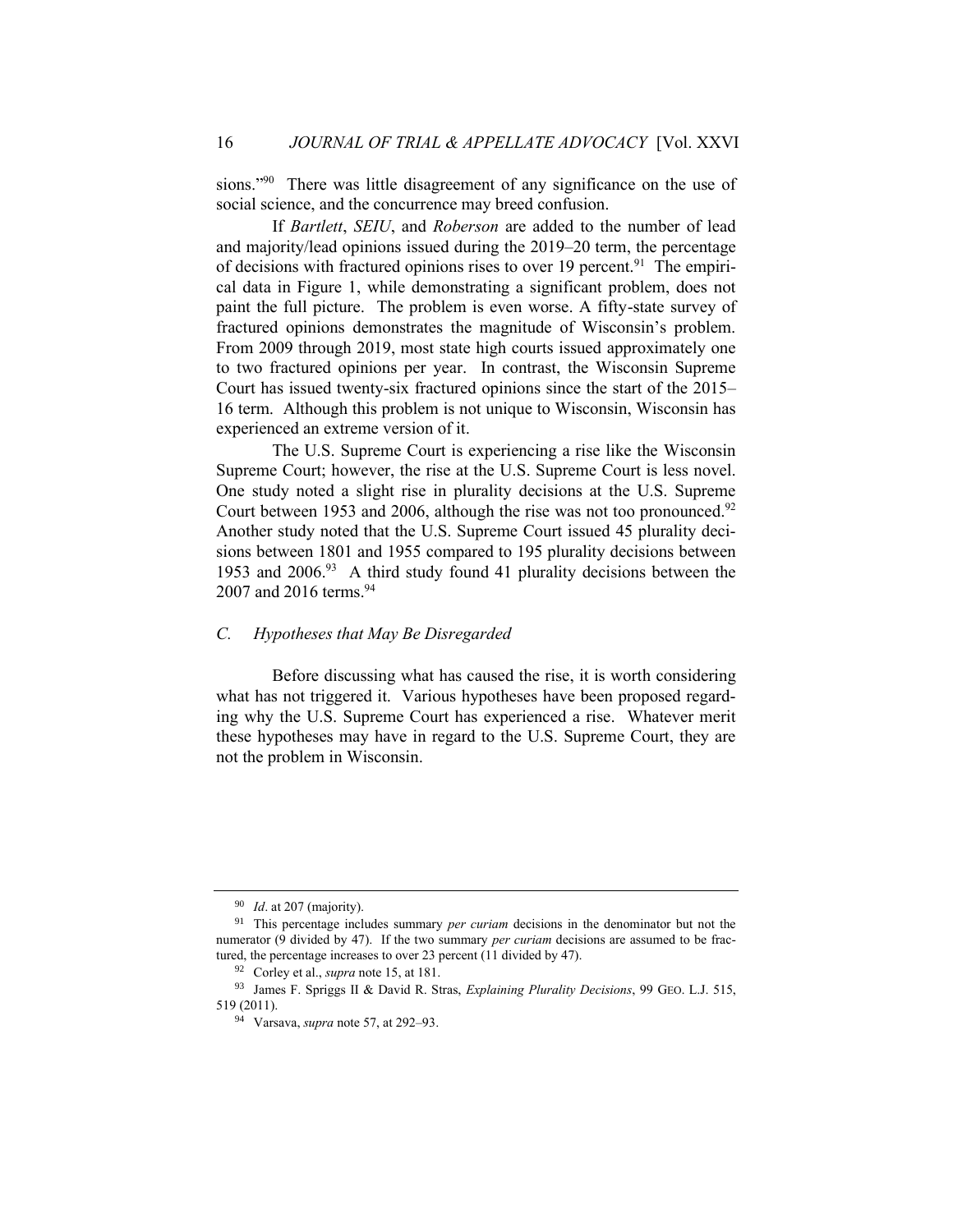sions."[90] There was little disagreement of any significance on the use of social science, and the concurrence may breed confusion.

If *Bartlett*, *SEIU*, and *Roberson* are added to the number of lead and majority/lead opinions issued during the 2019–20 term, the percentage of decisions with fractured opinions rises to over 19 percent.[91] The empirical data in Figure 1, while demonstrating a significant problem, does not paint the full picture. The problem is even worse. A fifty-state survey of fractured opinions demonstrates the magnitude of Wisconsin's problem. From 2009 through 2019, most state high courts issued approximately one to two fractured opinions per year. In contrast, the Wisconsin Supreme Court has issued twenty-six fractured opinions since the start of the 2015–16 term. Although this problem is not unique to Wisconsin, Wisconsin has experienced an extreme version of it.

The U.S. Supreme Court is experiencing a rise like the Wisconsin Supreme Court; however, the rise at the U.S. Supreme Court is less novel. One study noted a slight rise in plurality decisions at the U.S. Supreme Court between 1953 and 2006, although the rise was not too pronounced.[92] Another study noted that the U.S. Supreme Court issued 45 plurality decisions between 1801 and 1955 compared to 195 plurality decisions between 1953 and 2006.[93] A third study found 41 plurality decisions between the 2007 and 2016 terms.[94]

### *C. Hypotheses that May Be Disregarded*

Before discussing what has caused the rise, it is worth considering what has not triggered it. Various hypotheses have been proposed regarding why the U.S. Supreme Court has experienced a rise. Whatever merit these hypotheses may have in regard to the U.S. Supreme Court, they are not the problem in Wisconsin.

---

[90] *Id*. at 207 (majority).

[91] This percentage includes summary *per curiam* decisions in the denominator but not the numerator (9 divided by 47). If the two summary *per curiam* decisions are assumed to be fractured, the percentage increases to over 23 percent (11 divided by 47).

[92] Corley et al., *supra* note 15, at 181.

[93] James F. Spriggs II & David R. Stras, *Explaining Plurality Decisions*, 99 GEO. L.J. 515, 519 (2011).

[94] Varsava, *supra* note 57, at 292–93.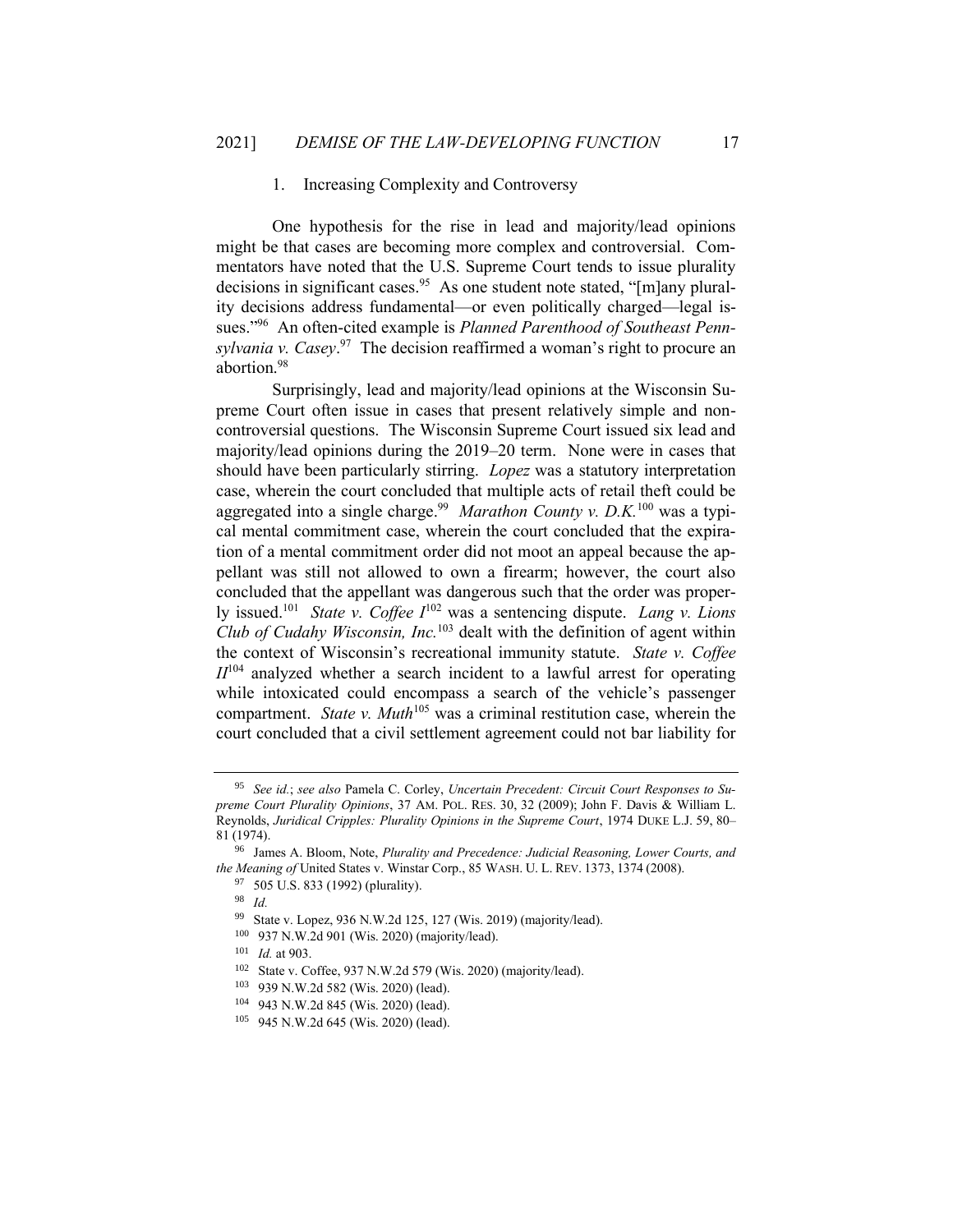### 1. Increasing Complexity and Controversy

One hypothesis for the rise in lead and majority/lead opinions might be that cases are becoming more complex and controversial. Commentators have noted that the U.S. Supreme Court tends to issue plurality decisions in significant cases.[95] As one student note stated, "[m]any plurality decisions address fundamental—or even politically charged—legal issues."[96] An often-cited example is *Planned Parenthood of Southeast Pennsylvania v. Casey*.[97] The decision reaffirmed a woman's right to procure an abortion.[98]

Surprisingly, lead and majority/lead opinions at the Wisconsin Supreme Court often issue in cases that present relatively simple and noncontroversial questions. The Wisconsin Supreme Court issued six lead and majority/lead opinions during the 2019–20 term. None were in cases that should have been particularly stirring. *Lopez* was a statutory interpretation case, wherein the court concluded that multiple acts of retail theft could be aggregated into a single charge.[99] *Marathon County v. D.K.*[100] was a typical mental commitment case, wherein the court concluded that the expiration of a mental commitment order did not moot an appeal because the appellant was still not allowed to own a firearm; however, the court also concluded that the appellant was dangerous such that the order was properly issued.[101] *State v. Coffee I*[102] was a sentencing dispute. *Lang v. Lions Club of Cudahy Wisconsin, Inc.*[103] dealt with the definition of agent within the context of Wisconsin's recreational immunity statute. *State v. Coffee II*[104] analyzed whether a search incident to a lawful arrest for operating while intoxicated could encompass a search of the vehicle's passenger compartment. *State v. Muth*[105] was a criminal restitution case, wherein the court concluded that a civil settlement agreement could not bar liability for

---

[95] *See id.*; *see also* Pamela C. Corley, *Uncertain Precedent: Circuit Court Responses to Supreme Court Plurality Opinions*, 37 AM. POL. RES. 30, 32 (2009); John F. Davis & William L. Reynolds, *Juridical Cripples: Plurality Opinions in the Supreme Court*, 1974 DUKE L.J. 59, 80–81 (1974).

[96] James A. Bloom, Note, *Plurality and Precedence: Judicial Reasoning, Lower Courts, and the Meaning of* United States v. Winstar Corp., 85 WASH. U. L. REV. 1373, 1374 (2008).

[97] 505 U.S. 833 (1992) (plurality).

[98] *Id.*

[99] State v. Lopez, 936 N.W.2d 125, 127 (Wis. 2019) (majority/lead).

[100] 937 N.W.2d 901 (Wis. 2020) (majority/lead).

[101] *Id.* at 903.

[102] State v. Coffee, 937 N.W.2d 579 (Wis. 2020) (majority/lead).

[103] 939 N.W.2d 582 (Wis. 2020) (lead).

[104] 943 N.W.2d 845 (Wis. 2020) (lead).

[105] 945 N.W.2d 645 (Wis. 2020) (lead).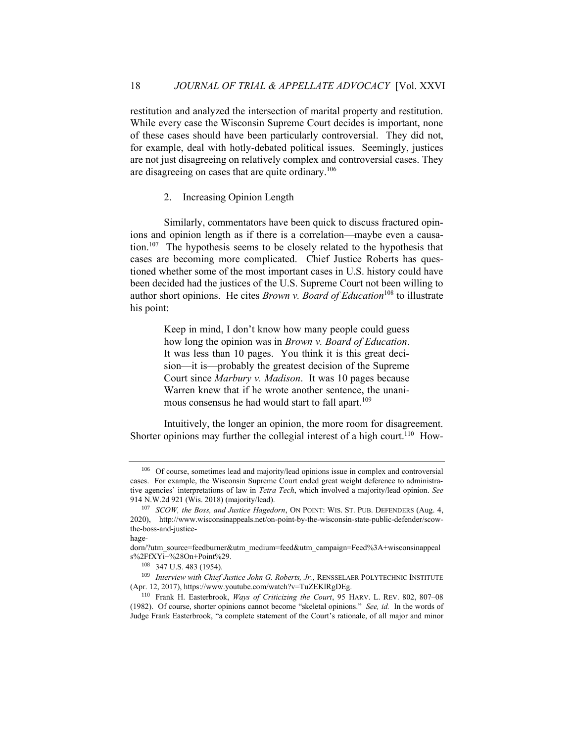restitution and analyzed the intersection of marital property and restitution. While every case the Wisconsin Supreme Court decides is important, none of these cases should have been particularly controversial. They did not, for example, deal with hotly-debated political issues. Seemingly, justices are not just disagreeing on relatively complex and controversial cases. They are disagreeing on cases that are quite ordinary.[106]

### 2. Increasing Opinion Length

Similarly, commentators have been quick to discuss fractured opinions and opinion length as if there is a correlation—maybe even a causation.[107] The hypothesis seems to be closely related to the hypothesis that cases are becoming more complicated. Chief Justice Roberts has questioned whether some of the most important cases in U.S. history could have been decided had the justices of the U.S. Supreme Court not been willing to author short opinions. He cites *Brown v. Board of Education*[108] to illustrate his point:

> Keep in mind, I don't know how many people could guess how long the opinion was in *Brown v. Board of Education*. It was less than 10 pages. You think it is this great decision—it is—probably the greatest decision of the Supreme Court since *Marbury v. Madison*. It was 10 pages because Warren knew that if he wrote another sentence, the unanimous consensus he had would start to fall apart.[109]

Intuitively, the longer an opinion, the more room for disagreement. Shorter opinions may further the collegial interest of a high court.[110] How-

---

[106] Of course, sometimes lead and majority/lead opinions issue in complex and controversial cases. For example, the Wisconsin Supreme Court ended great weight deference to administrative agencies' interpretations of law in *Tetra Tech*, which involved a majority/lead opinion. *See* 914 N.W.2d 921 (Wis. 2018) (majority/lead).

[107] *SCOW, the Boss, and Justice Hagedorn*, ON POINT: WIS. ST. PUB. DEFENDERS (Aug. 4, 2020), http://www.wisconsinappeals.net/on-point-by-the-wisconsin-state-public-defender/scow-the-boss-and-justice-hagedorn/?utm_source=feedburner&utm_medium=feed&utm_campaign=Feed%3A+wisconsinappeals%2FfXYi+%28On+Point%29.

[108] 347 U.S. 483 (1954).

[109] *Interview with Chief Justice John G. Roberts, Jr.*, RENSSELAER POLYTECHNIC INSTITUTE (Apr. 12, 2017), https://www.youtube.com/watch?v=TuZEKlRgDEg.

[110] Frank H. Easterbrook, *Ways of Criticizing the Court*, 95 HARV. L. REV. 802, 807–08 (1982). Of course, shorter opinions cannot become "skeletal opinions." *See, id.* In the words of Judge Frank Easterbrook, "a complete statement of the Court's rationale, of all major and minor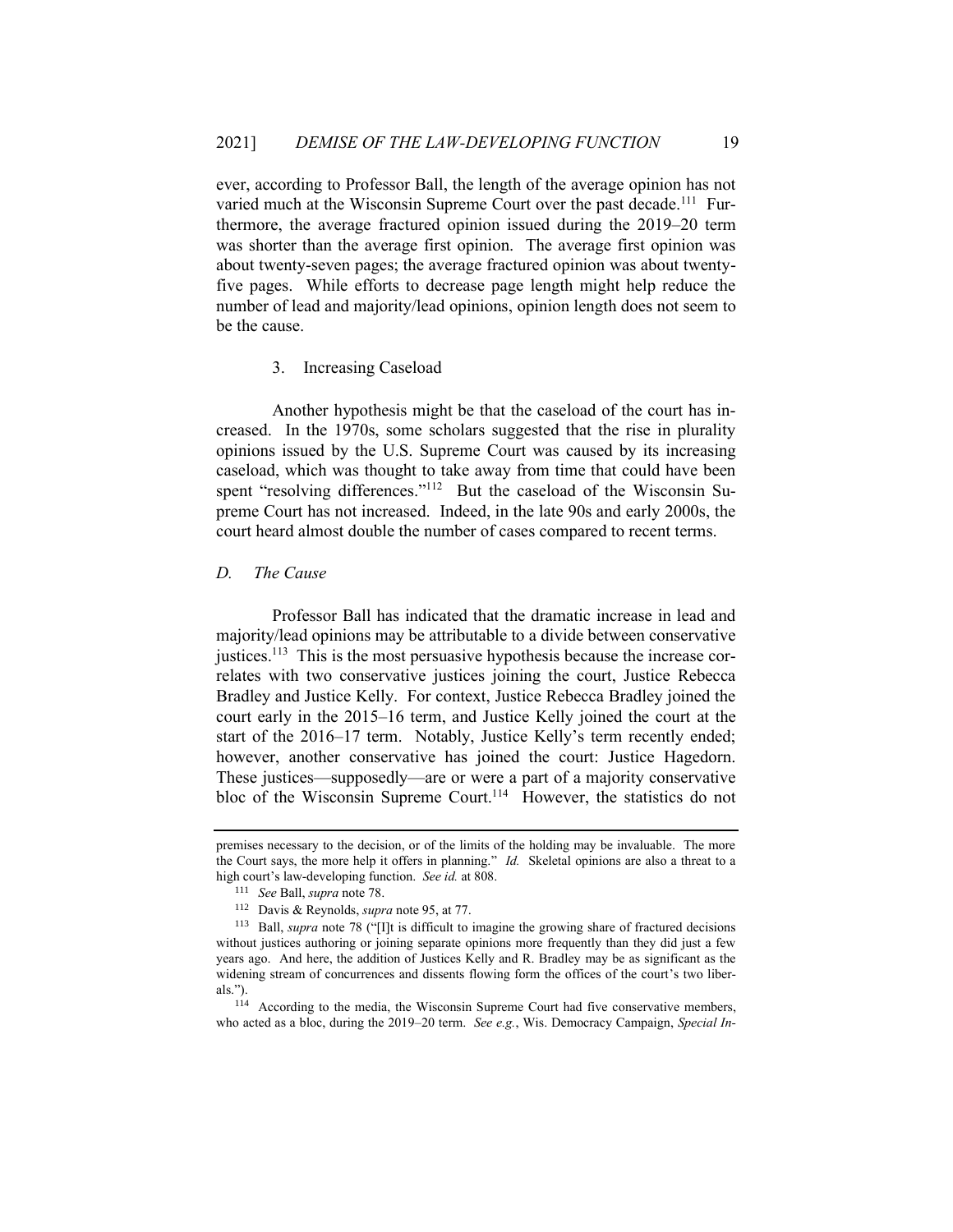ever, according to Professor Ball, the length of the average opinion has not varied much at the Wisconsin Supreme Court over the past decade.[111] Furthermore, the average fractured opinion issued during the 2019–20 term was shorter than the average first opinion. The average first opinion was about twenty-seven pages; the average fractured opinion was about twenty-five pages. While efforts to decrease page length might help reduce the number of lead and majority/lead opinions, opinion length does not seem to be the cause.

### 3. Increasing Caseload

Another hypothesis might be that the caseload of the court has increased. In the 1970s, some scholars suggested that the rise in plurality opinions issued by the U.S. Supreme Court was caused by its increasing caseload, which was thought to take away from time that could have been spent "resolving differences."[112] But the caseload of the Wisconsin Supreme Court has not increased. Indeed, in the late 90s and early 2000s, the court heard almost double the number of cases compared to recent terms.

## *D. The Cause*

Professor Ball has indicated that the dramatic increase in lead and majority/lead opinions may be attributable to a divide between conservative justices.[113] This is the most persuasive hypothesis because the increase correlates with two conservative justices joining the court, Justice Rebecca Bradley and Justice Kelly. For context, Justice Rebecca Bradley joined the court early in the 2015–16 term, and Justice Kelly joined the court at the start of the 2016–17 term. Notably, Justice Kelly's term recently ended; however, another conservative has joined the court: Justice Hagedorn. These justices—supposedly—are or were a part of a majority conservative bloc of the Wisconsin Supreme Court.[114] However, the statistics do not

---

premises necessary to the decision, or of the limits of the holding may be invaluable. The more the Court says, the more help it offers in planning." *Id.* Skeletal opinions are also a threat to a high court's law-developing function. *See id.* at 808.

[111] *See* Ball, *supra* note 78.

[112] Davis & Reynolds, *supra* note 95, at 77.

[113] Ball, *supra* note 78 ("[I]t is difficult to imagine the growing share of fractured decisions without justices authoring or joining separate opinions more frequently than they did just a few years ago. And here, the addition of Justices Kelly and R. Bradley may be as significant as the widening stream of concurrences and dissents flowing form the offices of the court's two liberals.").

[114] According to the media, the Wisconsin Supreme Court had five conservative members, who acted as a bloc, during the 2019–20 term. *See e.g.*, Wis. Democracy Campaign, *Special In-*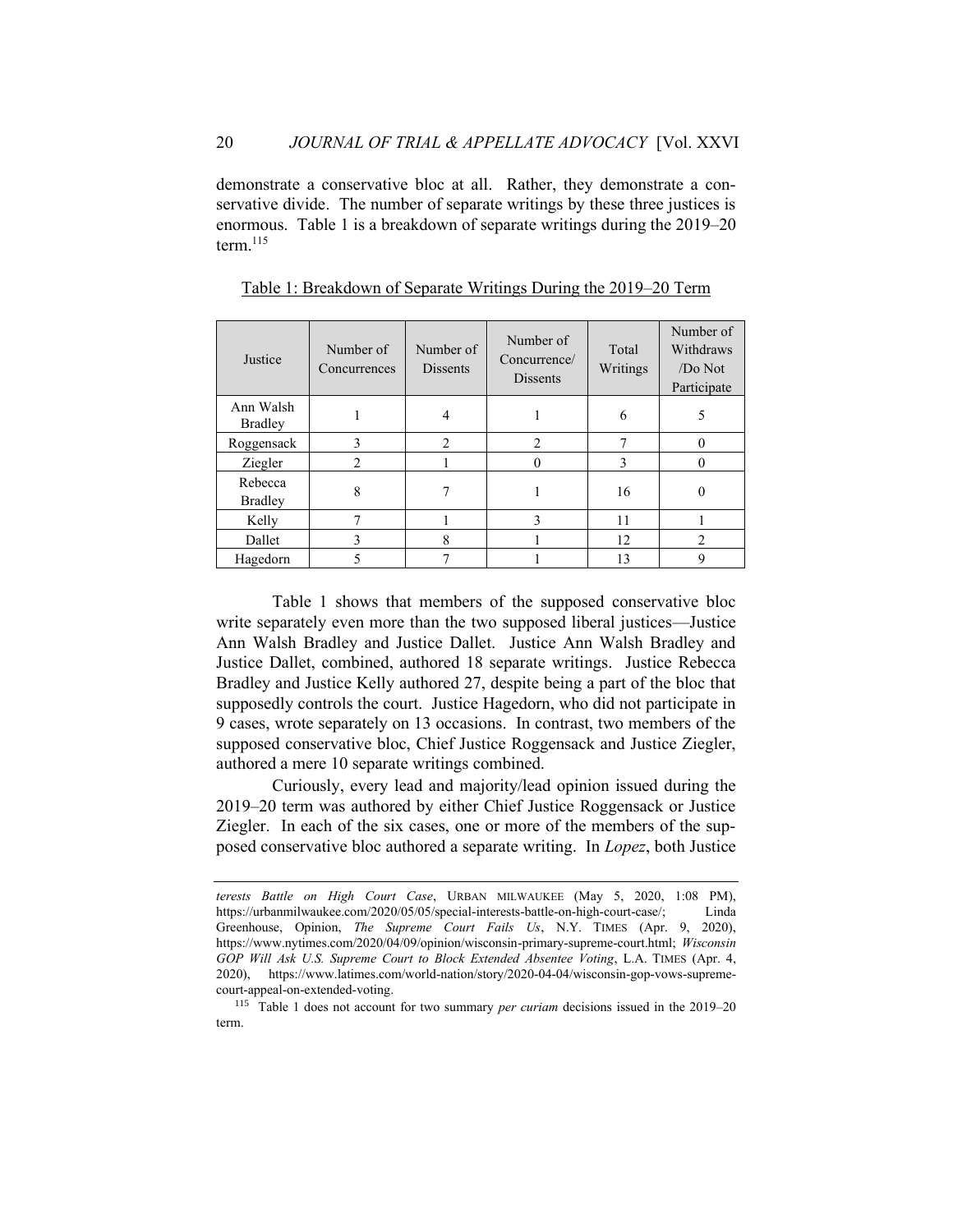demonstrate a conservative bloc at all. Rather, they demonstrate a conservative divide. The number of separate writings by these three justices is enormous. Table 1 is a breakdown of separate writings during the 2019–20 term.[115]

Table 1: Breakdown of Separate Writings During the 2019–20 Term

| Justice | Number of Concurrences | Number of Dissents | Number of Concurrence/ Dissents | Total Writings | Number of Withdraws /Do Not Participate |
|---|---|---|---|---|---|
| Ann Walsh Bradley | 1 | 4 | 1 | 6 | 5 |
| Roggensack | 3 | 2 | 2 | 7 | 0 |
| Ziegler | 2 | 1 | 0 | 3 | 0 |
| Rebecca Bradley | 8 | 7 | 1 | 16 | 0 |
| Kelly | 7 | 1 | 3 | 11 | 1 |
| Dallet | 3 | 8 | 1 | 12 | 2 |
| Hagedorn | 5 | 7 | 1 | 13 | 9 |

Table 1 shows that members of the supposed conservative bloc write separately even more than the two supposed liberal justices—Justice Ann Walsh Bradley and Justice Dallet. Justice Ann Walsh Bradley and Justice Dallet, combined, authored 18 separate writings. Justice Rebecca Bradley and Justice Kelly authored 27, despite being a part of the bloc that supposedly controls the court. Justice Hagedorn, who did not participate in 9 cases, wrote separately on 13 occasions. In contrast, two members of the supposed conservative bloc, Chief Justice Roggensack and Justice Ziegler, authored a mere 10 separate writings combined.

Curiously, every lead and majority/lead opinion issued during the 2019–20 term was authored by either Chief Justice Roggensack or Justice Ziegler. In each of the six cases, one or more of the members of the supposed conservative bloc authored a separate writing. In *Lopez*, both Justice

*terests Battle on High Court Case*, URBAN MILWAUKEE (May 5, 2020, 1:08 PM), https://urbanmilwaukee.com/2020/05/05/special-interests-battle-on-high-court-case/; Linda Greenhouse, Opinion, *The Supreme Court Fails Us*, N.Y. TIMES (Apr. 9, 2020), https://www.nytimes.com/2020/04/09/opinion/wisconsin-primary-supreme-court.html; *Wisconsin GOP Will Ask U.S. Supreme Court to Block Extended Absentee Voting*, L.A. TIMES (Apr. 4, 2020), https://www.latimes.com/world-nation/story/2020-04-04/wisconsin-gop-vows-supreme-court-appeal-on-extended-voting.

[115] Table 1 does not account for two summary *per curiam* decisions issued in the 2019–20 term.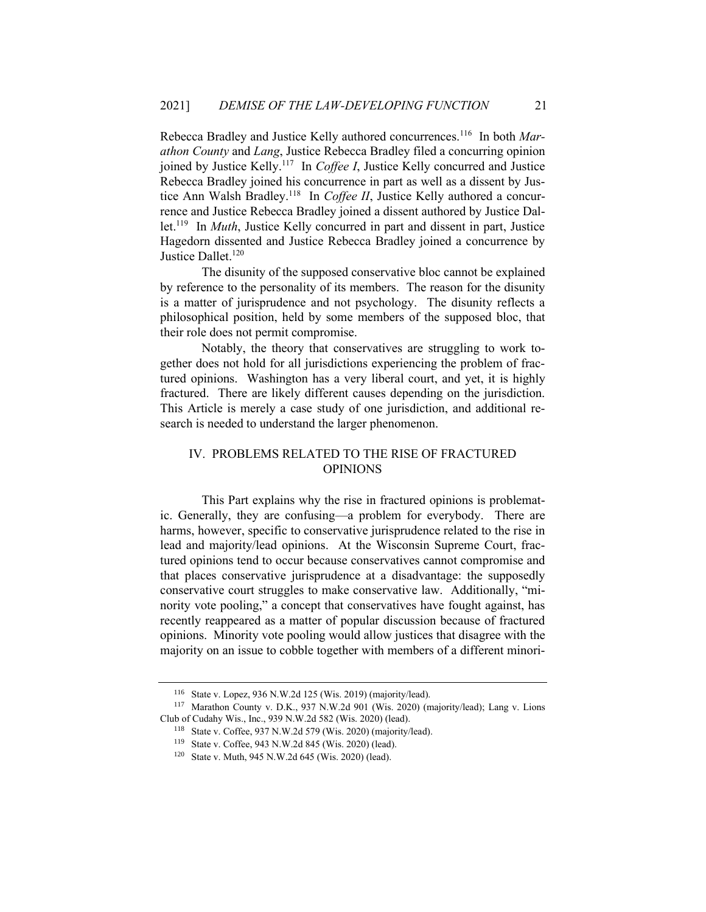Rebecca Bradley and Justice Kelly authored concurrences.[116] In both *Marathon County* and *Lang*, Justice Rebecca Bradley filed a concurring opinion joined by Justice Kelly.[117] In *Coffee I*, Justice Kelly concurred and Justice Rebecca Bradley joined his concurrence in part as well as a dissent by Justice Ann Walsh Bradley.[118] In *Coffee II*, Justice Kelly authored a concurrence and Justice Rebecca Bradley joined a dissent authored by Justice Dallet.[119] In *Muth*, Justice Kelly concurred in part and dissent in part, Justice Hagedorn dissented and Justice Rebecca Bradley joined a concurrence by Justice Dallet.[120]

The disunity of the supposed conservative bloc cannot be explained by reference to the personality of its members. The reason for the disunity is a matter of jurisprudence and not psychology. The disunity reflects a philosophical position, held by some members of the supposed bloc, that their role does not permit compromise.

Notably, the theory that conservatives are struggling to work together does not hold for all jurisdictions experiencing the problem of fractured opinions. Washington has a very liberal court, and yet, it is highly fractured. There are likely different causes depending on the jurisdiction. This Article is merely a case study of one jurisdiction, and additional research is needed to understand the larger phenomenon.

## IV. PROBLEMS RELATED TO THE RISE OF FRACTURED OPINIONS

This Part explains why the rise in fractured opinions is problematic. Generally, they are confusing—a problem for everybody. There are harms, however, specific to conservative jurisprudence related to the rise in lead and majority/lead opinions. At the Wisconsin Supreme Court, fractured opinions tend to occur because conservatives cannot compromise and that places conservative jurisprudence at a disadvantage: the supposedly conservative court struggles to make conservative law. Additionally, "minority vote pooling," a concept that conservatives have fought against, has recently reappeared as a matter of popular discussion because of fractured opinions. Minority vote pooling would allow justices that disagree with the majority on an issue to cobble together with members of a different minori-

---

[116] State v. Lopez, 936 N.W.2d 125 (Wis. 2019) (majority/lead).

[117] Marathon County v. D.K., 937 N.W.2d 901 (Wis. 2020) (majority/lead); Lang v. Lions Club of Cudahy Wis., Inc., 939 N.W.2d 582 (Wis. 2020) (lead).

[118] State v. Coffee, 937 N.W.2d 579 (Wis. 2020) (majority/lead).

[119] State v. Coffee, 943 N.W.2d 845 (Wis. 2020) (lead).

[120] State v. Muth, 945 N.W.2d 645 (Wis. 2020) (lead).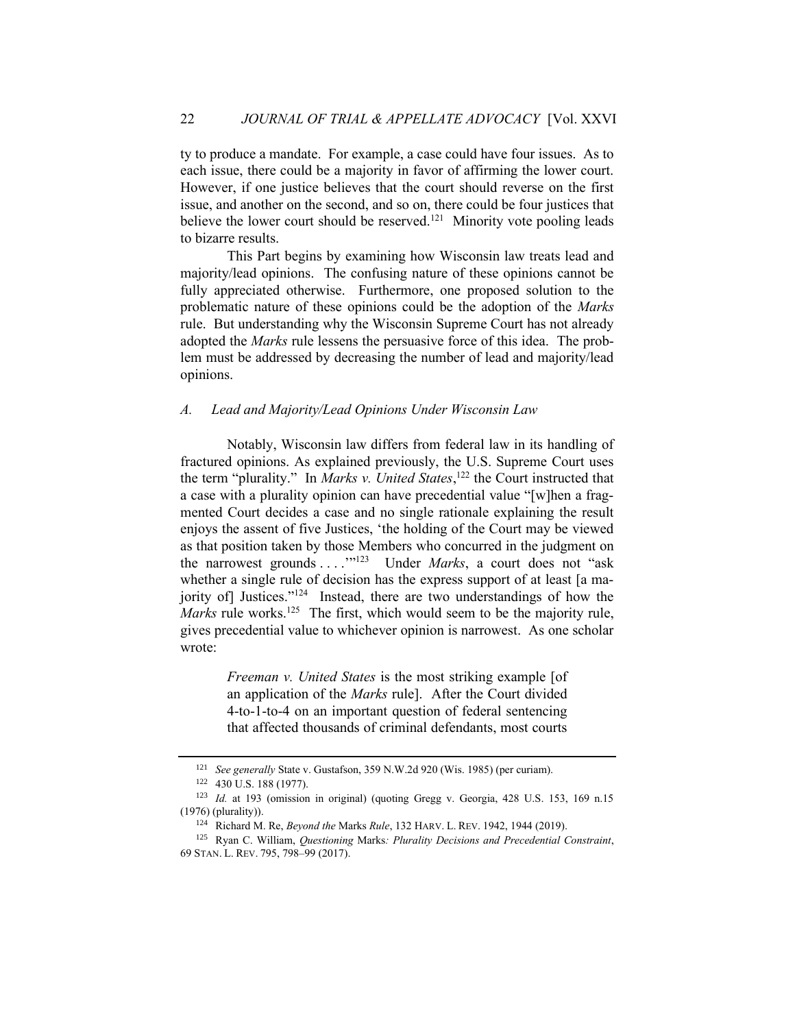ty to produce a mandate. For example, a case could have four issues. As to each issue, there could be a majority in favor of affirming the lower court. However, if one justice believes that the court should reverse on the first issue, and another on the second, and so on, there could be four justices that believe the lower court should be reserved.[121] Minority vote pooling leads to bizarre results.

This Part begins by examining how Wisconsin law treats lead and majority/lead opinions. The confusing nature of these opinions cannot be fully appreciated otherwise. Furthermore, one proposed solution to the problematic nature of these opinions could be the adoption of the *Marks* rule. But understanding why the Wisconsin Supreme Court has not already adopted the *Marks* rule lessens the persuasive force of this idea. The problem must be addressed by decreasing the number of lead and majority/lead opinions.

### *A. Lead and Majority/Lead Opinions Under Wisconsin Law*

Notably, Wisconsin law differs from federal law in its handling of fractured opinions. As explained previously, the U.S. Supreme Court uses the term "plurality." In *Marks v. United States*,[122] the Court instructed that a case with a plurality opinion can have precedential value "[w]hen a fragmented Court decides a case and no single rationale explaining the result enjoys the assent of five Justices, 'the holding of the Court may be viewed as that position taken by those Members who concurred in the judgment on the narrowest grounds . . . .'"[123] Under *Marks*, a court does not "ask whether a single rule of decision has the express support of at least [a majority of] Justices."[124] Instead, there are two understandings of how the *Marks* rule works.[125] The first, which would seem to be the majority rule, gives precedential value to whichever opinion is narrowest. As one scholar wrote:

> *Freeman v. United States* is the most striking example [of an application of the *Marks* rule]. After the Court divided 4-to-1-to-4 on an important question of federal sentencing that affected thousands of criminal defendants, most courts

---

[121] *See generally* State v. Gustafson, 359 N.W.2d 920 (Wis. 1985) (per curiam).

[122] 430 U.S. 188 (1977).

[123] *Id.* at 193 (omission in original) (quoting Gregg v. Georgia, 428 U.S. 153, 169 n.15 (1976) (plurality)).

[124] Richard M. Re, *Beyond the* Marks *Rule*, 132 HARV. L. REV. 1942, 1944 (2019).

[125] Ryan C. William, *Questioning* Marks*: Plurality Decisions and Precedential Constraint*, 69 STAN. L. REV. 795, 798–99 (2017).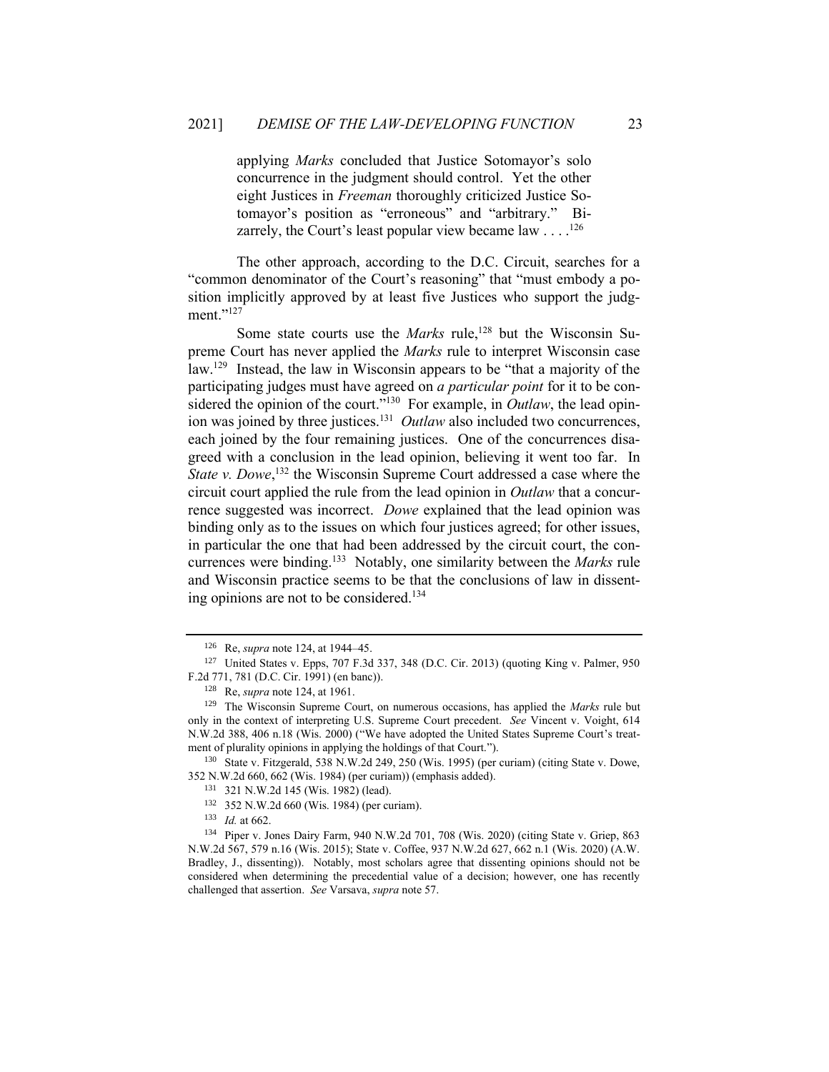> applying *Marks* concluded that Justice Sotomayor's solo concurrence in the judgment should control. Yet the other eight Justices in *Freeman* thoroughly criticized Justice Sotomayor's position as "erroneous" and "arbitrary." Bizarrely, the Court's least popular view became law . . . .[126]

The other approach, according to the D.C. Circuit, searches for a "common denominator of the Court's reasoning" that "must embody a position implicitly approved by at least five Justices who support the judgment."[127]

Some state courts use the *Marks* rule,[128] but the Wisconsin Supreme Court has never applied the *Marks* rule to interpret Wisconsin case law.[129] Instead, the law in Wisconsin appears to be "that a majority of the participating judges must have agreed on *a particular point* for it to be considered the opinion of the court."[130] For example, in *Outlaw*, the lead opinion was joined by three justices.[131] *Outlaw* also included two concurrences, each joined by the four remaining justices. One of the concurrences disagreed with a conclusion in the lead opinion, believing it went too far. In *State v. Dowe*,[132] the Wisconsin Supreme Court addressed a case where the circuit court applied the rule from the lead opinion in *Outlaw* that a concurrence suggested was incorrect. *Dowe* explained that the lead opinion was binding only as to the issues on which four justices agreed; for other issues, in particular the one that had been addressed by the circuit court, the concurrences were binding.[133] Notably, one similarity between the *Marks* rule and Wisconsin practice seems to be that the conclusions of law in dissenting opinions are not to be considered.[134]

---

[126] Re, *supra* note 124, at 1944–45.

[127] United States v. Epps, 707 F.3d 337, 348 (D.C. Cir. 2013) (quoting King v. Palmer, 950 F.2d 771, 781 (D.C. Cir. 1991) (en banc)).

[128] Re, *supra* note 124, at 1961.

[129] The Wisconsin Supreme Court, on numerous occasions, has applied the *Marks* rule but only in the context of interpreting U.S. Supreme Court precedent. *See* Vincent v. Voight, 614 N.W.2d 388, 406 n.18 (Wis. 2000) ("We have adopted the United States Supreme Court's treatment of plurality opinions in applying the holdings of that Court.").

[130] State v. Fitzgerald, 538 N.W.2d 249, 250 (Wis. 1995) (per curiam) (citing State v. Dowe, 352 N.W.2d 660, 662 (Wis. 1984) (per curiam)) (emphasis added).

[131] 321 N.W.2d 145 (Wis. 1982) (lead).

[132] 352 N.W.2d 660 (Wis. 1984) (per curiam).

[133] *Id.* at 662.

[134] Piper v. Jones Dairy Farm, 940 N.W.2d 701, 708 (Wis. 2020) (citing State v. Griep, 863 N.W.2d 567, 579 n.16 (Wis. 2015); State v. Coffee, 937 N.W.2d 627, 662 n.1 (Wis. 2020) (A.W. Bradley, J., dissenting)). Notably, most scholars agree that dissenting opinions should not be considered when determining the precedential value of a decision; however, one has recently challenged that assertion. *See* Varsava, *supra* note 57.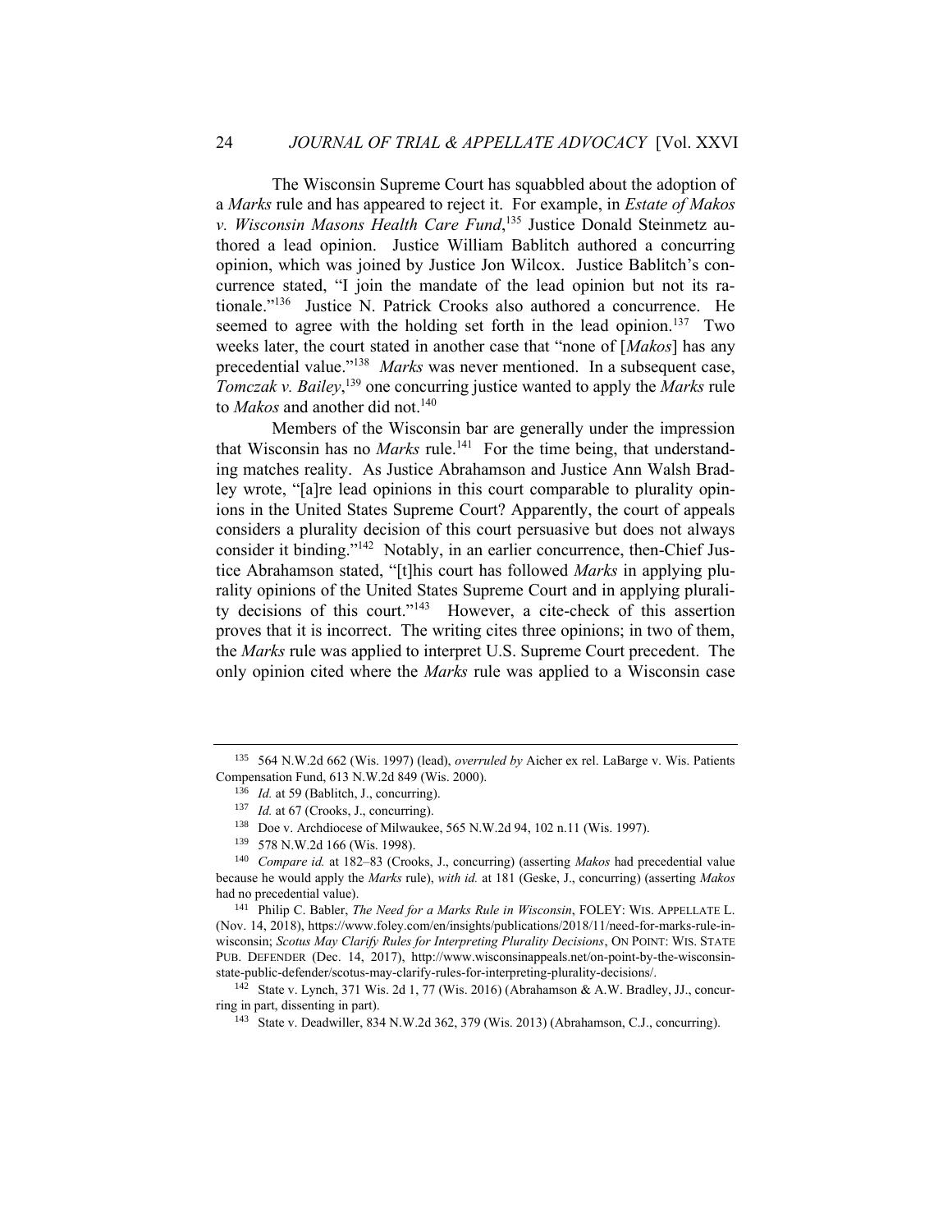The Wisconsin Supreme Court has squabbled about the adoption of a *Marks* rule and has appeared to reject it. For example, in *Estate of Makos v. Wisconsin Masons Health Care Fund*,[135] Justice Donald Steinmetz authored a lead opinion. Justice William Bablitch authored a concurring opinion, which was joined by Justice Jon Wilcox. Justice Bablitch's concurrence stated, "I join the mandate of the lead opinion but not its rationale."[136] Justice N. Patrick Crooks also authored a concurrence. He seemed to agree with the holding set forth in the lead opinion.[137] Two weeks later, the court stated in another case that "none of [*Makos*] has any precedential value."[138] *Marks* was never mentioned. In a subsequent case, *Tomczak v. Bailey*,[139] one concurring justice wanted to apply the *Marks* rule to *Makos* and another did not.[140]

Members of the Wisconsin bar are generally under the impression that Wisconsin has no *Marks* rule.[141] For the time being, that understanding matches reality. As Justice Abrahamson and Justice Ann Walsh Bradley wrote, "[a]re lead opinions in this court comparable to plurality opinions in the United States Supreme Court? Apparently, the court of appeals considers a plurality decision of this court persuasive but does not always consider it binding."[142] Notably, in an earlier concurrence, then-Chief Justice Abrahamson stated, "[t]his court has followed *Marks* in applying plurality opinions of the United States Supreme Court and in applying plurality decisions of this court."[143] However, a cite-check of this assertion proves that it is incorrect. The writing cites three opinions; in two of them, the *Marks* rule was applied to interpret U.S. Supreme Court precedent. The only opinion cited where the *Marks* rule was applied to a Wisconsin case

---

[135] 564 N.W.2d 662 (Wis. 1997) (lead), *overruled by* Aicher ex rel. LaBarge v. Wis. Patients Compensation Fund, 613 N.W.2d 849 (Wis. 2000).

[136] *Id.* at 59 (Bablitch, J., concurring).

[137] *Id.* at 67 (Crooks, J., concurring).

[138] Doe v. Archdiocese of Milwaukee, 565 N.W.2d 94, 102 n.11 (Wis. 1997).

[139] 578 N.W.2d 166 (Wis. 1998).

[140] *Compare id.* at 182–83 (Crooks, J., concurring) (asserting *Makos* had precedential value because he would apply the *Marks* rule), *with id.* at 181 (Geske, J., concurring) (asserting *Makos* had no precedential value).

[141] Philip C. Babler, *The Need for a Marks Rule in Wisconsin*, FOLEY: WIS. APPELLATE L. (Nov. 14, 2018), https://www.foley.com/en/insights/publications/2018/11/need-for-marks-rule-in-wisconsin; *Scotus May Clarify Rules for Interpreting Plurality Decisions*, ON POINT: WIS. STATE PUB. DEFENDER (Dec. 14, 2017), http://www.wisconsinappeals.net/on-point-by-the-wisconsin-state-public-defender/scotus-may-clarify-rules-for-interpreting-plurality-decisions/.

[142] State v. Lynch, 371 Wis. 2d 1, 77 (Wis. 2016) (Abrahamson & A.W. Bradley, JJ., concurring in part, dissenting in part).

[143] State v. Deadwiller, 834 N.W.2d 362, 379 (Wis. 2013) (Abrahamson, C.J., concurring).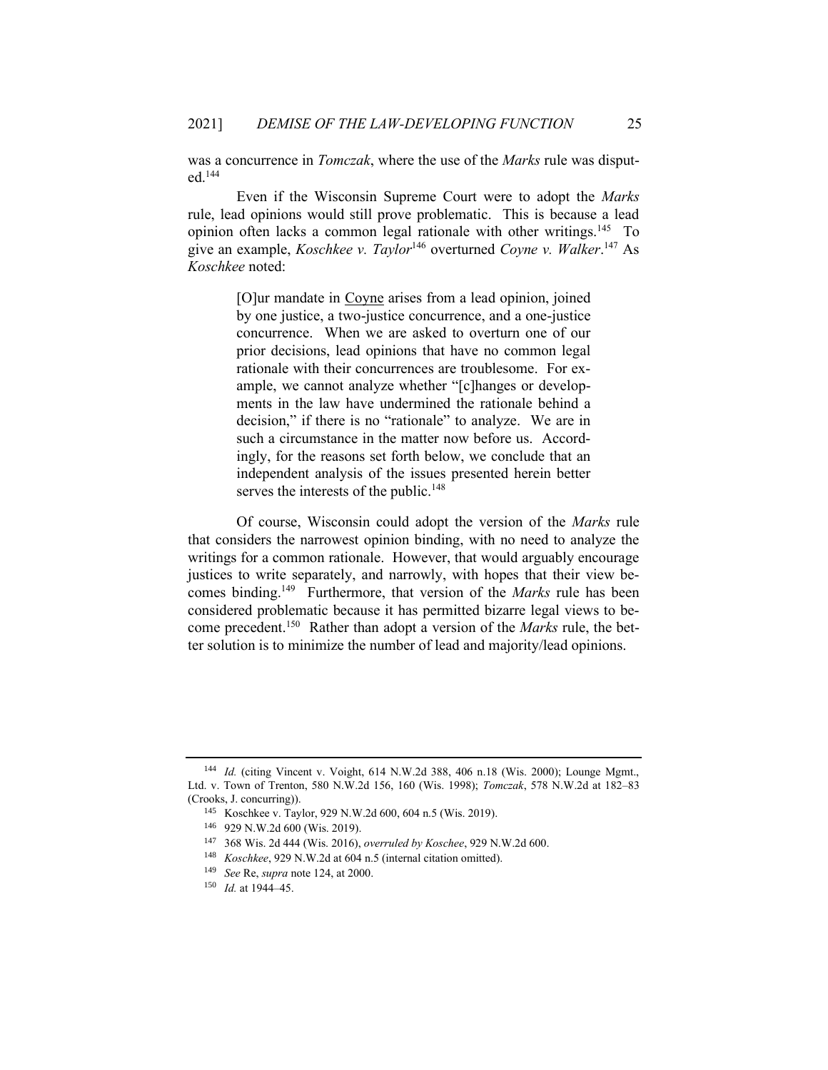was a concurrence in *Tomczak*, where the use of the *Marks* rule was disputed.[144]

Even if the Wisconsin Supreme Court were to adopt the *Marks* rule, lead opinions would still prove problematic. This is because a lead opinion often lacks a common legal rationale with other writings.[145] To give an example, *Koschkee v. Taylor*[146] overturned *Coyne v. Walker*.[147] As *Koschkee* noted:

> [O]ur mandate in Coyne arises from a lead opinion, joined by one justice, a two-justice concurrence, and a one-justice concurrence. When we are asked to overturn one of our prior decisions, lead opinions that have no common legal rationale with their concurrences are troublesome. For example, we cannot analyze whether "[c]hanges or developments in the law have undermined the rationale behind a decision," if there is no "rationale" to analyze. We are in such a circumstance in the matter now before us. Accordingly, for the reasons set forth below, we conclude that an independent analysis of the issues presented herein better serves the interests of the public.[148]

Of course, Wisconsin could adopt the version of the *Marks* rule that considers the narrowest opinion binding, with no need to analyze the writings for a common rationale. However, that would arguably encourage justices to write separately, and narrowly, with hopes that their view becomes binding.[149] Furthermore, that version of the *Marks* rule has been considered problematic because it has permitted bizarre legal views to become precedent.[150] Rather than adopt a version of the *Marks* rule, the better solution is to minimize the number of lead and majority/lead opinions.

---

[144] *Id.* (citing Vincent v. Voight, 614 N.W.2d 388, 406 n.18 (Wis. 2000); Lounge Mgmt., Ltd. v. Town of Trenton, 580 N.W.2d 156, 160 (Wis. 1998); *Tomczak*, 578 N.W.2d at 182–83 (Crooks, J. concurring)).

[145] Koschkee v. Taylor, 929 N.W.2d 600, 604 n.5 (Wis. 2019).

[146] 929 N.W.2d 600 (Wis. 2019).

[147] 368 Wis. 2d 444 (Wis. 2016), *overruled by Koschee*, 929 N.W.2d 600.

[148] *Koschkee*, 929 N.W.2d at 604 n.5 (internal citation omitted).

[149] *See* Re, *supra* note 124, at 2000.

[150] *Id.* at 1944–45.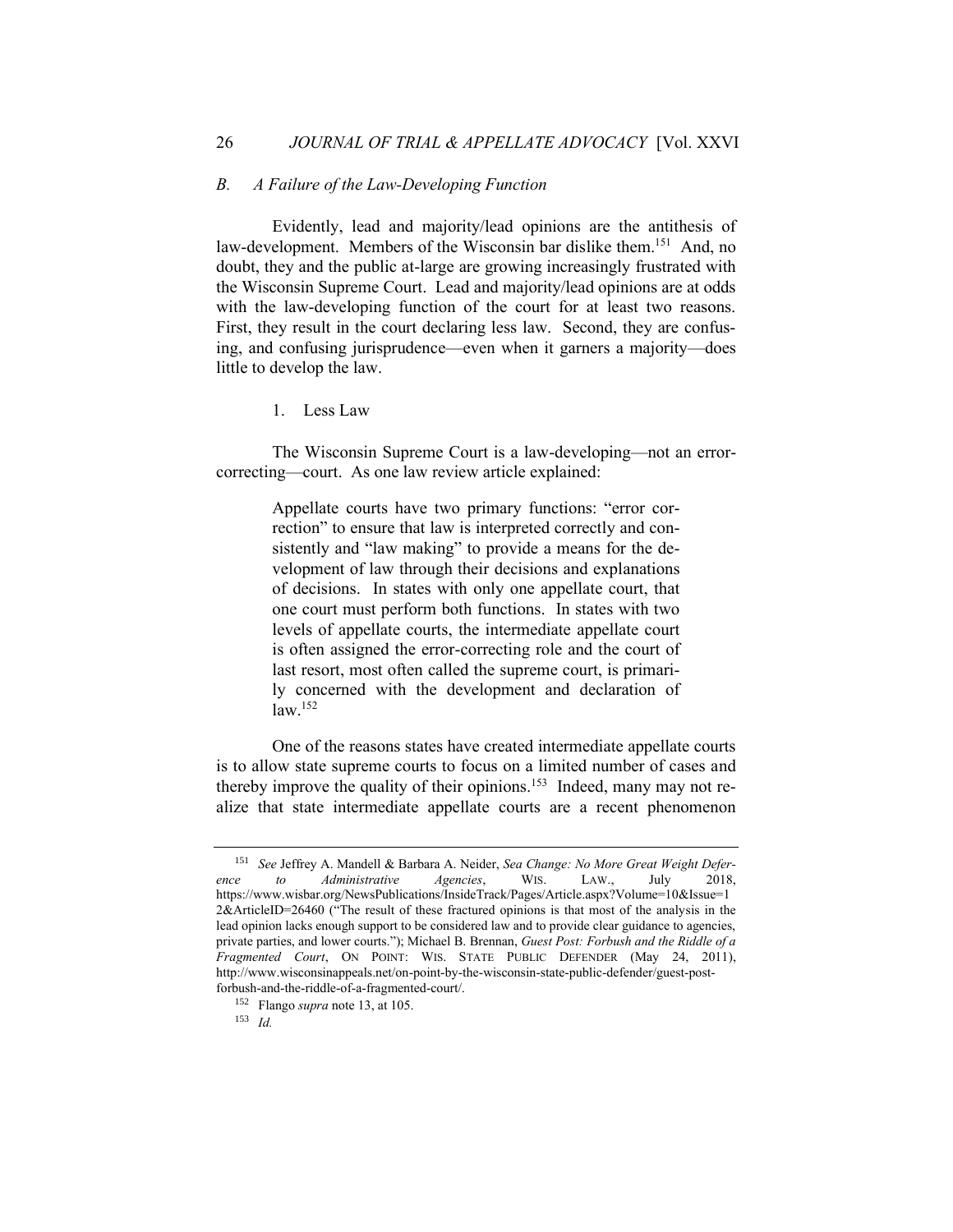### B. A Failure of the Law-Developing Function

Evidently, lead and majority/lead opinions are the antithesis of law-development. Members of the Wisconsin bar dislike them.[151] And, no doubt, they and the public at-large are growing increasingly frustrated with the Wisconsin Supreme Court. Lead and majority/lead opinions are at odds with the law-developing function of the court for at least two reasons. First, they result in the court declaring less law. Second, they are confusing, and confusing jurisprudence—even when it garners a majority—does little to develop the law.

#### 1. Less Law

The Wisconsin Supreme Court is a law-developing—not an error-correcting—court. As one law review article explained:

> Appellate courts have two primary functions: "error correction" to ensure that law is interpreted correctly and consistently and "law making" to provide a means for the development of law through their decisions and explanations of decisions. In states with only one appellate court, that one court must perform both functions. In states with two levels of appellate courts, the intermediate appellate court is often assigned the error-correcting role and the court of last resort, most often called the supreme court, is primarily concerned with the development and declaration of law.[152]

One of the reasons states have created intermediate appellate courts is to allow state supreme courts to focus on a limited number of cases and thereby improve the quality of their opinions.[153] Indeed, many may not realize that state intermediate appellate courts are a recent phenomenon

---

[151] *See* Jeffrey A. Mandell & Barbara A. Neider, *Sea Change: No More Great Weight Deference to Administrative Agencies*, WIS. LAW., July 2018, https://www.wisbar.org/NewsPublications/InsideTrack/Pages/Article.aspx?Volume=10&Issue=12&ArticleID=26460 ("The result of these fractured opinions is that most of the analysis in the lead opinion lacks enough support to be considered law and to provide clear guidance to agencies, private parties, and lower courts."); Michael B. Brennan, *Guest Post: Forbush and the Riddle of a Fragmented Court*, ON POINT: WIS. STATE PUBLIC DEFENDER (May 24, 2011), http://www.wisconsinappeals.net/on-point-by-the-wisconsin-state-public-defender/guest-post-forbush-and-the-riddle-of-a-fragmented-court/.

[152] Flango *supra* note 13, at 105.

[153] *Id.*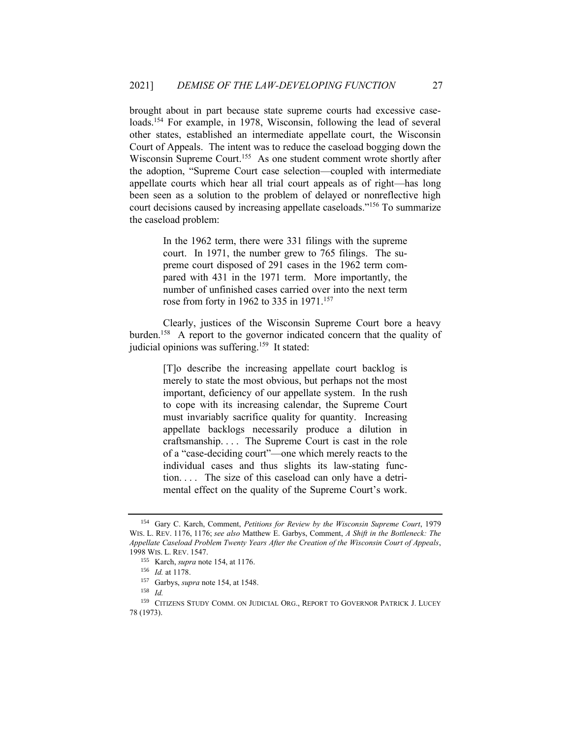brought about in part because state supreme courts had excessive caseloads.[154] For example, in 1978, Wisconsin, following the lead of several other states, established an intermediate appellate court, the Wisconsin Court of Appeals. The intent was to reduce the caseload bogging down the Wisconsin Supreme Court.[155] As one student comment wrote shortly after the adoption, "Supreme Court case selection—coupled with intermediate appellate courts which hear all trial court appeals as of right—has long been seen as a solution to the problem of delayed or nonreflective high court decisions caused by increasing appellate caseloads."[156] To summarize the caseload problem:

> In the 1962 term, there were 331 filings with the supreme court. In 1971, the number grew to 765 filings. The supreme court disposed of 291 cases in the 1962 term compared with 431 in the 1971 term. More importantly, the number of unfinished cases carried over into the next term rose from forty in 1962 to 335 in 1971.[157]

Clearly, justices of the Wisconsin Supreme Court bore a heavy burden.[158] A report to the governor indicated concern that the quality of judicial opinions was suffering.[159] It stated:

> [T]o describe the increasing appellate court backlog is merely to state the most obvious, but perhaps not the most important, deficiency of our appellate system. In the rush to cope with its increasing calendar, the Supreme Court must invariably sacrifice quality for quantity. Increasing appellate backlogs necessarily produce a dilution in craftsmanship. . . . The Supreme Court is cast in the role of a "case-deciding court"—one which merely reacts to the individual cases and thus slights its law-stating function. . . . The size of this caseload can only have a detrimental effect on the quality of the Supreme Court's work.

---

[154] Gary C. Karch, Comment, *Petitions for Review by the Wisconsin Supreme Court*, 1979 WIS. L. REV. 1176, 1176; *see also* Matthew E. Garbys, Comment, *A Shift in the Bottleneck: The Appellate Caseload Problem Twenty Years After the Creation of the Wisconsin Court of Appeals*, 1998 WIS. L. REV. 1547.

[155] Karch, *supra* note 154, at 1176.

[156] *Id.* at 1178.

[157] Garbys, *supra* note 154, at 1548.

[158] *Id.*

[159] CITIZENS STUDY COMM. ON JUDICIAL ORG., REPORT TO GOVERNOR PATRICK J. LUCEY 78 (1973).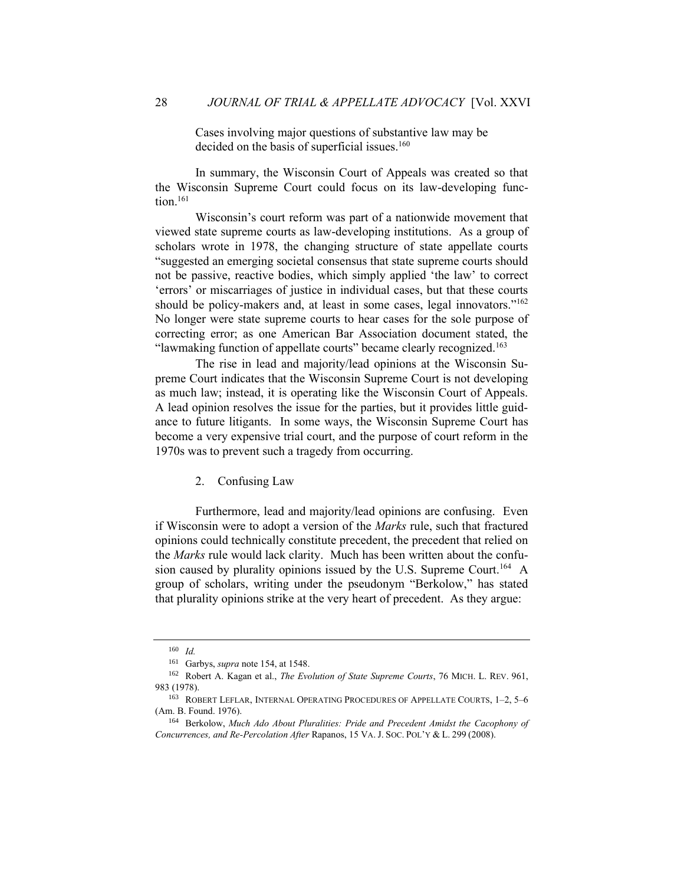> Cases involving major questions of substantive law may be decided on the basis of superficial issues.[160]

In summary, the Wisconsin Court of Appeals was created so that the Wisconsin Supreme Court could focus on its law-developing function.[161]

Wisconsin's court reform was part of a nationwide movement that viewed state supreme courts as law-developing institutions. As a group of scholars wrote in 1978, the changing structure of state appellate courts "suggested an emerging societal consensus that state supreme courts should not be passive, reactive bodies, which simply applied 'the law' to correct 'errors' or miscarriages of justice in individual cases, but that these courts should be policy-makers and, at least in some cases, legal innovators."[162] No longer were state supreme courts to hear cases for the sole purpose of correcting error; as one American Bar Association document stated, the "lawmaking function of appellate courts" became clearly recognized.[163]

The rise in lead and majority/lead opinions at the Wisconsin Supreme Court indicates that the Wisconsin Supreme Court is not developing as much law; instead, it is operating like the Wisconsin Court of Appeals. A lead opinion resolves the issue for the parties, but it provides little guidance to future litigants. In some ways, the Wisconsin Supreme Court has become a very expensive trial court, and the purpose of court reform in the 1970s was to prevent such a tragedy from occurring.

### 2. Confusing Law

Furthermore, lead and majority/lead opinions are confusing. Even if Wisconsin were to adopt a version of the *Marks* rule, such that fractured opinions could technically constitute precedent, the precedent that relied on the *Marks* rule would lack clarity. Much has been written about the confusion caused by plurality opinions issued by the U.S. Supreme Court.[164] A group of scholars, writing under the pseudonym "Berkolow," has stated that plurality opinions strike at the very heart of precedent. As they argue:

---

[160] *Id.*

[161] Garbys, *supra* note 154, at 1548.

[162] Robert A. Kagan et al., *The Evolution of State Supreme Courts*, 76 MICH. L. REV. 961, 983 (1978).

[163] ROBERT LEFLAR, INTERNAL OPERATING PROCEDURES OF APPELLATE COURTS, 1–2, 5–6 (Am. B. Found. 1976).

[164] Berkolow, *Much Ado About Pluralities: Pride and Precedent Amidst the Cacophony of Concurrences, and Re-Percolation After* Rapanos, 15 VA. J. SOC. POL'Y & L. 299 (2008).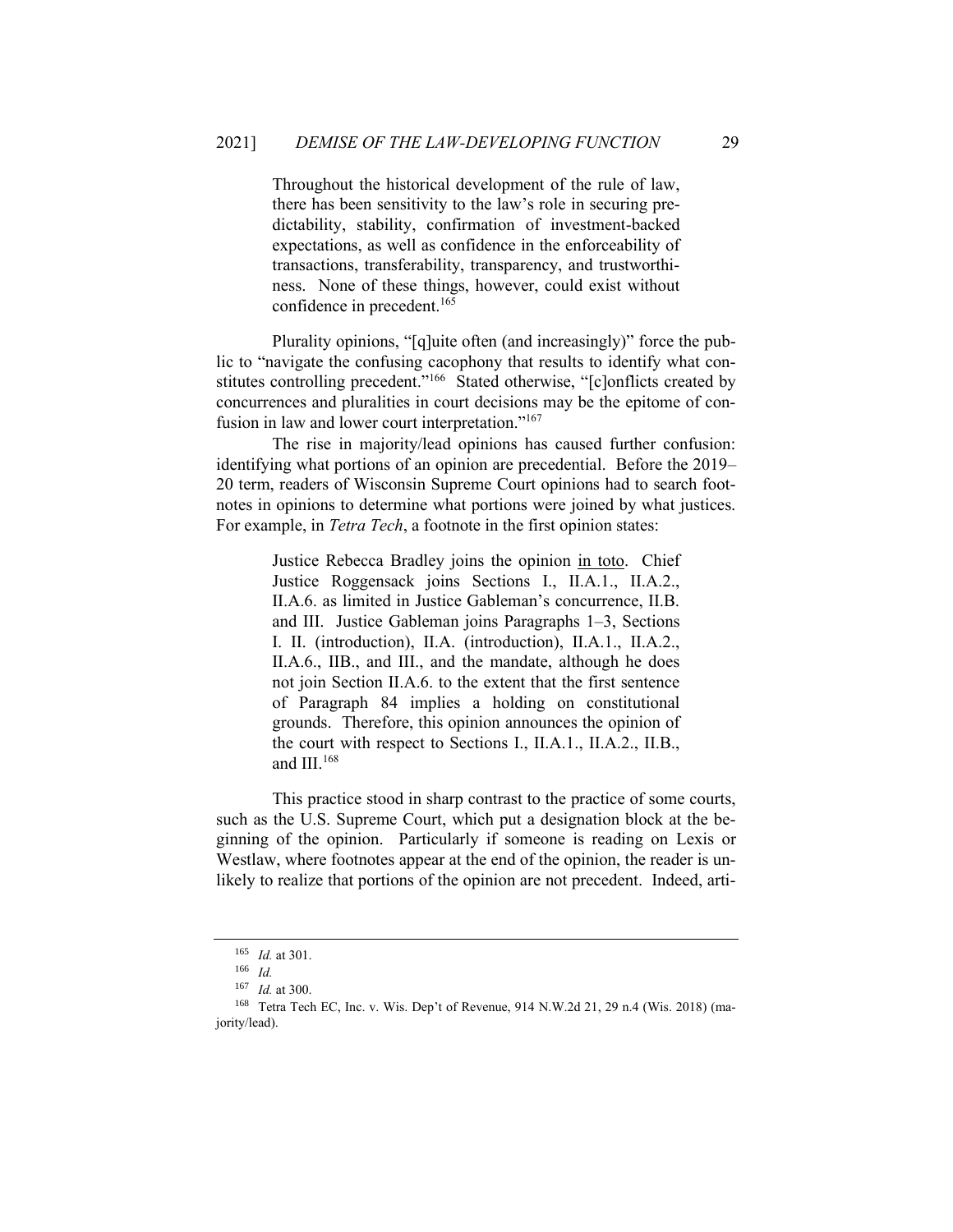> Throughout the historical development of the rule of law, there has been sensitivity to the law's role in securing predictability, stability, confirmation of investment-backed expectations, as well as confidence in the enforceability of transactions, transferability, transparency, and trustworthiness. None of these things, however, could exist without confidence in precedent.[165]

Plurality opinions, "[q]uite often (and increasingly)" force the public to "navigate the confusing cacophony that results to identify what constitutes controlling precedent."[166] Stated otherwise, "[c]onflicts created by concurrences and pluralities in court decisions may be the epitome of confusion in law and lower court interpretation."[167]

The rise in majority/lead opinions has caused further confusion: identifying what portions of an opinion are precedential. Before the 2019–20 term, readers of Wisconsin Supreme Court opinions had to search footnotes in opinions to determine what portions were joined by what justices. For example, in *Tetra Tech*, a footnote in the first opinion states:

> Justice Rebecca Bradley joins the opinion <u>in toto</u>. Chief Justice Roggensack joins Sections I., II.A.1., II.A.2., II.A.6. as limited in Justice Gableman's concurrence, II.B. and III. Justice Gableman joins Paragraphs 1–3, Sections I. II. (introduction), II.A. (introduction), II.A.1., II.A.2., II.A.6., IIB., and III., and the mandate, although he does not join Section II.A.6. to the extent that the first sentence of Paragraph 84 implies a holding on constitutional grounds. Therefore, this opinion announces the opinion of the court with respect to Sections I., II.A.1., II.A.2., II.B., and III.[168]

This practice stood in sharp contrast to the practice of some courts, such as the U.S. Supreme Court, which put a designation block at the beginning of the opinion. Particularly if someone is reading on Lexis or Westlaw, where footnotes appear at the end of the opinion, the reader is unlikely to realize that portions of the opinion are not precedent. Indeed, arti-

---

[165] *Id.* at 301.

[166] *Id.*

[167] *Id.* at 300.

[168] Tetra Tech EC, Inc. v. Wis. Dep't of Revenue, 914 N.W.2d 21, 29 n.4 (Wis. 2018) (majority/lead).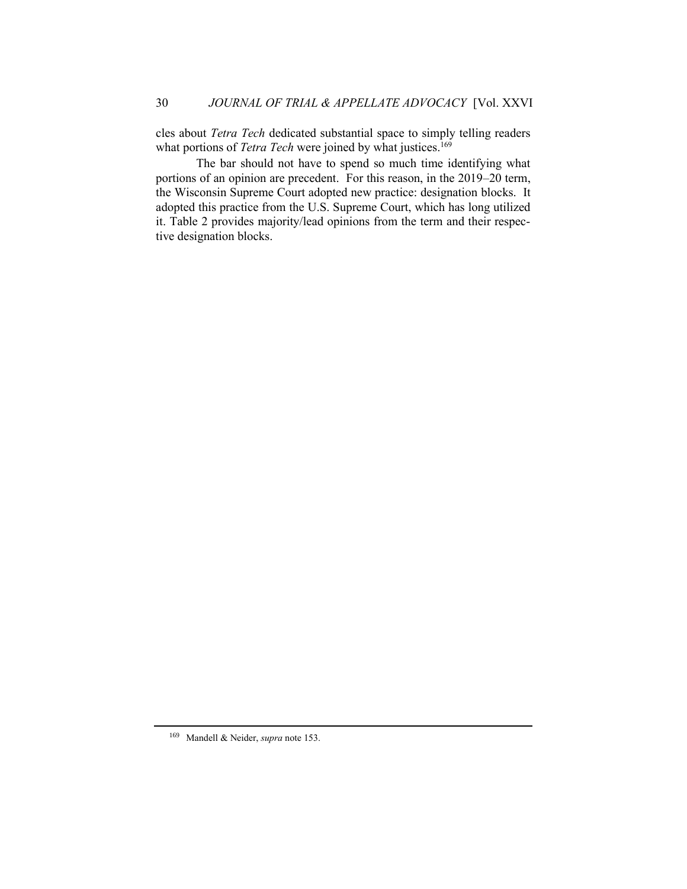cles about *Tetra Tech* dedicated substantial space to simply telling readers what portions of *Tetra Tech* were joined by what justices.[169]

The bar should not have to spend so much time identifying what portions of an opinion are precedent. For this reason, in the 2019–20 term, the Wisconsin Supreme Court adopted new practice: designation blocks. It adopted this practice from the U.S. Supreme Court, which has long utilized it. Table 2 provides majority/lead opinions from the term and their respective designation blocks.

---

[169] Mandell & Neider, *supra* note 153.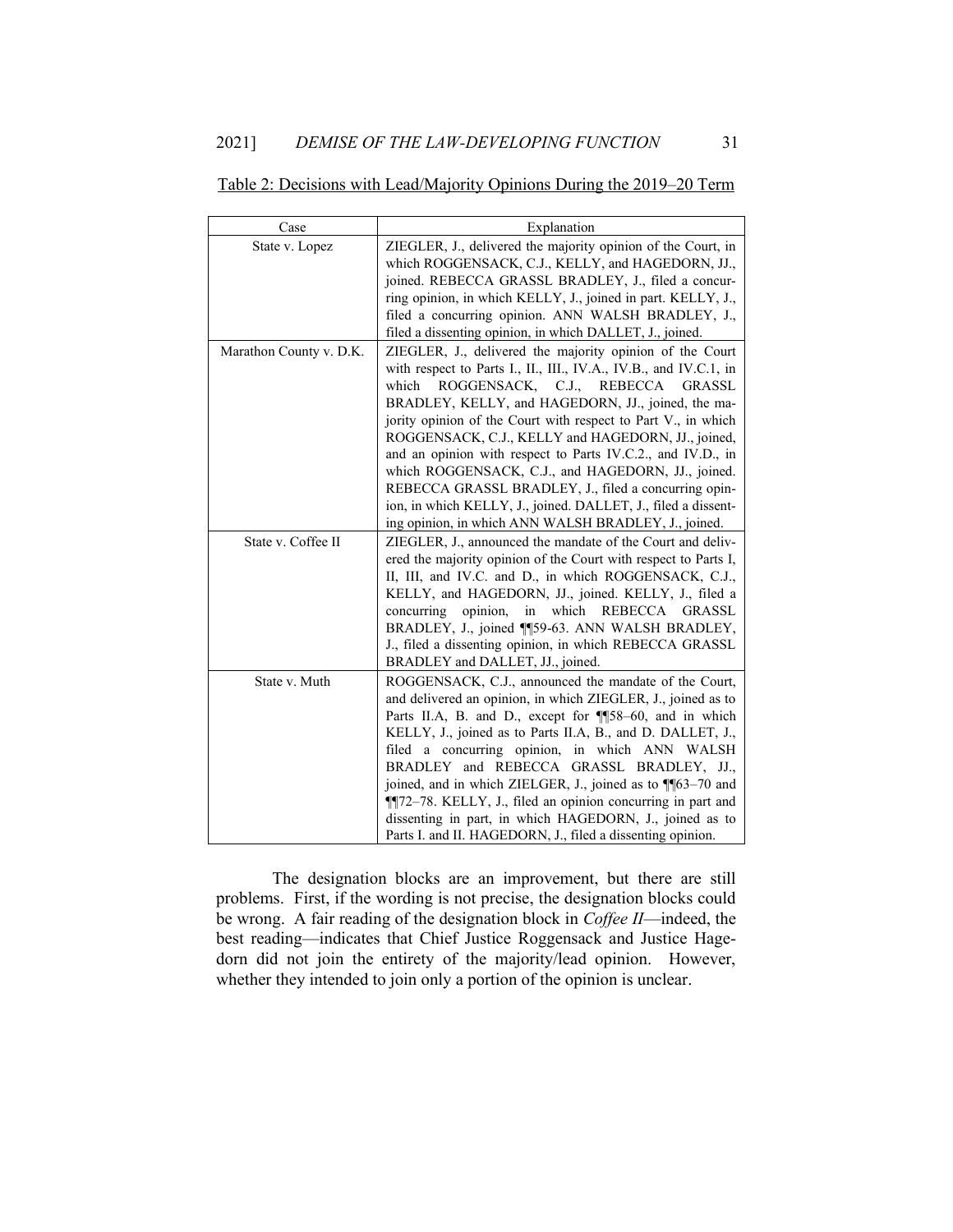Table 2: Decisions with Lead/Majority Opinions During the 2019–20 Term

| Case | Explanation |
| --- | --- |
| State v. Lopez | ZIEGLER, J., delivered the majority opinion of the Court, in which ROGGENSACK, C.J., KELLY, and HAGEDORN, JJ., joined. REBECCA GRASSL BRADLEY, J., filed a concurring opinion, in which KELLY, J., joined in part. KELLY, J., filed a concurring opinion. ANN WALSH BRADLEY, J., filed a dissenting opinion, in which DALLET, J., joined. |
| Marathon County v. D.K. | ZIEGLER, J., delivered the majority opinion of the Court with respect to Parts I., II., III., IV.A., IV.B., and IV.C.1, in which ROGGENSACK, C.J., REBECCA GRASSL BRADLEY, KELLY, and HAGEDORN, JJ., joined, the majority opinion of the Court with respect to Part V., in which ROGGENSACK, C.J., KELLY and HAGEDORN, JJ., joined, and an opinion with respect to Parts IV.C.2., and IV.D., in which ROGGENSACK, C.J., and HAGEDORN, JJ., joined. REBECCA GRASSL BRADLEY, J., filed a concurring opinion, in which KELLY, J., joined. DALLET, J., filed a dissenting opinion, in which ANN WALSH BRADLEY, J., joined. |
| State v. Coffee II | ZIEGLER, J., announced the mandate of the Court and delivered the majority opinion of the Court with respect to Parts I, II, III, and IV.C. and D., in which ROGGENSACK, C.J., KELLY, and HAGEDORN, JJ., joined. KELLY, J., filed a concurring opinion, in which REBECCA GRASSL BRADLEY, J., joined ¶¶59-63. ANN WALSH BRADLEY, J., filed a dissenting opinion, in which REBECCA GRASSL BRADLEY and DALLET, JJ., joined. |
| State v. Muth | ROGGENSACK, C.J., announced the mandate of the Court, and delivered an opinion, in which ZIEGLER, J., joined as to Parts II.A, B. and D., except for ¶¶58–60, and in which KELLY, J., joined as to Parts II.A, B., and D. DALLET, J., filed a concurring opinion, in which ANN WALSH BRADLEY and REBECCA GRASSL BRADLEY, JJ., joined, and in which ZIELGER, J., joined as to ¶¶63–70 and ¶¶72–78. KELLY, J., filed an opinion concurring in part and dissenting in part, in which HAGEDORN, J., joined as to Parts I. and II. HAGEDORN, J., filed a dissenting opinion. |

The designation blocks are an improvement, but there are still problems. First, if the wording is not precise, the designation blocks could be wrong. A fair reading of the designation block in *Coffee II*—indeed, the best reading—indicates that Chief Justice Roggensack and Justice Hagedorn did not join the entirety of the majority/lead opinion. However, whether they intended to join only a portion of the opinion is unclear.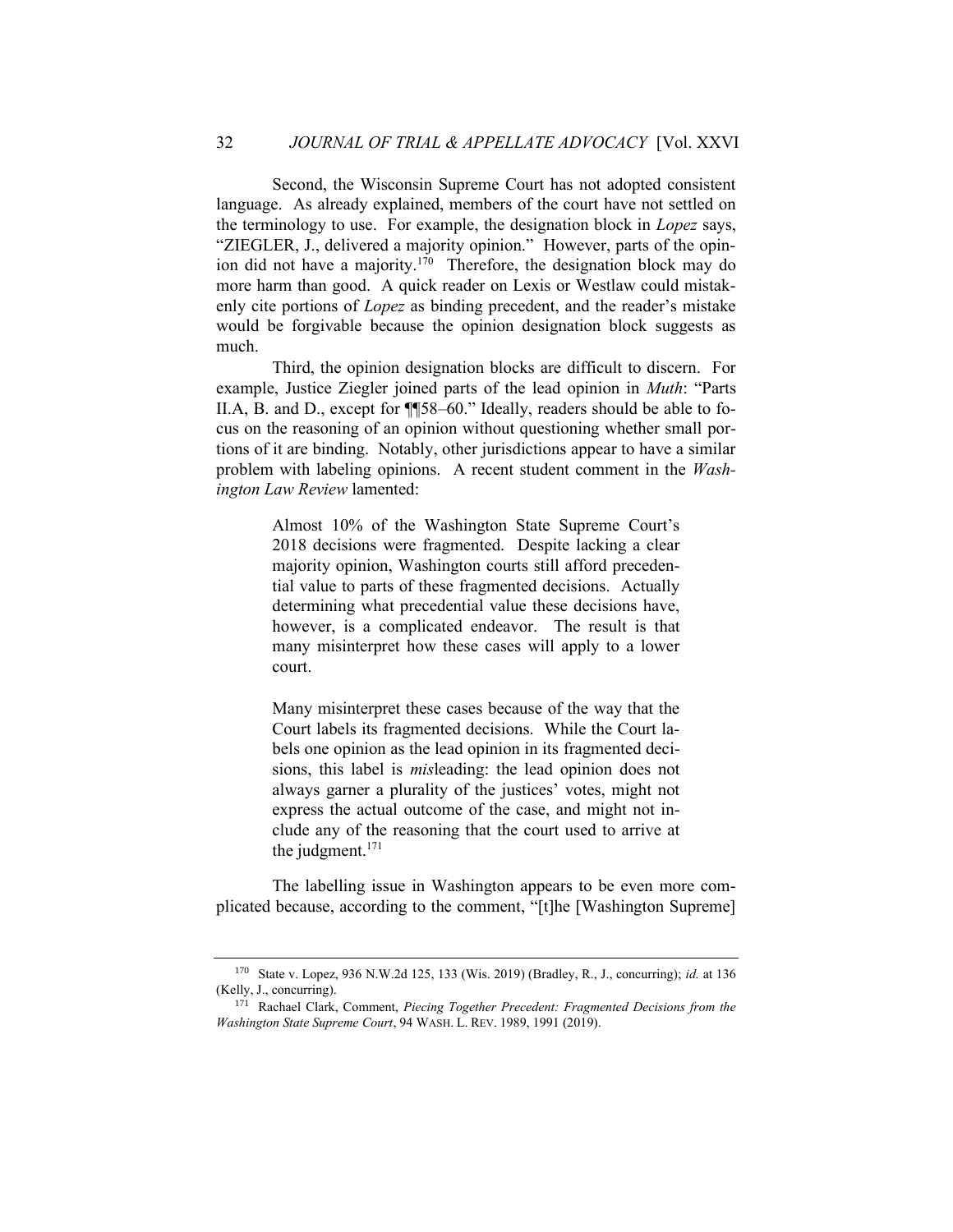Second, the Wisconsin Supreme Court has not adopted consistent language. As already explained, members of the court have not settled on the terminology to use. For example, the designation block in *Lopez* says, "ZIEGLER, J., delivered a majority opinion." However, parts of the opinion did not have a majority.[170] Therefore, the designation block may do more harm than good. A quick reader on Lexis or Westlaw could mistakenly cite portions of *Lopez* as binding precedent, and the reader's mistake would be forgivable because the opinion designation block suggests as much.

Third, the opinion designation blocks are difficult to discern. For example, Justice Ziegler joined parts of the lead opinion in *Muth*: "Parts II.A, B. and D., except for ¶¶58–60." Ideally, readers should be able to focus on the reasoning of an opinion without questioning whether small portions of it are binding. Notably, other jurisdictions appear to have a similar problem with labeling opinions. A recent student comment in the *Washington Law Review* lamented:

> Almost 10% of the Washington State Supreme Court's 2018 decisions were fragmented. Despite lacking a clear majority opinion, Washington courts still afford precedential value to parts of these fragmented decisions. Actually determining what precedential value these decisions have, however, is a complicated endeavor. The result is that many misinterpret how these cases will apply to a lower court.
>
> Many misinterpret these cases because of the way that the Court labels its fragmented decisions. While the Court labels one opinion as the lead opinion in its fragmented decisions, this label is *mis*leading: the lead opinion does not always garner a plurality of the justices' votes, might not express the actual outcome of the case, and might not include any of the reasoning that the court used to arrive at the judgment.[171]

The labelling issue in Washington appears to be even more complicated because, according to the comment, "[t]he [Washington Supreme]

---

[170] State v. Lopez, 936 N.W.2d 125, 133 (Wis. 2019) (Bradley, R., J., concurring); *id.* at 136 (Kelly, J., concurring).

[171] Rachael Clark, Comment, *Piecing Together Precedent: Fragmented Decisions from the Washington State Supreme Court*, 94 WASH. L. REV. 1989, 1991 (2019).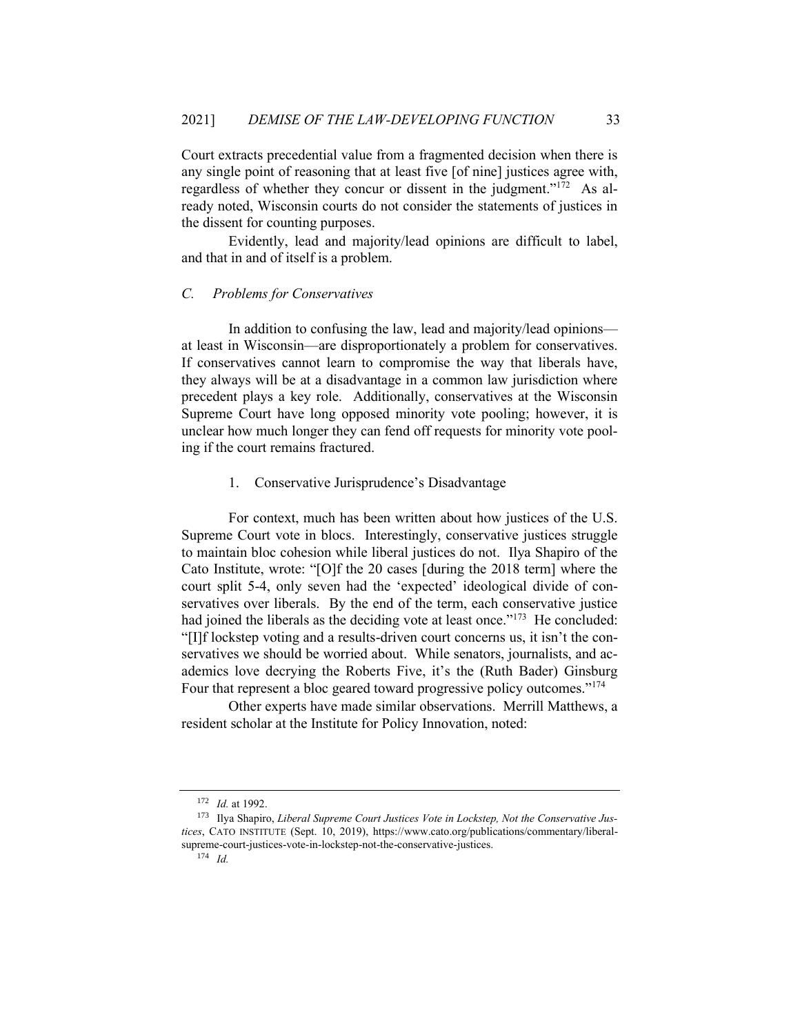Court extracts precedential value from a fragmented decision when there is any single point of reasoning that at least five [of nine] justices agree with, regardless of whether they concur or dissent in the judgment."[172] As already noted, Wisconsin courts do not consider the statements of justices in the dissent for counting purposes.

Evidently, lead and majority/lead opinions are difficult to label, and that in and of itself is a problem.

### *C. Problems for Conservatives*

In addition to confusing the law, lead and majority/lead opinions—at least in Wisconsin—are disproportionately a problem for conservatives. If conservatives cannot learn to compromise the way that liberals have, they always will be at a disadvantage in a common law jurisdiction where precedent plays a key role. Additionally, conservatives at the Wisconsin Supreme Court have long opposed minority vote pooling; however, it is unclear how much longer they can fend off requests for minority vote pooling if the court remains fractured.

#### 1. Conservative Jurisprudence's Disadvantage

For context, much has been written about how justices of the U.S. Supreme Court vote in blocs. Interestingly, conservative justices struggle to maintain bloc cohesion while liberal justices do not. Ilya Shapiro of the Cato Institute, wrote: "[O]f the 20 cases [during the 2018 term] where the court split 5-4, only seven had the 'expected' ideological divide of conservatives over liberals. By the end of the term, each conservative justice had joined the liberals as the deciding vote at least once."[173] He concluded: "[I]f lockstep voting and a results-driven court concerns us, it isn't the conservatives we should be worried about. While senators, journalists, and academics love decrying the Roberts Five, it's the (Ruth Bader) Ginsburg Four that represent a bloc geared toward progressive policy outcomes."[174]

Other experts have made similar observations. Merrill Matthews, a resident scholar at the Institute for Policy Innovation, noted:

---

[172] *Id.* at 1992.

[173] Ilya Shapiro, *Liberal Supreme Court Justices Vote in Lockstep, Not the Conservative Justices*, CATO INSTITUTE (Sept. 10, 2019), https://www.cato.org/publications/commentary/liberal-supreme-court-justices-vote-in-lockstep-not-the-conservative-justices.

[174] *Id.*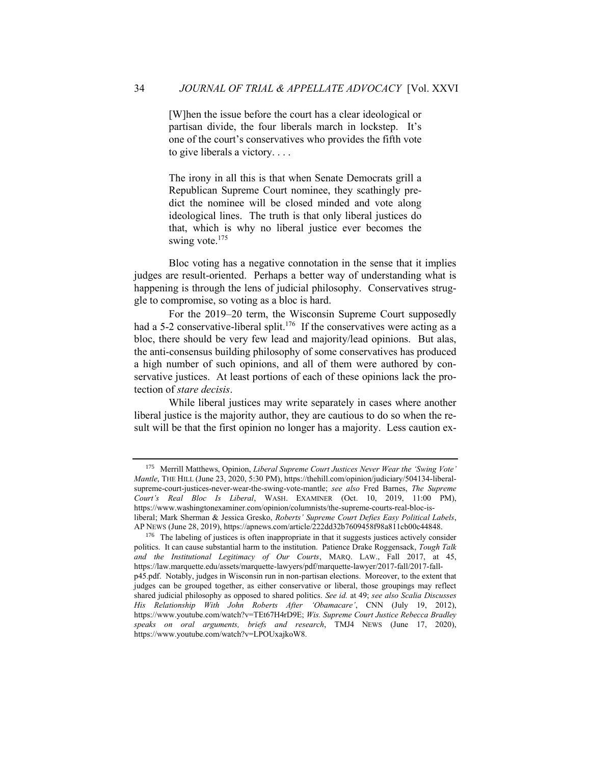> [W]hen the issue before the court has a clear ideological or partisan divide, the four liberals march in lockstep. It's one of the court's conservatives who provides the fifth vote to give liberals a victory. . . .
>
> The irony in all this is that when Senate Democrats grill a Republican Supreme Court nominee, they scathingly predict the nominee will be closed minded and vote along ideological lines. The truth is that only liberal justices do that, which is why no liberal justice ever becomes the swing vote.[175]

Bloc voting has a negative connotation in the sense that it implies judges are result-oriented. Perhaps a better way of understanding what is happening is through the lens of judicial philosophy. Conservatives struggle to compromise, so voting as a bloc is hard.

For the 2019–20 term, the Wisconsin Supreme Court supposedly had a 5-2 conservative-liberal split.[176] If the conservatives were acting as a bloc, there should be very few lead and majority/lead opinions. But alas, the anti-consensus building philosophy of some conservatives has produced a high number of such opinions, and all of them were authored by conservative justices. At least portions of each of these opinions lack the protection of *stare decisis*.

While liberal justices may write separately in cases where another liberal justice is the majority author, they are cautious to do so when the result will be that the first opinion no longer has a majority. Less caution ex-

---

[175] Merrill Matthews, Opinion, *Liberal Supreme Court Justices Never Wear the 'Swing Vote' Mantle*, THE HILL (June 23, 2020, 5:30 PM), https://thehill.com/opinion/judiciary/504134-liberal-supreme-court-justices-never-wear-the-swing-vote-mantle; *see also* Fred Barnes, *The Supreme Court's Real Bloc Is Liberal*, WASH. EXAMINER (Oct. 10, 2019, 11:00 PM), https://www.washingtonexaminer.com/opinion/columnists/the-supreme-courts-real-bloc-is-liberal; Mark Sherman & Jessica Gresko, *Roberts' Supreme Court Defies Easy Political Labels*, AP NEWS (June 28, 2019), https://apnews.com/article/222dd32b7609458f98a811cb00c44848.

[176] The labeling of justices is often inappropriate in that it suggests justices actively consider politics. It can cause substantial harm to the institution. Patience Drake Roggensack, *Tough Talk and the Institutional Legitimacy of Our Courts*, MARQ. LAW., Fall 2017, at 45, https://law.marquette.edu/assets/marquette-lawyers/pdf/marquette-lawyer/2017-fall/2017-fall-p45.pdf. Notably, judges in Wisconsin run in non-partisan elections. Moreover, to the extent that judges can be grouped together, as either conservative or liberal, those groupings may reflect shared judicial philosophy as opposed to shared politics. *See id.* at 49; *see also Scalia Discusses His Relationship With John Roberts After 'Obamacare'*, CNN (July 19, 2012), https://www.youtube.com/watch?v=TEt67H4rD9E; *Wis. Supreme Court Justice Rebecca Bradley speaks on oral arguments, briefs and research*, TMJ4 NEWS (June 17, 2020), https://www.youtube.com/watch?v=LPOUxajkoW8.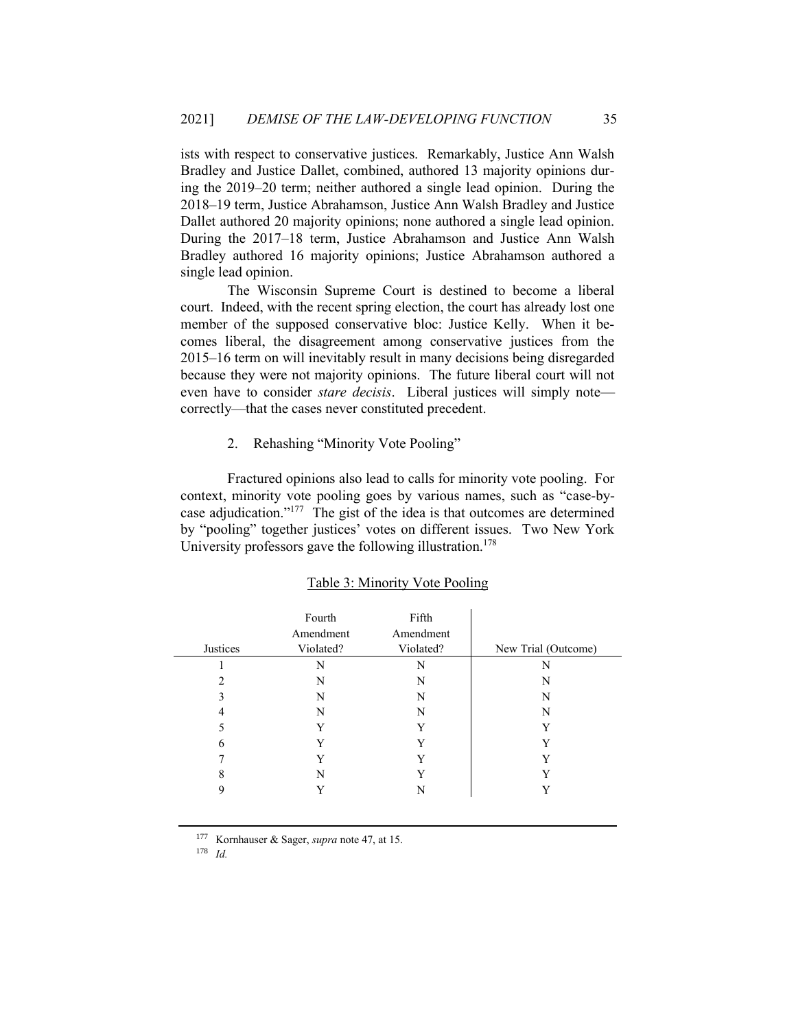ists with respect to conservative justices. Remarkably, Justice Ann Walsh Bradley and Justice Dallet, combined, authored 13 majority opinions during the 2019–20 term; neither authored a single lead opinion. During the 2018–19 term, Justice Abrahamson, Justice Ann Walsh Bradley and Justice Dallet authored 20 majority opinions; none authored a single lead opinion. During the 2017–18 term, Justice Abrahamson and Justice Ann Walsh Bradley authored 16 majority opinions; Justice Abrahamson authored a single lead opinion.

The Wisconsin Supreme Court is destined to become a liberal court. Indeed, with the recent spring election, the court has already lost one member of the supposed conservative bloc: Justice Kelly. When it becomes liberal, the disagreement among conservative justices from the 2015–16 term on will inevitably result in many decisions being disregarded because they were not majority opinions. The future liberal court will not even have to consider *stare decisis*. Liberal justices will simply note—correctly—that the cases never constituted precedent.

2. Rehashing "Minority Vote Pooling"

Fractured opinions also lead to calls for minority vote pooling. For context, minority vote pooling goes by various names, such as "case-by-case adjudication."[177] The gist of the idea is that outcomes are determined by "pooling" together justices' votes on different issues. Two New York University professors gave the following illustration.[178]

Table 3: Minority Vote Pooling

| Justices | Fourth Amendment Violated? | Fifth Amendment Violated? | New Trial (Outcome) |
|---|---|---|---|
| 1 | N | N | N |
| 2 | N | N | N |
| 3 | N | N | N |
| 4 | N | N | N |
| 5 | Y | Y | Y |
| 6 | Y | Y | Y |
| 7 | Y | Y | Y |
| 8 | N | Y | Y |
| 9 | Y | N | Y |

[177] Kornhauser & Sager, *supra* note 47, at 15.

[178] *Id.*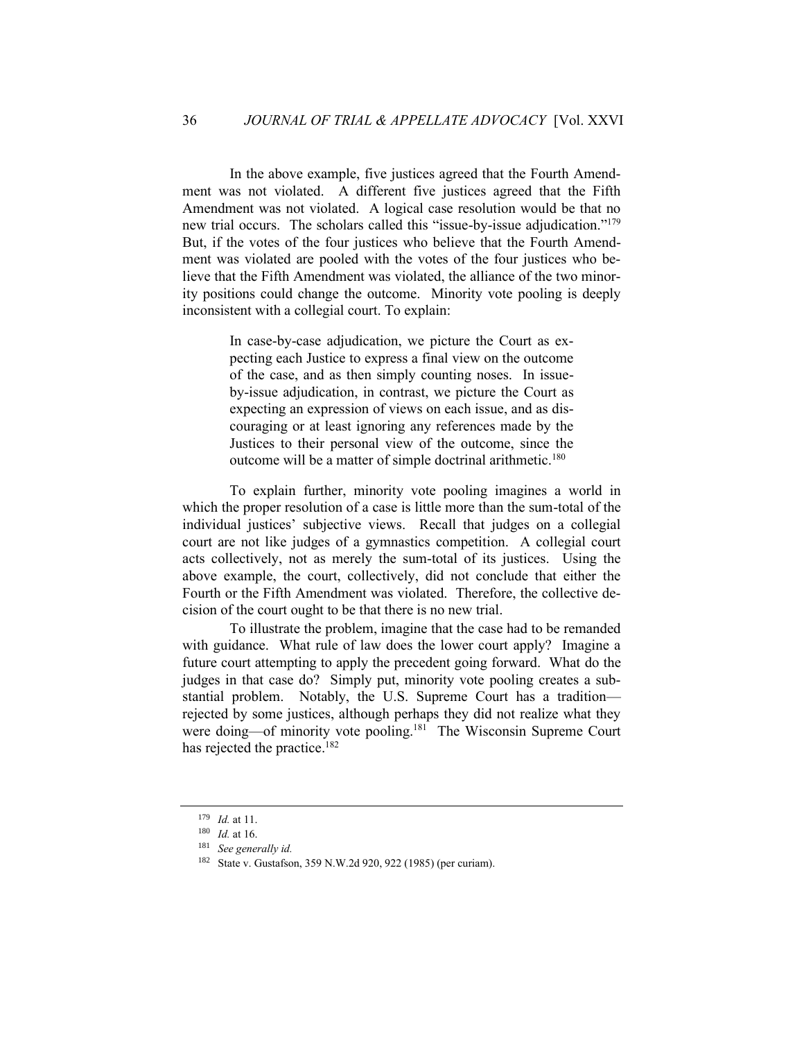In the above example, five justices agreed that the Fourth Amendment was not violated. A different five justices agreed that the Fifth Amendment was not violated. A logical case resolution would be that no new trial occurs. The scholars called this "issue-by-issue adjudication."[179] But, if the votes of the four justices who believe that the Fourth Amendment was violated are pooled with the votes of the four justices who believe that the Fifth Amendment was violated, the alliance of the two minority positions could change the outcome. Minority vote pooling is deeply inconsistent with a collegial court. To explain:

> In case-by-case adjudication, we picture the Court as expecting each Justice to express a final view on the outcome of the case, and as then simply counting noses. In issue-by-issue adjudication, in contrast, we picture the Court as expecting an expression of views on each issue, and as discouraging or at least ignoring any references made by the Justices to their personal view of the outcome, since the outcome will be a matter of simple doctrinal arithmetic.[180]

To explain further, minority vote pooling imagines a world in which the proper resolution of a case is little more than the sum-total of the individual justices' subjective views. Recall that judges on a collegial court are not like judges of a gymnastics competition. A collegial court acts collectively, not as merely the sum-total of its justices. Using the above example, the court, collectively, did not conclude that either the Fourth or the Fifth Amendment was violated. Therefore, the collective decision of the court ought to be that there is no new trial.

To illustrate the problem, imagine that the case had to be remanded with guidance. What rule of law does the lower court apply? Imagine a future court attempting to apply the precedent going forward. What do the judges in that case do? Simply put, minority vote pooling creates a substantial problem. Notably, the U.S. Supreme Court has a tradition—rejected by some justices, although perhaps they did not realize what they were doing—of minority vote pooling.[181] The Wisconsin Supreme Court has rejected the practice.[182]

---

[179] *Id.* at 11.

[180] *Id.* at 16.

[181] *See generally id.*

[182] State v. Gustafson, 359 N.W.2d 920, 922 (1985) (per curiam).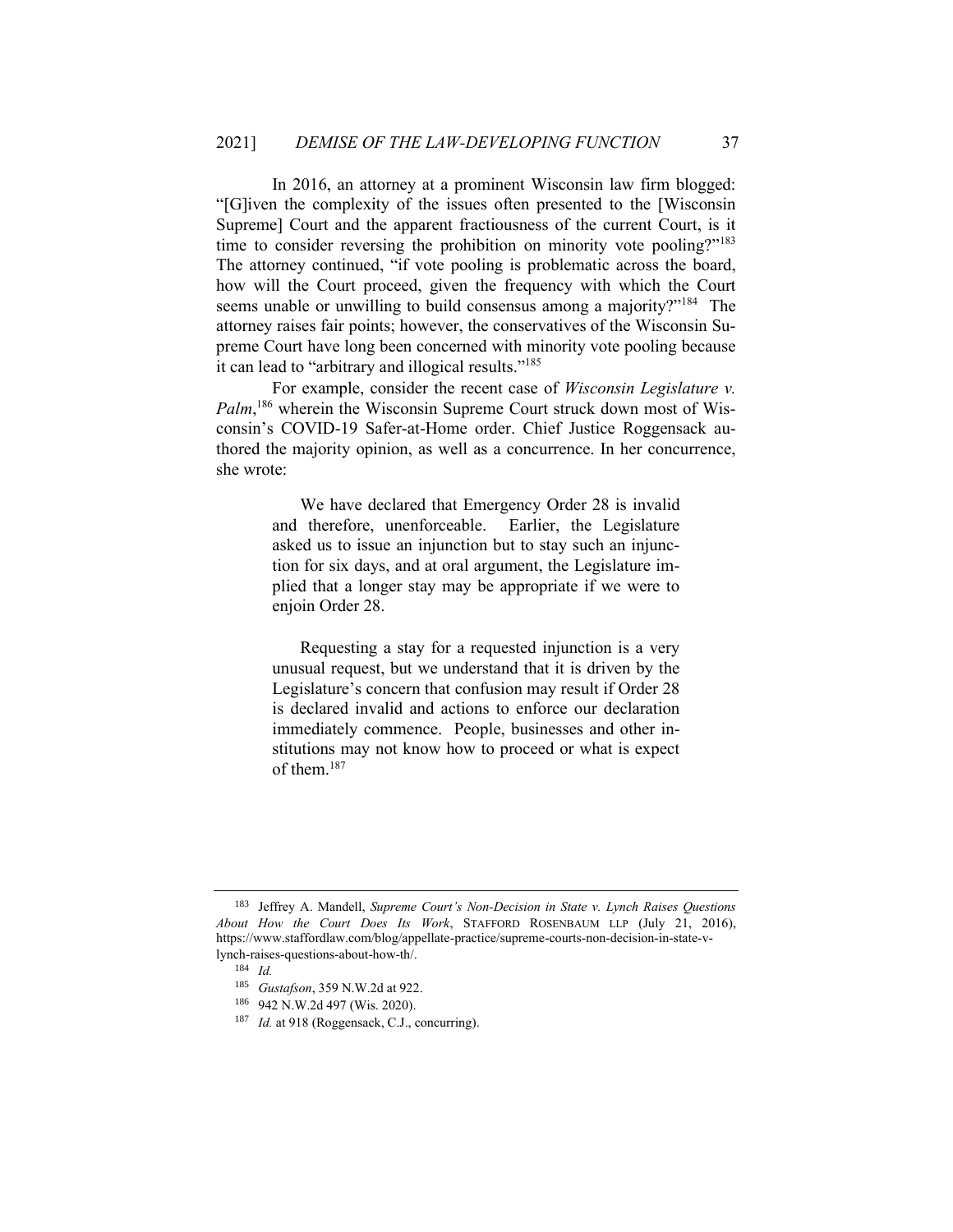In 2016, an attorney at a prominent Wisconsin law firm blogged: "[G]iven the complexity of the issues often presented to the [Wisconsin Supreme] Court and the apparent fractiousness of the current Court, is it time to consider reversing the prohibition on minority vote pooling?"[183] The attorney continued, "if vote pooling is problematic across the board, how will the Court proceed, given the frequency with which the Court seems unable or unwilling to build consensus among a majority?"[184] The attorney raises fair points; however, the conservatives of the Wisconsin Supreme Court have long been concerned with minority vote pooling because it can lead to "arbitrary and illogical results."[185]

For example, consider the recent case of *Wisconsin Legislature v. Palm*,[186] wherein the Wisconsin Supreme Court struck down most of Wisconsin's COVID-19 Safer-at-Home order. Chief Justice Roggensack authored the majority opinion, as well as a concurrence. In her concurrence, she wrote:

> We have declared that Emergency Order 28 is invalid and therefore, unenforceable. Earlier, the Legislature asked us to issue an injunction but to stay such an injunction for six days, and at oral argument, the Legislature implied that a longer stay may be appropriate if we were to enjoin Order 28.
>
> Requesting a stay for a requested injunction is a very unusual request, but we understand that it is driven by the Legislature's concern that confusion may result if Order 28 is declared invalid and actions to enforce our declaration immediately commence. People, businesses and other institutions may not know how to proceed or what is expect of them.[187]

---

[183] Jeffrey A. Mandell, *Supreme Court's Non-Decision in State v. Lynch Raises Questions About How the Court Does Its Work*, STAFFORD ROSENBAUM LLP (July 21, 2016), https://www.staffordlaw.com/blog/appellate-practice/supreme-courts-non-decision-in-state-v-lynch-raises-questions-about-how-th/.

[184] *Id.*

[185] *Gustafson*, 359 N.W.2d at 922.

[186] 942 N.W.2d 497 (Wis. 2020).

[187] *Id.* at 918 (Roggensack, C.J., concurring).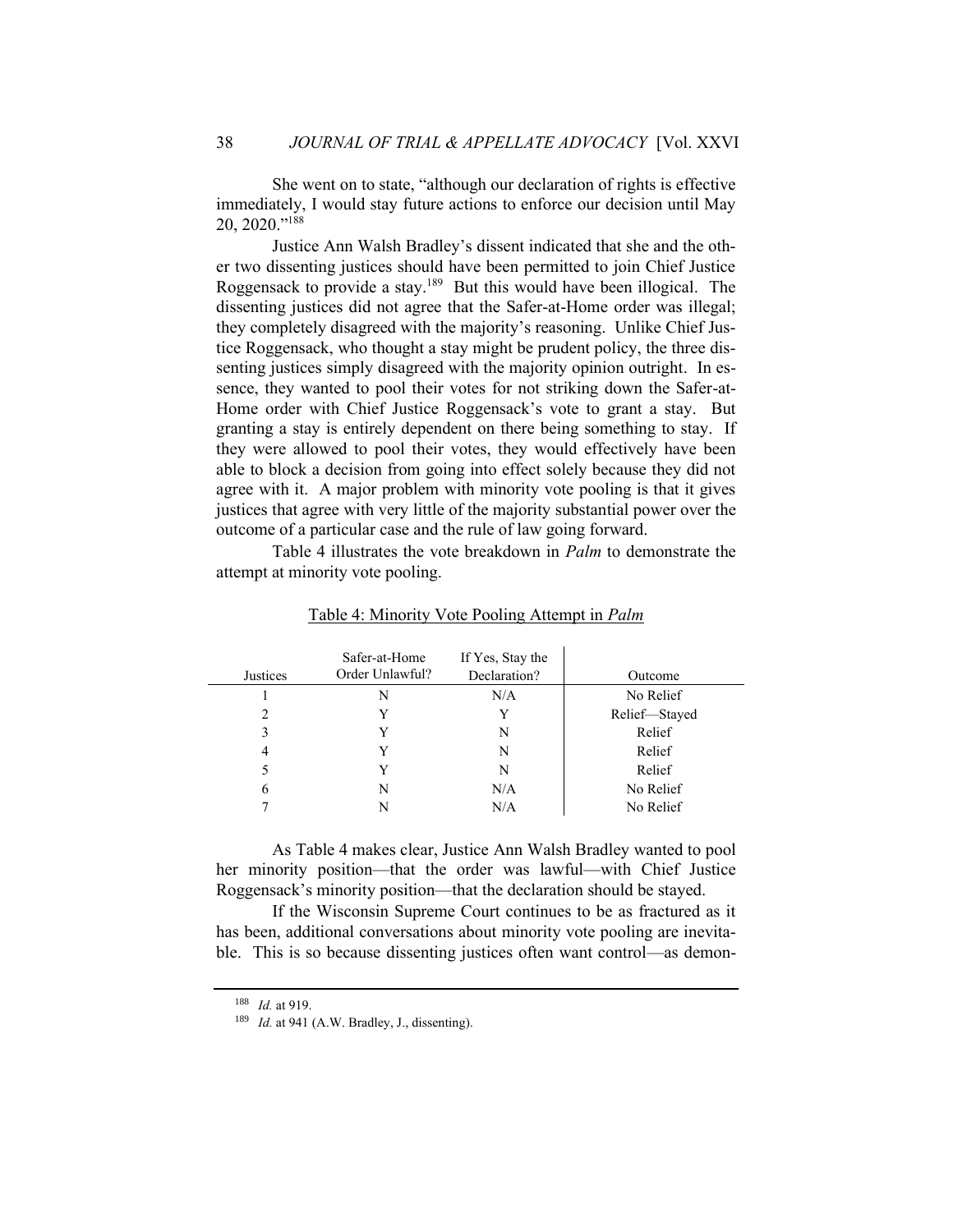She went on to state, "although our declaration of rights is effective immediately, I would stay future actions to enforce our decision until May 20, 2020."[188]

Justice Ann Walsh Bradley's dissent indicated that she and the other two dissenting justices should have been permitted to join Chief Justice Roggensack to provide a stay.[189] But this would have been illogical. The dissenting justices did not agree that the Safer-at-Home order was illegal; they completely disagreed with the majority's reasoning. Unlike Chief Justice Roggensack, who thought a stay might be prudent policy, the three dissenting justices simply disagreed with the majority opinion outright. In essence, they wanted to pool their votes for not striking down the Safer-at-Home order with Chief Justice Roggensack's vote to grant a stay. But granting a stay is entirely dependent on there being something to stay. If they were allowed to pool their votes, they would effectively have been able to block a decision from going into effect solely because they did not agree with it. A major problem with minority vote pooling is that it gives justices that agree with very little of the majority substantial power over the outcome of a particular case and the rule of law going forward.

Table 4 illustrates the vote breakdown in *Palm* to demonstrate the attempt at minority vote pooling.

Table 4: Minority Vote Pooling Attempt in *Palm*

| Justices | Safer-at-Home Order Unlawful? | If Yes, Stay the Declaration? | Outcome |
|---|---|---|---|
| 1 | N | N/A | No Relief |
| 2 | Y | Y | Relief—Stayed |
| 3 | Y | N | Relief |
| 4 | Y | N | Relief |
| 5 | Y | N | Relief |
| 6 | N | N/A | No Relief |
| 7 | N | N/A | No Relief |

As Table 4 makes clear, Justice Ann Walsh Bradley wanted to pool her minority position—that the order was lawful—with Chief Justice Roggensack's minority position—that the declaration should be stayed.

If the Wisconsin Supreme Court continues to be as fractured as it has been, additional conversations about minority vote pooling are inevitable. This is so because dissenting justices often want control—as demon-

[188] *Id.* at 919.

[189] *Id.* at 941 (A.W. Bradley, J., dissenting).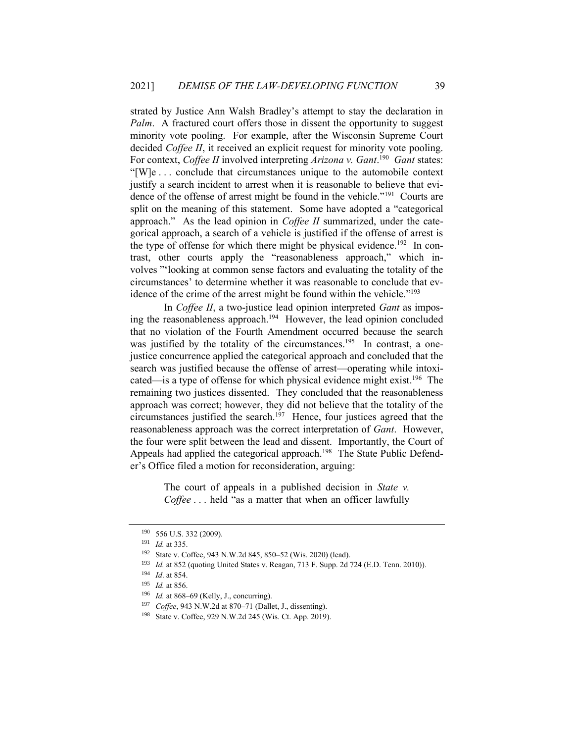strated by Justice Ann Walsh Bradley's attempt to stay the declaration in *Palm*. A fractured court offers those in dissent the opportunity to suggest minority vote pooling. For example, after the Wisconsin Supreme Court decided *Coffee II*, it received an explicit request for minority vote pooling. For context, *Coffee II* involved interpreting *Arizona v. Gant*.[190] *Gant* states: "[W]e . . . conclude that circumstances unique to the automobile context justify a search incident to arrest when it is reasonable to believe that evidence of the offense of arrest might be found in the vehicle."[191] Courts are split on the meaning of this statement. Some have adopted a "categorical approach." As the lead opinion in *Coffee II* summarized, under the categorical approach, a search of a vehicle is justified if the offense of arrest is the type of offense for which there might be physical evidence.[192] In contrast, other courts apply the "reasonableness approach," which involves "'looking at common sense factors and evaluating the totality of the circumstances' to determine whether it was reasonable to conclude that evidence of the crime of the arrest might be found within the vehicle."[193]

In *Coffee II*, a two-justice lead opinion interpreted *Gant* as imposing the reasonableness approach.[194] However, the lead opinion concluded that no violation of the Fourth Amendment occurred because the search was justified by the totality of the circumstances.[195] In contrast, a one-justice concurrence applied the categorical approach and concluded that the search was justified because the offense of arrest—operating while intoxicated—is a type of offense for which physical evidence might exist.[196] The remaining two justices dissented. They concluded that the reasonableness approach was correct; however, they did not believe that the totality of the circumstances justified the search.[197] Hence, four justices agreed that the reasonableness approach was the correct interpretation of *Gant*. However, the four were split between the lead and dissent. Importantly, the Court of Appeals had applied the categorical approach.[198] The State Public Defender's Office filed a motion for reconsideration, arguing:

> The court of appeals in a published decision in *State v. Coffee* . . . held "as a matter that when an officer lawfully

---

[190] 556 U.S. 332 (2009).

[191] *Id.* at 335.

[192] State v. Coffee, 943 N.W.2d 845, 850–52 (Wis. 2020) (lead).

[193] *Id.* at 852 (quoting United States v. Reagan, 713 F. Supp. 2d 724 (E.D. Tenn. 2010)).

[194] *Id*. at 854.

[195] *Id.* at 856.

[196] *Id.* at 868–69 (Kelly, J., concurring).

[197] *Coffee*, 943 N.W.2d at 870–71 (Dallet, J., dissenting).

[198] State v. Coffee, 929 N.W.2d 245 (Wis. Ct. App. 2019).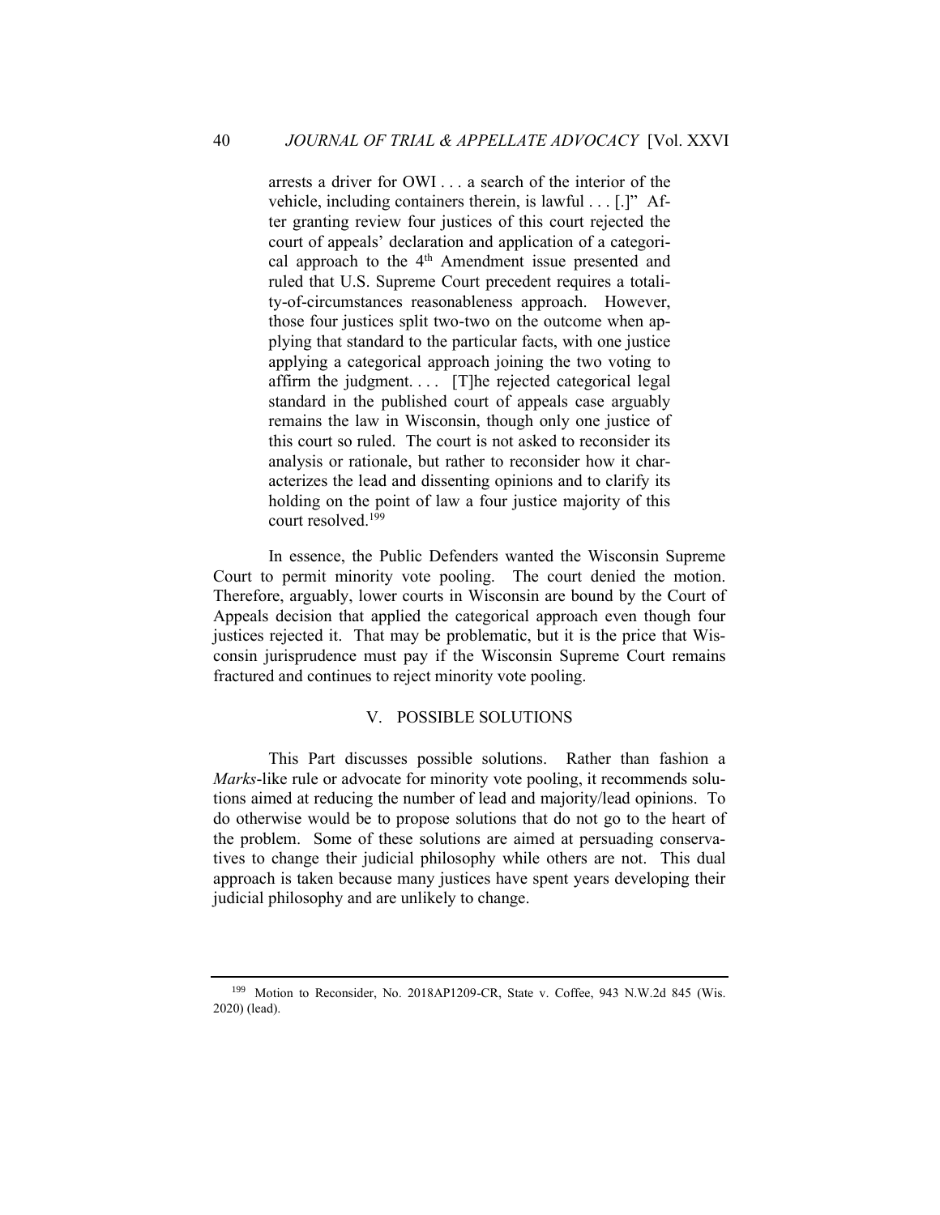arrests a driver for OWI . . . a search of the interior of the vehicle, including containers therein, is lawful . . . [.]" After granting review four justices of this court rejected the court of appeals' declaration and application of a categorical approach to the 4th Amendment issue presented and ruled that U.S. Supreme Court precedent requires a totality-of-circumstances reasonableness approach. However, those four justices split two-two on the outcome when applying that standard to the particular facts, with one justice applying a categorical approach joining the two voting to affirm the judgment. . . . [T]he rejected categorical legal standard in the published court of appeals case arguably remains the law in Wisconsin, though only one justice of this court so ruled. The court is not asked to reconsider its analysis or rationale, but rather to reconsider how it characterizes the lead and dissenting opinions and to clarify its holding on the point of law a four justice majority of this court resolved.[199]

In essence, the Public Defenders wanted the Wisconsin Supreme Court to permit minority vote pooling. The court denied the motion. Therefore, arguably, lower courts in Wisconsin are bound by the Court of Appeals decision that applied the categorical approach even though four justices rejected it. That may be problematic, but it is the price that Wisconsin jurisprudence must pay if the Wisconsin Supreme Court remains fractured and continues to reject minority vote pooling.

## V. POSSIBLE SOLUTIONS

This Part discusses possible solutions. Rather than fashion a *Marks*-like rule or advocate for minority vote pooling, it recommends solutions aimed at reducing the number of lead and majority/lead opinions. To do otherwise would be to propose solutions that do not go to the heart of the problem. Some of these solutions are aimed at persuading conservatives to change their judicial philosophy while others are not. This dual approach is taken because many justices have spent years developing their judicial philosophy and are unlikely to change.

---

[199] Motion to Reconsider, No. 2018AP1209-CR, State v. Coffee, 943 N.W.2d 845 (Wis. 2020) (lead).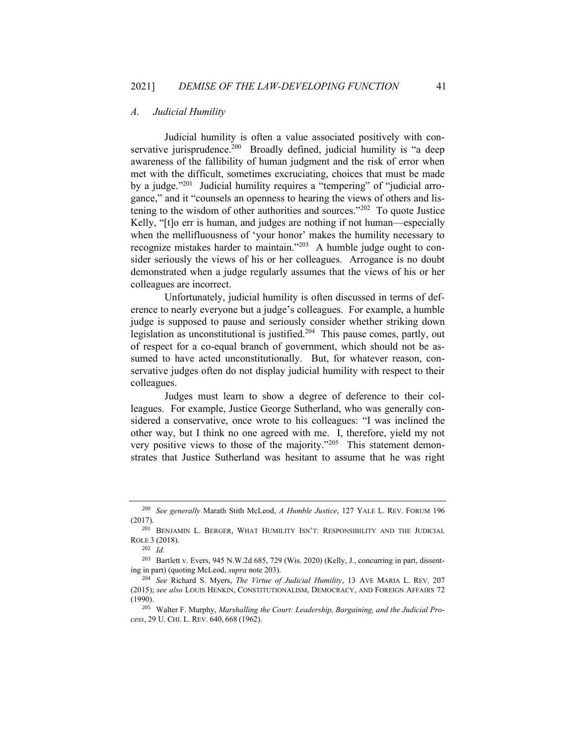### *A. Judicial Humility*

Judicial humility is often a value associated positively with conservative jurisprudence.[200] Broadly defined, judicial humility is "a deep awareness of the fallibility of human judgment and the risk of error when met with the difficult, sometimes excruciating, choices that must be made by a judge."[201] Judicial humility requires a "tempering" of "judicial arrogance," and it "counsels an openness to hearing the views of others and listening to the wisdom of other authorities and sources."[202] To quote Justice Kelly, "[t]o err is human, and judges are nothing if not human—especially when the mellifluousness of 'your honor' makes the humility necessary to recognize mistakes harder to maintain."[203] A humble judge ought to consider seriously the views of his or her colleagues. Arrogance is no doubt demonstrated when a judge regularly assumes that the views of his or her colleagues are incorrect.

Unfortunately, judicial humility is often discussed in terms of deference to nearly everyone but a judge's colleagues. For example, a humble judge is supposed to pause and seriously consider whether striking down legislation as unconstitutional is justified.[204] This pause comes, partly, out of respect for a co-equal branch of government, which should not be assumed to have acted unconstitutionally. But, for whatever reason, conservative judges often do not display judicial humility with respect to their colleagues.

Judges must learn to show a degree of deference to their colleagues. For example, Justice George Sutherland, who was generally considered a conservative, once wrote to his colleagues: "I was inclined the other way, but I think no one agreed with me. I, therefore, yield my not very positive views to those of the majority."[205] This statement demonstrates that Justice Sutherland was hesitant to assume that he was right

---

[200] *See generally* Marath Stith McLeod, *A Humble Justice*, 127 YALE L. REV. FORUM 196 (2017).

[201] BENJAMIN L. BERGER, WHAT HUMILITY ISN'T: RESPONSIBILITY AND THE JUDICIAL ROLE 3 (2018).

[202] *Id.*

[203] Bartlett v. Evers, 945 N.W.2d 685, 729 (Wis. 2020) (Kelly, J., concurring in part, dissenting in part) (quoting McLeod, *supra* note 203).

[204] *See* Richard S. Myers, *The Virtue of Judicial Humility*, 13 AVE MARIA L. REV. 207 (2015); *see also* LOUIS HENKIN, CONSTITUTIONALISM, DEMOCRACY, AND FOREIGN AFFAIRS 72 (1990).

[205] Walter F. Murphy, *Marshalling the Court: Leadership, Bargaining, and the Judicial Process*, 29 U. CHI. L. REV. 640, 668 (1962).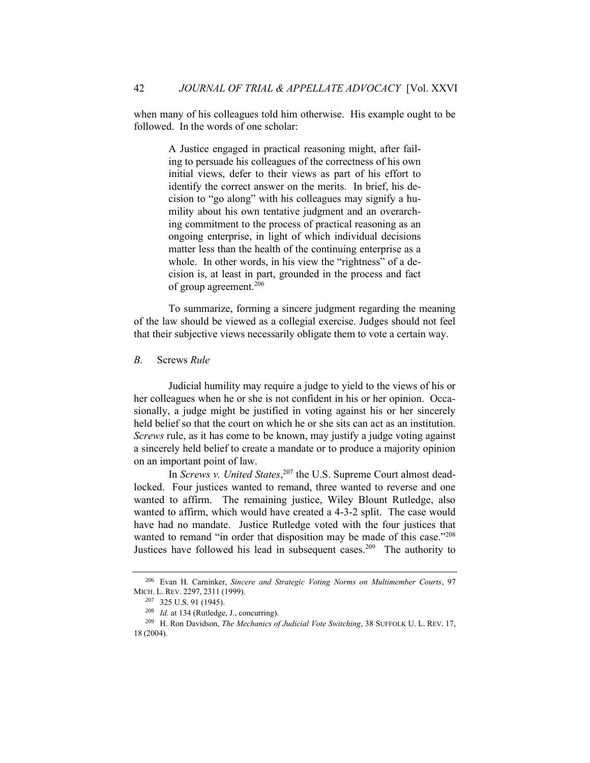when many of his colleagues told him otherwise. His example ought to be followed. In the words of one scholar:

> A Justice engaged in practical reasoning might, after failing to persuade his colleagues of the correctness of his own initial views, defer to their views as part of his effort to identify the correct answer on the merits. In brief, his decision to "go along" with his colleagues may signify a humility about his own tentative judgment and an overarching commitment to the process of practical reasoning as an ongoing enterprise, in light of which individual decisions matter less than the health of the continuing enterprise as a whole. In other words, in his view the "rightness" of a decision is, at least in part, grounded in the process and fact of group agreement.[206]

To summarize, forming a sincere judgment regarding the meaning of the law should be viewed as a collegial exercise. Judges should not feel that their subjective views necessarily obligate them to vote a certain way.

### *B.* Screws *Rule*

Judicial humility may require a judge to yield to the views of his or her colleagues when he or she is not confident in his or her opinion. Occasionally, a judge might be justified in voting against his or her sincerely held belief so that the court on which he or she sits can act as an institution. *Screws* rule, as it has come to be known, may justify a judge voting against a sincerely held belief to create a mandate or to produce a majority opinion on an important point of law.

In *Screws v. United States*,[207] the U.S. Supreme Court almost deadlocked. Four justices wanted to remand, three wanted to reverse and one wanted to affirm. The remaining justice, Wiley Blount Rutledge, also wanted to affirm, which would have created a 4-3-2 split. The case would have had no mandate. Justice Rutledge voted with the four justices that wanted to remand "in order that disposition may be made of this case."[208] Justices have followed his lead in subsequent cases.[209] The authority to

---

[206] Evan H. Carninker, *Sincere and Strategic Voting Norms on Multimember Courts*, 97 MICH. L. REV. 2297, 2311 (1999).

[207] 325 U.S. 91 (1945).

[208] *Id.* at 134 (Rutledge, J., concurring).

[209] H. Ron Davidson, *The Mechanics of Judicial Vote Switching*, 38 SUFFOLK U. L. REV. 17, 18 (2004).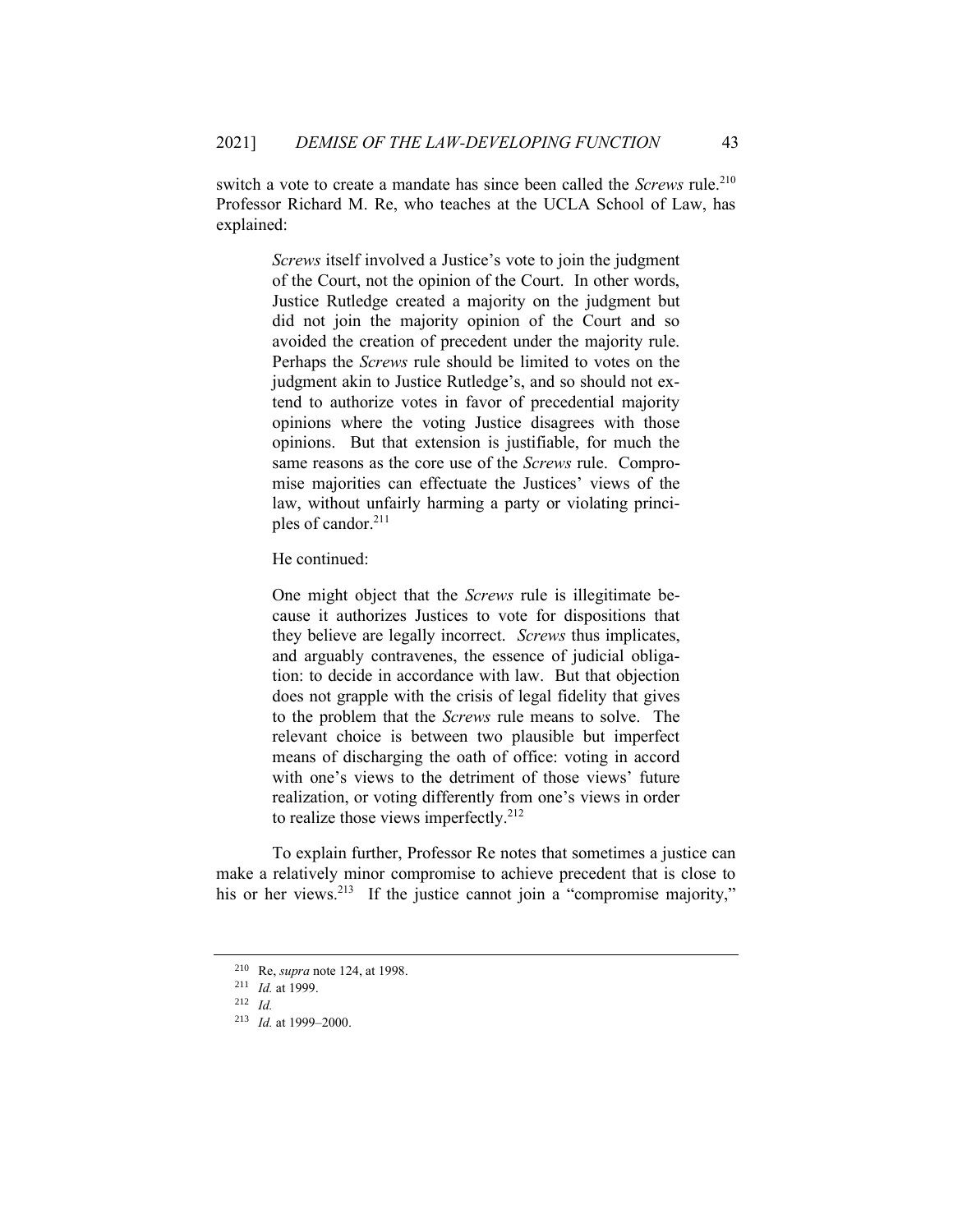switch a vote to create a mandate has since been called the *Screws* rule.[210] Professor Richard M. Re, who teaches at the UCLA School of Law, has explained:

> *Screws* itself involved a Justice's vote to join the judgment of the Court, not the opinion of the Court. In other words, Justice Rutledge created a majority on the judgment but did not join the majority opinion of the Court and so avoided the creation of precedent under the majority rule. Perhaps the *Screws* rule should be limited to votes on the judgment akin to Justice Rutledge's, and so should not extend to authorize votes in favor of precedential majority opinions where the voting Justice disagrees with those opinions. But that extension is justifiable, for much the same reasons as the core use of the *Screws* rule. Compromise majorities can effectuate the Justices' views of the law, without unfairly harming a party or violating principles of candor.[211]

He continued:

> One might object that the *Screws* rule is illegitimate because it authorizes Justices to vote for dispositions that they believe are legally incorrect. *Screws* thus implicates, and arguably contravenes, the essence of judicial obligation: to decide in accordance with law. But that objection does not grapple with the crisis of legal fidelity that gives to the problem that the *Screws* rule means to solve. The relevant choice is between two plausible but imperfect means of discharging the oath of office: voting in accord with one's views to the detriment of those views' future realization, or voting differently from one's views in order to realize those views imperfectly.[212]

To explain further, Professor Re notes that sometimes a justice can make a relatively minor compromise to achieve precedent that is close to his or her views.[213] If the justice cannot join a "compromise majority,"

---

[210] Re, *supra* note 124, at 1998.

[211] *Id.* at 1999.

[212] *Id.*

[213] *Id.* at 1999–2000.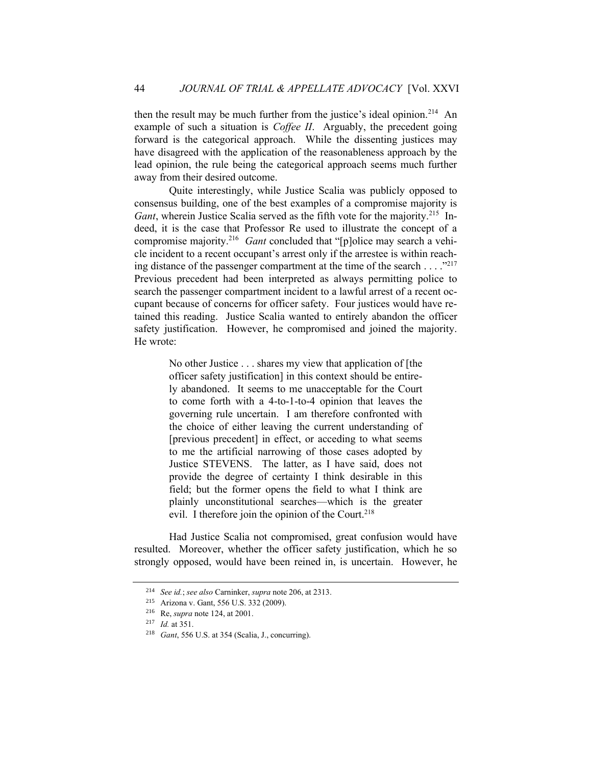then the result may be much further from the justice's ideal opinion.[214] An example of such a situation is *Coffee II*. Arguably, the precedent going forward is the categorical approach. While the dissenting justices may have disagreed with the application of the reasonableness approach by the lead opinion, the rule being the categorical approach seems much further away from their desired outcome.

Quite interestingly, while Justice Scalia was publicly opposed to consensus building, one of the best examples of a compromise majority is *Gant*, wherein Justice Scalia served as the fifth vote for the majority.[215] Indeed, it is the case that Professor Re used to illustrate the concept of a compromise majority.[216] *Gant* concluded that "[p]olice may search a vehicle incident to a recent occupant's arrest only if the arrestee is within reaching distance of the passenger compartment at the time of the search . . . ."[217] Previous precedent had been interpreted as always permitting police to search the passenger compartment incident to a lawful arrest of a recent occupant because of concerns for officer safety. Four justices would have retained this reading. Justice Scalia wanted to entirely abandon the officer safety justification. However, he compromised and joined the majority. He wrote:

> No other Justice . . . shares my view that application of [the officer safety justification] in this context should be entirely abandoned. It seems to me unacceptable for the Court to come forth with a 4-to-1-to-4 opinion that leaves the governing rule uncertain. I am therefore confronted with the choice of either leaving the current understanding of [previous precedent] in effect, or acceding to what seems to me the artificial narrowing of those cases adopted by Justice STEVENS. The latter, as I have said, does not provide the degree of certainty I think desirable in this field; but the former opens the field to what I think are plainly unconstitutional searches—which is the greater evil. I therefore join the opinion of the Court.[218]

Had Justice Scalia not compromised, great confusion would have resulted. Moreover, whether the officer safety justification, which he so strongly opposed, would have been reined in, is uncertain. However, he

---

[214] *See id.*; *see also* Carninker, *supra* note 206, at 2313.

[215] Arizona v. Gant, 556 U.S. 332 (2009).

[216] Re, *supra* note 124, at 2001.

[217] *Id.* at 351.

[218] *Gant*, 556 U.S. at 354 (Scalia, J., concurring).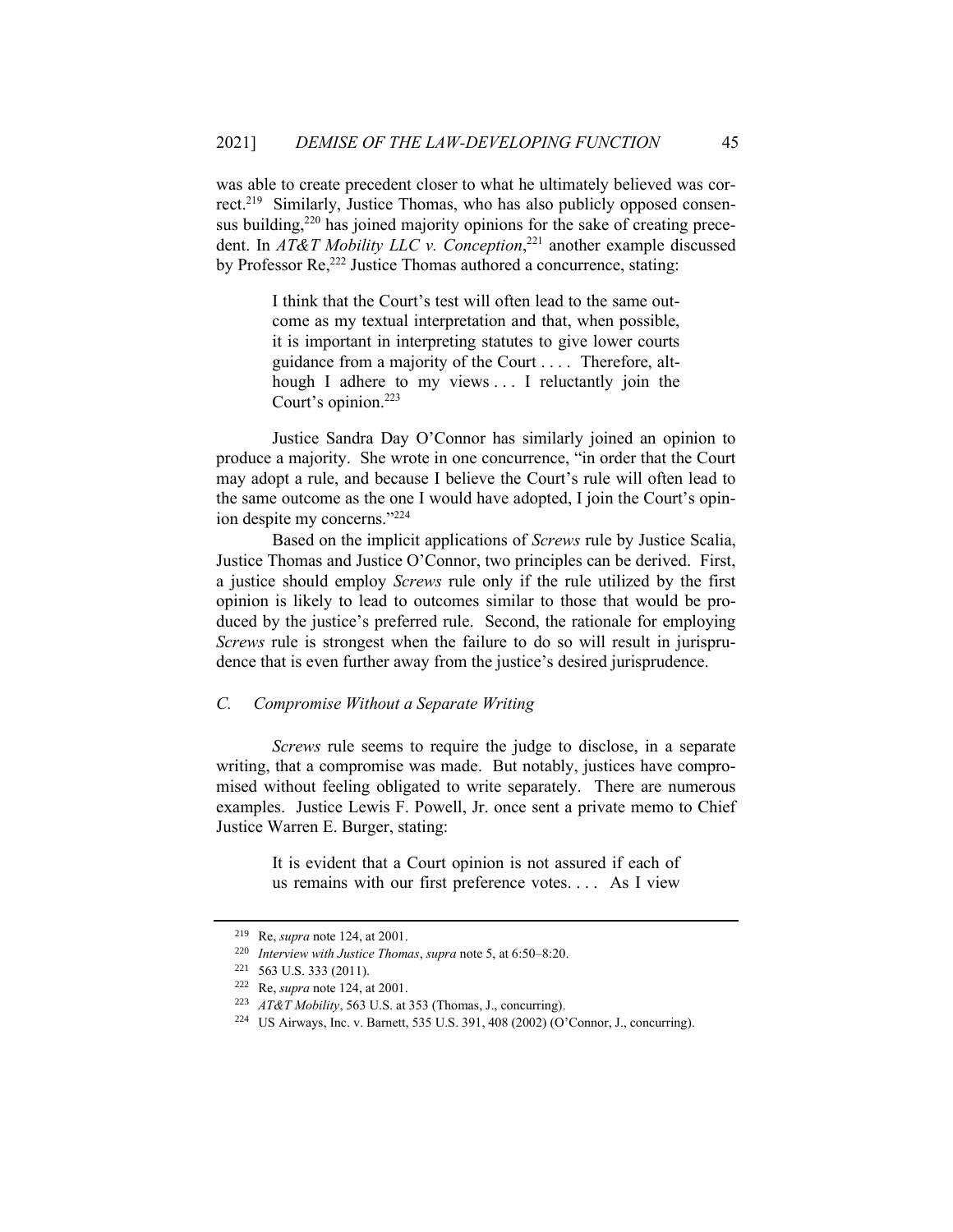was able to create precedent closer to what he ultimately believed was correct.[219] Similarly, Justice Thomas, who has also publicly opposed consensus building,[220] has joined majority opinions for the sake of creating precedent. In *AT&T Mobility LLC v. Conception*,[221] another example discussed by Professor Re,[222] Justice Thomas authored a concurrence, stating:

> I think that the Court's test will often lead to the same outcome as my textual interpretation and that, when possible, it is important in interpreting statutes to give lower courts guidance from a majority of the Court . . . . Therefore, although I adhere to my views . . . I reluctantly join the Court's opinion.[223]

Justice Sandra Day O'Connor has similarly joined an opinion to produce a majority. She wrote in one concurrence, "in order that the Court may adopt a rule, and because I believe the Court's rule will often lead to the same outcome as the one I would have adopted, I join the Court's opinion despite my concerns."[224]

Based on the implicit applications of *Screws* rule by Justice Scalia, Justice Thomas and Justice O'Connor, two principles can be derived. First, a justice should employ *Screws* rule only if the rule utilized by the first opinion is likely to lead to outcomes similar to those that would be produced by the justice's preferred rule. Second, the rationale for employing *Screws* rule is strongest when the failure to do so will result in jurisprudence that is even further away from the justice's desired jurisprudence.

### *C. Compromise Without a Separate Writing*

*Screws* rule seems to require the judge to disclose, in a separate writing, that a compromise was made. But notably, justices have compromised without feeling obligated to write separately. There are numerous examples. Justice Lewis F. Powell, Jr. once sent a private memo to Chief Justice Warren E. Burger, stating:

> It is evident that a Court opinion is not assured if each of us remains with our first preference votes. . . . As I view

---

[219] Re, *supra* note 124, at 2001.

[220] *Interview with Justice Thomas*, *supra* note 5, at 6:50–8:20.

[221] 563 U.S. 333 (2011).

[222] Re, *supra* note 124, at 2001.

[223] *AT&T Mobility*, 563 U.S. at 353 (Thomas, J., concurring).

[224] US Airways, Inc. v. Barnett, 535 U.S. 391, 408 (2002) (O'Connor, J., concurring).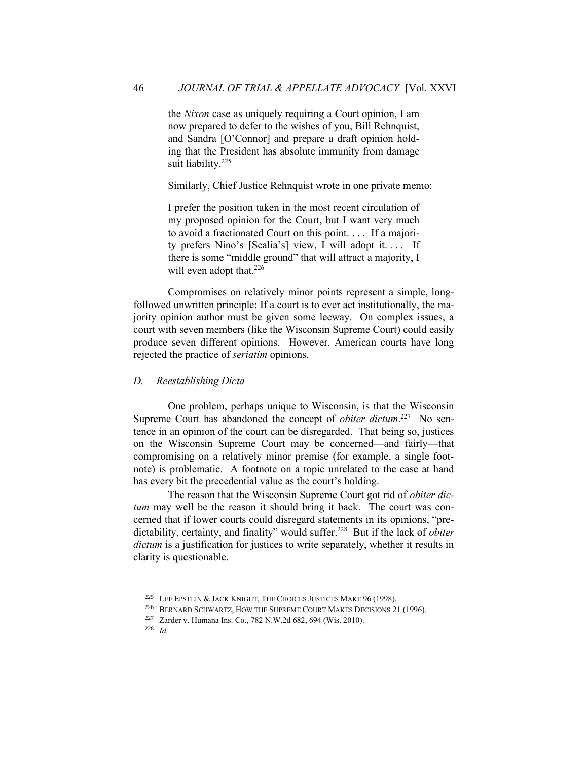> the *Nixon* case as uniquely requiring a Court opinion, I am now prepared to defer to the wishes of you, Bill Rehnquist, and Sandra [O'Connor] and prepare a draft opinion holding that the President has absolute immunity from damage suit liability.[225]

Similarly, Chief Justice Rehnquist wrote in one private memo:

> I prefer the position taken in the most recent circulation of my proposed opinion for the Court, but I want very much to avoid a fractionated Court on this point. . . . If a majority prefers Nino's [Scalia's] view, I will adopt it. . . . If there is some "middle ground" that will attract a majority, I will even adopt that.[226]

Compromises on relatively minor points represent a simple, long-followed unwritten principle: If a court is to ever act institutionally, the majority opinion author must be given some leeway. On complex issues, a court with seven members (like the Wisconsin Supreme Court) could easily produce seven different opinions. However, American courts have long rejected the practice of *seriatim* opinions.

### *D. Reestablishing Dicta*

One problem, perhaps unique to Wisconsin, is that the Wisconsin Supreme Court has abandoned the concept of *obiter dictum*.[227] No sentence in an opinion of the court can be disregarded. That being so, justices on the Wisconsin Supreme Court may be concerned—and fairly—that compromising on a relatively minor premise (for example, a single footnote) is problematic. A footnote on a topic unrelated to the case at hand has every bit the precedential value as the court's holding.

The reason that the Wisconsin Supreme Court got rid of *obiter dictum* may well be the reason it should bring it back. The court was concerned that if lower courts could disregard statements in its opinions, "predictability, certainty, and finality" would suffer.[228] But if the lack of *obiter dictum* is a justification for justices to write separately, whether it results in clarity is questionable.

---

[225] LEE EPSTEIN & JACK KNIGHT, THE CHOICES JUSTICES MAKE 96 (1998).

[226] BERNARD SCHWARTZ, HOW THE SUPREME COURT MAKES DECISIONS 21 (1996).

[227] Zarder v. Humana Ins. Co., 782 N.W.2d 682, 694 (Wis. 2010).

[228] *Id.*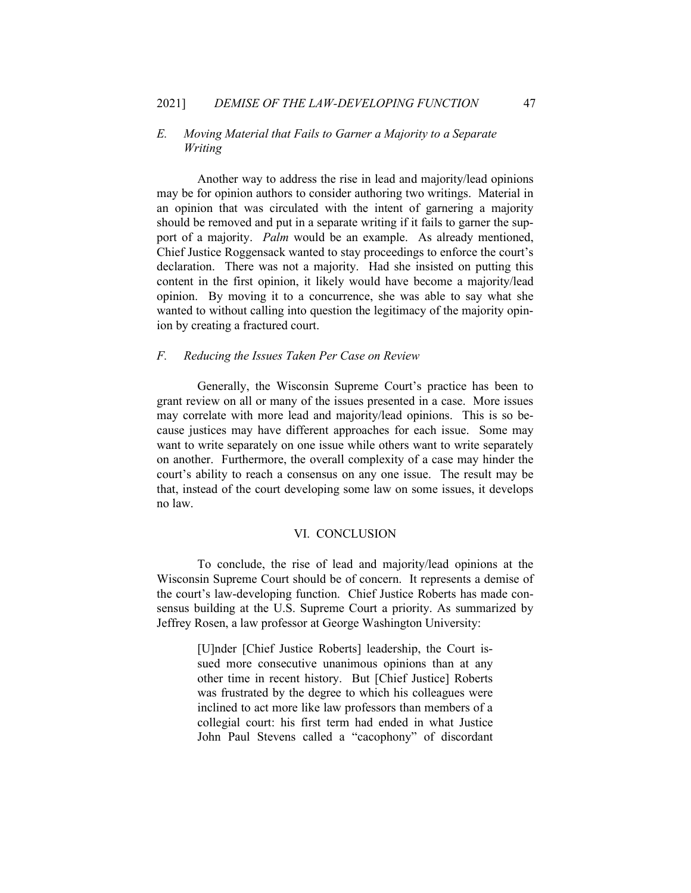### *E. Moving Material that Fails to Garner a Majority to a Separate Writing*

Another way to address the rise in lead and majority/lead opinions may be for opinion authors to consider authoring two writings. Material in an opinion that was circulated with the intent of garnering a majority should be removed and put in a separate writing if it fails to garner the support of a majority. *Palm* would be an example. As already mentioned, Chief Justice Roggensack wanted to stay proceedings to enforce the court's declaration. There was not a majority. Had she insisted on putting this content in the first opinion, it likely would have become a majority/lead opinion. By moving it to a concurrence, she was able to say what she wanted to without calling into question the legitimacy of the majority opinion by creating a fractured court.

### *F. Reducing the Issues Taken Per Case on Review*

Generally, the Wisconsin Supreme Court's practice has been to grant review on all or many of the issues presented in a case. More issues may correlate with more lead and majority/lead opinions. This is so because justices may have different approaches for each issue. Some may want to write separately on one issue while others want to write separately on another. Furthermore, the overall complexity of a case may hinder the court's ability to reach a consensus on any one issue. The result may be that, instead of the court developing some law on some issues, it develops no law.

## VI. CONCLUSION

To conclude, the rise of lead and majority/lead opinions at the Wisconsin Supreme Court should be of concern. It represents a demise of the court's law-developing function. Chief Justice Roberts has made consensus building at the U.S. Supreme Court a priority. As summarized by Jeffrey Rosen, a law professor at George Washington University:

> [U]nder [Chief Justice Roberts] leadership, the Court issued more consecutive unanimous opinions than at any other time in recent history. But [Chief Justice] Roberts was frustrated by the degree to which his colleagues were inclined to act more like law professors than members of a collegial court: his first term had ended in what Justice John Paul Stevens called a "cacophony" of discordant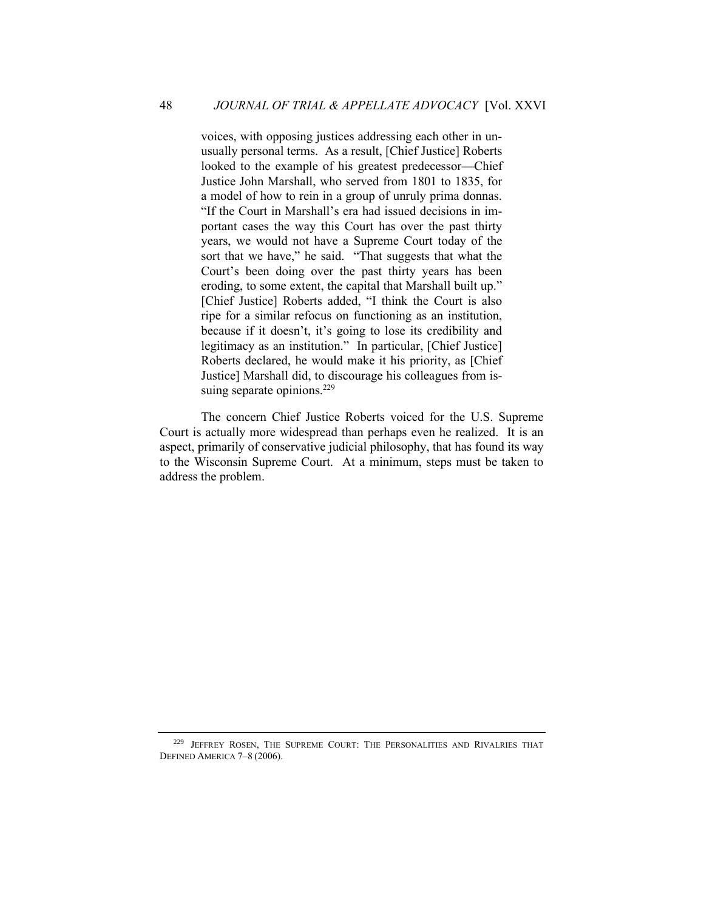> voices, with opposing justices addressing each other in unusually personal terms. As a result, [Chief Justice] Roberts looked to the example of his greatest predecessor—Chief Justice John Marshall, who served from 1801 to 1835, for a model of how to rein in a group of unruly prima donnas. "If the Court in Marshall's era had issued decisions in important cases the way this Court has over the past thirty years, we would not have a Supreme Court today of the sort that we have," he said. "That suggests that what the Court's been doing over the past thirty years has been eroding, to some extent, the capital that Marshall built up." [Chief Justice] Roberts added, "I think the Court is also ripe for a similar refocus on functioning as an institution, because if it doesn't, it's going to lose its credibility and legitimacy as an institution." In particular, [Chief Justice] Roberts declared, he would make it his priority, as [Chief Justice] Marshall did, to discourage his colleagues from issuing separate opinions.[229]

The concern Chief Justice Roberts voiced for the U.S. Supreme Court is actually more widespread than perhaps even he realized. It is an aspect, primarily of conservative judicial philosophy, that has found its way to the Wisconsin Supreme Court. At a minimum, steps must be taken to address the problem.

---

[229] JEFFREY ROSEN, THE SUPREME COURT: THE PERSONALITIES AND RIVALRIES THAT DEFINED AMERICA 7–8 (2006).